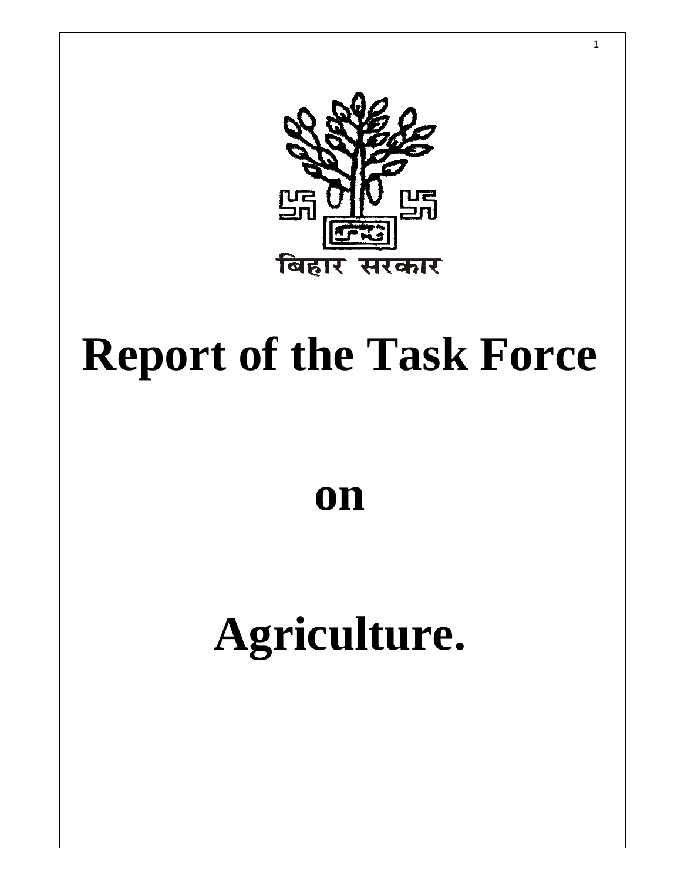बिहार सरकार

# Report of the Task Force

# on

# Agriculture.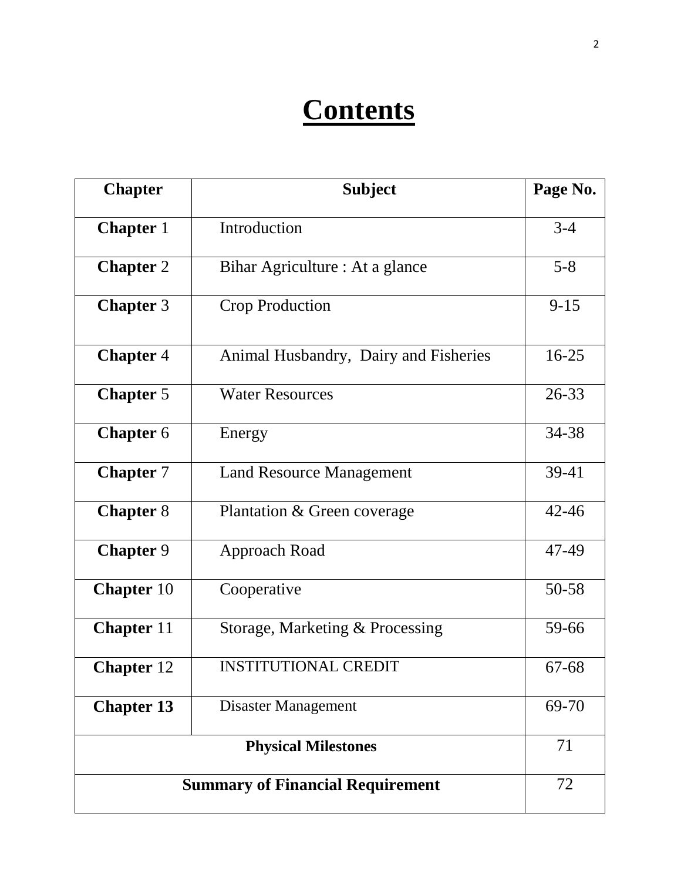# Contents

| Chapter | Subject | Page No. |
|---|---|---|
| **Chapter** 1 | Introduction | 3-4 |
| **Chapter** 2 | Bihar Agriculture : At a glance | 5-8 |
| **Chapter** 3 | Crop Production | 9-15 |
| **Chapter** 4 | Animal Husbandry, Dairy and Fisheries | 16-25 |
| **Chapter** 5 | Water Resources | 26-33 |
| **Chapter** 6 | Energy | 34-38 |
| **Chapter** 7 | Land Resource Management | 39-41 |
| **Chapter** 8 | Plantation & Green coverage | 42-46 |
| **Chapter** 9 | Approach Road | 47-49 |
| **Chapter** 10 | Cooperative | 50-58 |
| **Chapter** 11 | Storage, Marketing & Processing | 59-66 |
| **Chapter** 12 | INSTITUTIONAL CREDIT | 67-68 |
| **Chapter 13** | Disaster Management | 69-70 |
| **Physical Milestones** | | 71 |
| **Summary of Financial Requirement** | | 72 |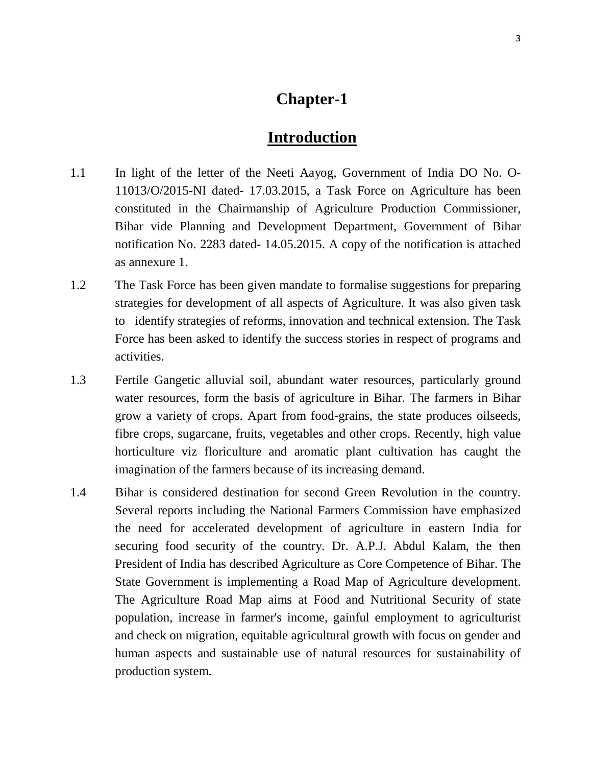# Chapter-1

## Introduction

1.1 In light of the letter of the Neeti Aayog, Government of India DO No. O-11013/O/2015-NI dated- 17.03.2015, a Task Force on Agriculture has been constituted in the Chairmanship of Agriculture Production Commissioner, Bihar vide Planning and Development Department, Government of Bihar notification No. 2283 dated- 14.05.2015. A copy of the notification is attached as annexure 1.

1.2 The Task Force has been given mandate to formalise suggestions for preparing strategies for development of all aspects of Agriculture. It was also given task to identify strategies of reforms, innovation and technical extension. The Task Force has been asked to identify the success stories in respect of programs and activities.

1.3 Fertile Gangetic alluvial soil, abundant water resources, particularly ground water resources, form the basis of agriculture in Bihar. The farmers in Bihar grow a variety of crops. Apart from food-grains, the state produces oilseeds, fibre crops, sugarcane, fruits, vegetables and other crops. Recently, high value horticulture viz floriculture and aromatic plant cultivation has caught the imagination of the farmers because of its increasing demand.

1.4 Bihar is considered destination for second Green Revolution in the country. Several reports including the National Farmers Commission have emphasized the need for accelerated development of agriculture in eastern India for securing food security of the country. Dr. A.P.J. Abdul Kalam, the then President of India has described Agriculture as Core Competence of Bihar. The State Government is implementing a Road Map of Agriculture development. The Agriculture Road Map aims at Food and Nutritional Security of state population, increase in farmer's income, gainful employment to agriculturist and check on migration, equitable agricultural growth with focus on gender and human aspects and sustainable use of natural resources for sustainability of production system.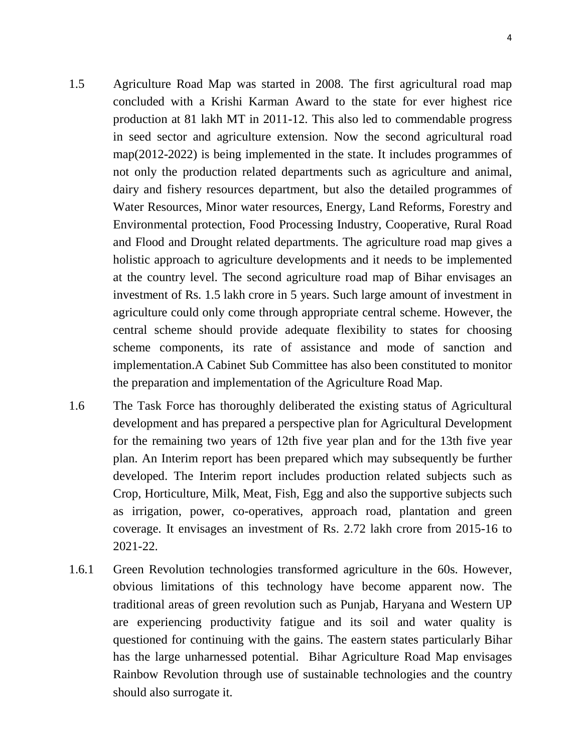1.5 Agriculture Road Map was started in 2008. The first agricultural road map concluded with a Krishi Karman Award to the state for ever highest rice production at 81 lakh MT in 2011-12. This also led to commendable progress in seed sector and agriculture extension. Now the second agricultural road map(2012-2022) is being implemented in the state. It includes programmes of not only the production related departments such as agriculture and animal, dairy and fishery resources department, but also the detailed programmes of Water Resources, Minor water resources, Energy, Land Reforms, Forestry and Environmental protection, Food Processing Industry, Cooperative, Rural Road and Flood and Drought related departments. The agriculture road map gives a holistic approach to agriculture developments and it needs to be implemented at the country level. The second agriculture road map of Bihar envisages an investment of Rs. 1.5 lakh crore in 5 years. Such large amount of investment in agriculture could only come through appropriate central scheme. However, the central scheme should provide adequate flexibility to states for choosing scheme components, its rate of assistance and mode of sanction and implementation.A Cabinet Sub Committee has also been constituted to monitor the preparation and implementation of the Agriculture Road Map.

1.6 The Task Force has thoroughly deliberated the existing status of Agricultural development and has prepared a perspective plan for Agricultural Development for the remaining two years of 12th five year plan and for the 13th five year plan. An Interim report has been prepared which may subsequently be further developed. The Interim report includes production related subjects such as Crop, Horticulture, Milk, Meat, Fish, Egg and also the supportive subjects such as irrigation, power, co-operatives, approach road, plantation and green coverage. It envisages an investment of Rs. 2.72 lakh crore from 2015-16 to 2021-22.

1.6.1 Green Revolution technologies transformed agriculture in the 60s. However, obvious limitations of this technology have become apparent now. The traditional areas of green revolution such as Punjab, Haryana and Western UP are experiencing productivity fatigue and its soil and water quality is questioned for continuing with the gains. The eastern states particularly Bihar has the large unharnessed potential. Bihar Agriculture Road Map envisages Rainbow Revolution through use of sustainable technologies and the country should also surrogate it.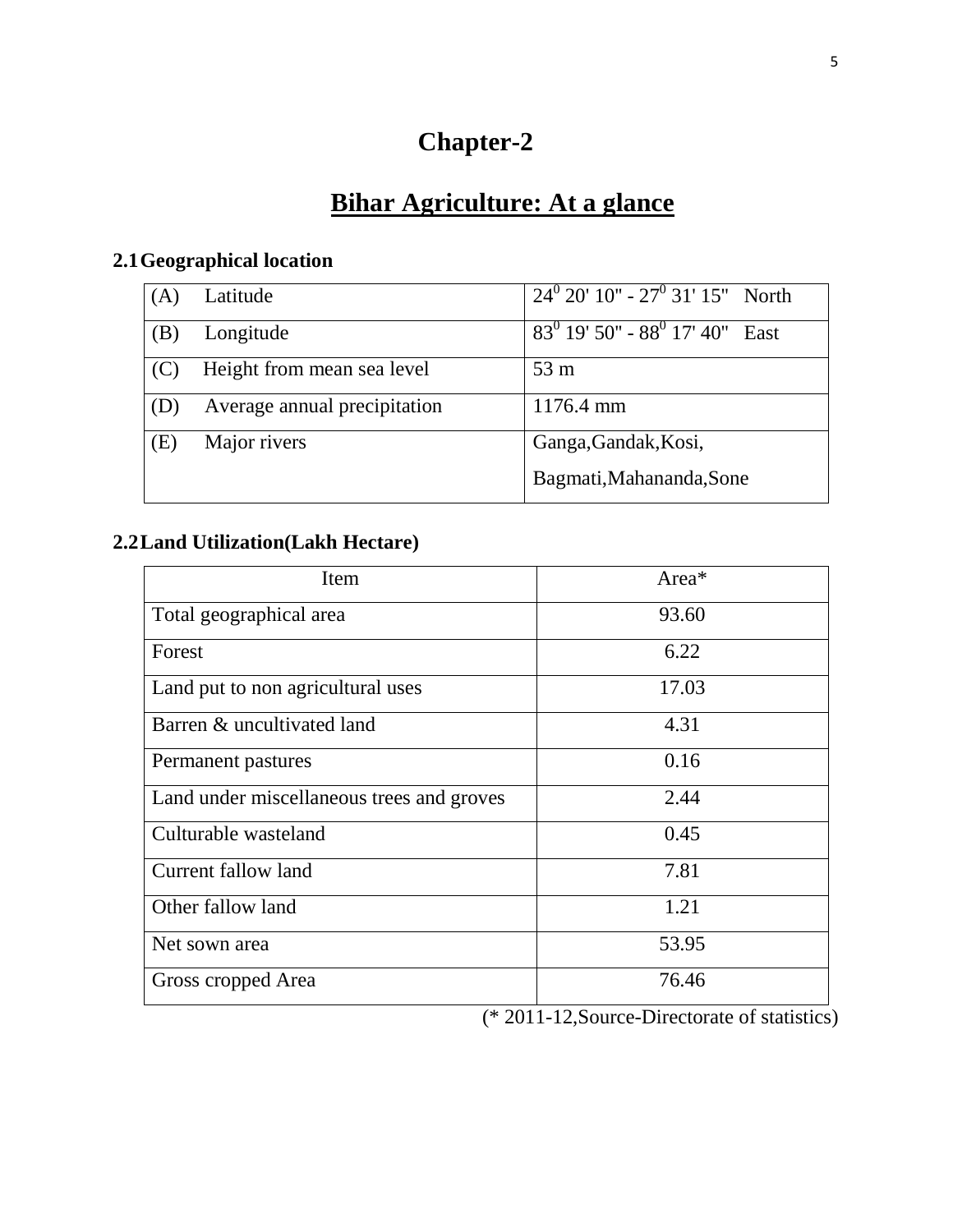# Chapter-2

## Bihar Agriculture: At a glance

### 2.1 Geographical location

| | |
|---|---|
| (A) Latitude | $24^0$ 20' 10" - $27^0$ 31' 15" North |
| (B) Longitude | $83^0$ 19' 50" - $88^0$ 17' 40" East |
| (C) Height from mean sea level | 53 m |
| (D) Average annual precipitation | 1176.4 mm |
| (E) Major rivers | Ganga,Gandak,Kosi, Bagmati,Mahananda,Sone |

### 2.2 Land Utilization(Lakh Hectare)

| Item | Area* |
|---|---|
| Total geographical area | 93.60 |
| Forest | 6.22 |
| Land put to non agricultural uses | 17.03 |
| Barren & uncultivated land | 4.31 |
| Permanent pastures | 0.16 |
| Land under miscellaneous trees and groves | 2.44 |
| Culturable wasteland | 0.45 |
| Current fallow land | 7.81 |
| Other fallow land | 1.21 |
| Net sown area | 53.95 |
| Gross cropped Area | 76.46 |

(* 2011-12,Source-Directorate of statistics)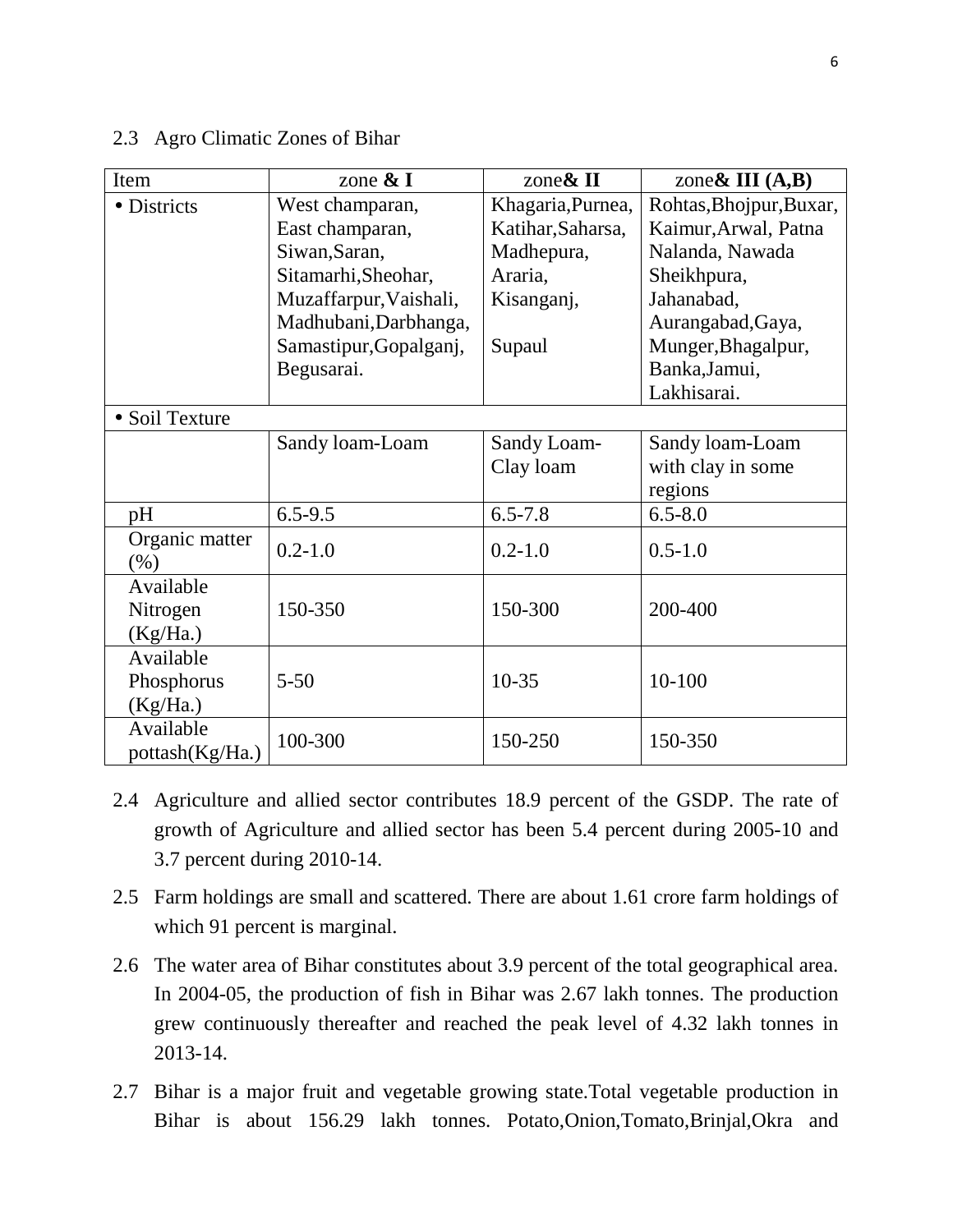2.3 Agro Climatic Zones of Bihar

| Item | zone **& I** | zone**& II** | zone**& III (A,B)** |
|---|---|---|---|
| • Districts | West champaran, East champaran, Siwan,Saran, Sitamarhi,Sheohar, Muzaffarpur,Vaishali, Madhubani,Darbhanga, Samastipur,Gopalganj, Begusarai. | Khagaria,Purnea, Katihar,Saharsa, Madhepura, Araria, Kisanganj, Supaul | Rohtas,Bhojpur,Buxar, Kaimur,Arwal, Patna Nalanda, Nawada Sheikhpura, Jahanabad, Aurangabad,Gaya, Munger,Bhagalpur, Banka,Jamui, Lakhisarai. |
| • Soil Texture | | | |
| | Sandy loam-Loam | Sandy Loam-Clay loam | Sandy loam-Loam with clay in some regions |
| pH | 6.5-9.5 | 6.5-7.8 | 6.5-8.0 |
| Organic matter (%) | 0.2-1.0 | 0.2-1.0 | 0.5-1.0 |
| Available Nitrogen (Kg/Ha.) | 150-350 | 150-300 | 200-400 |
| Available Phosphorus (Kg/Ha.) | 5-50 | 10-35 | 10-100 |
| Available pottash(Kg/Ha.) | 100-300 | 150-250 | 150-350 |

2.4 Agriculture and allied sector contributes 18.9 percent of the GSDP. The rate of growth of Agriculture and allied sector has been 5.4 percent during 2005-10 and 3.7 percent during 2010-14.

2.5 Farm holdings are small and scattered. There are about 1.61 crore farm holdings of which 91 percent is marginal.

2.6 The water area of Bihar constitutes about 3.9 percent of the total geographical area. In 2004-05, the production of fish in Bihar was 2.67 lakh tonnes. The production grew continuously thereafter and reached the peak level of 4.32 lakh tonnes in 2013-14.

2.7 Bihar is a major fruit and vegetable growing state.Total vegetable production in Bihar is about 156.29 lakh tonnes. Potato,Onion,Tomato,Brinjal,Okra and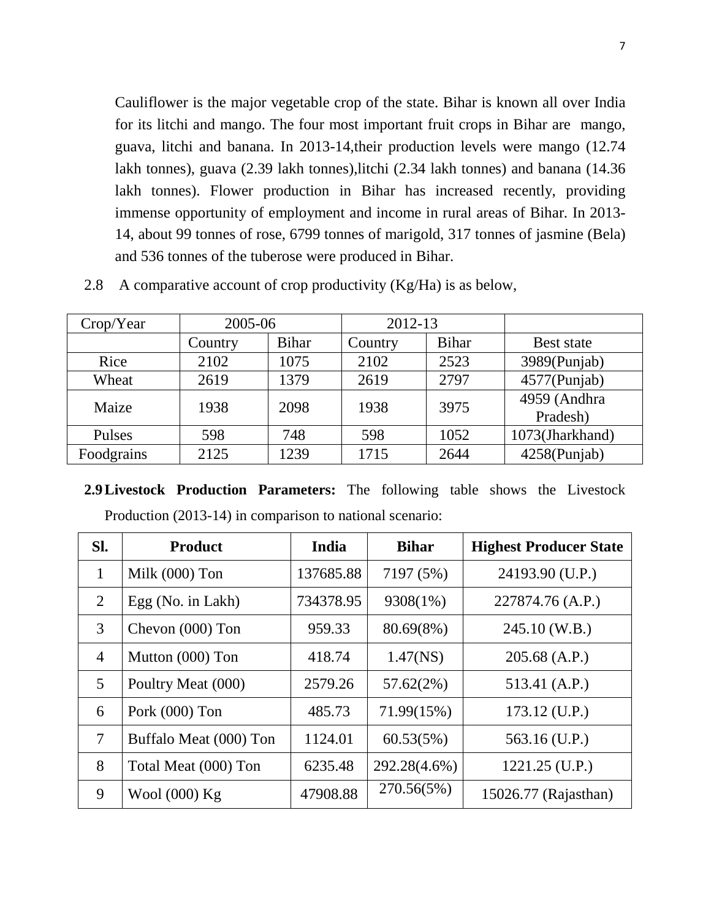Cauliflower is the major vegetable crop of the state. Bihar is known all over India for its litchi and mango. The four most important fruit crops in Bihar are mango, guava, litchi and banana. In 2013-14,their production levels were mango (12.74 lakh tonnes), guava (2.39 lakh tonnes),litchi (2.34 lakh tonnes) and banana (14.36 lakh tonnes). Flower production in Bihar has increased recently, providing immense opportunity of employment and income in rural areas of Bihar. In 2013-14, about 99 tonnes of rose, 6799 tonnes of marigold, 317 tonnes of jasmine (Bela) and 536 tonnes of the tuberose were produced in Bihar.

2.8 A comparative account of crop productivity (Kg/Ha) is as below,

| Crop/Year | 2005-06 | | 2012-13 | | |
|---|---|---|---|---|---|
| | Country | Bihar | Country | Bihar | Best state |
| Rice | 2102 | 1075 | 2102 | 2523 | 3989(Punjab) |
| Wheat | 2619 | 1379 | 2619 | 2797 | 4577(Punjab) |
| Maize | 1938 | 2098 | 1938 | 3975 | 4959 (Andhra Pradesh) |
| Pulses | 598 | 748 | 598 | 1052 | 1073(Jharkhand) |
| Foodgrains | 2125 | 1239 | 1715 | 2644 | 4258(Punjab) |

**2.9 Livestock Production Parameters:** The following table shows the Livestock Production (2013-14) in comparison to national scenario:

| Sl. | Product | India | Bihar | Highest Producer State |
|---|---|---|---|---|
| 1 | Milk (000) Ton | 137685.88 | 7197 (5%) | 24193.90 (U.P.) |
| 2 | Egg (No. in Lakh) | 734378.95 | 9308(1%) | 227874.76 (A.P.) |
| 3 | Chevon (000) Ton | 959.33 | 80.69(8%) | 245.10 (W.B.) |
| 4 | Mutton (000) Ton | 418.74 | 1.47(NS) | 205.68 (A.P.) |
| 5 | Poultry Meat (000) | 2579.26 | 57.62(2%) | 513.41 (A.P.) |
| 6 | Pork (000) Ton | 485.73 | 71.99(15%) | 173.12 (U.P.) |
| 7 | Buffalo Meat (000) Ton | 1124.01 | 60.53(5%) | 563.16 (U.P.) |
| 8 | Total Meat (000) Ton | 6235.48 | 292.28(4.6%) | 1221.25 (U.P.) |
| 9 | Wool (000) Kg | 47908.88 | 270.56(5%) | 15026.77 (Rajasthan) |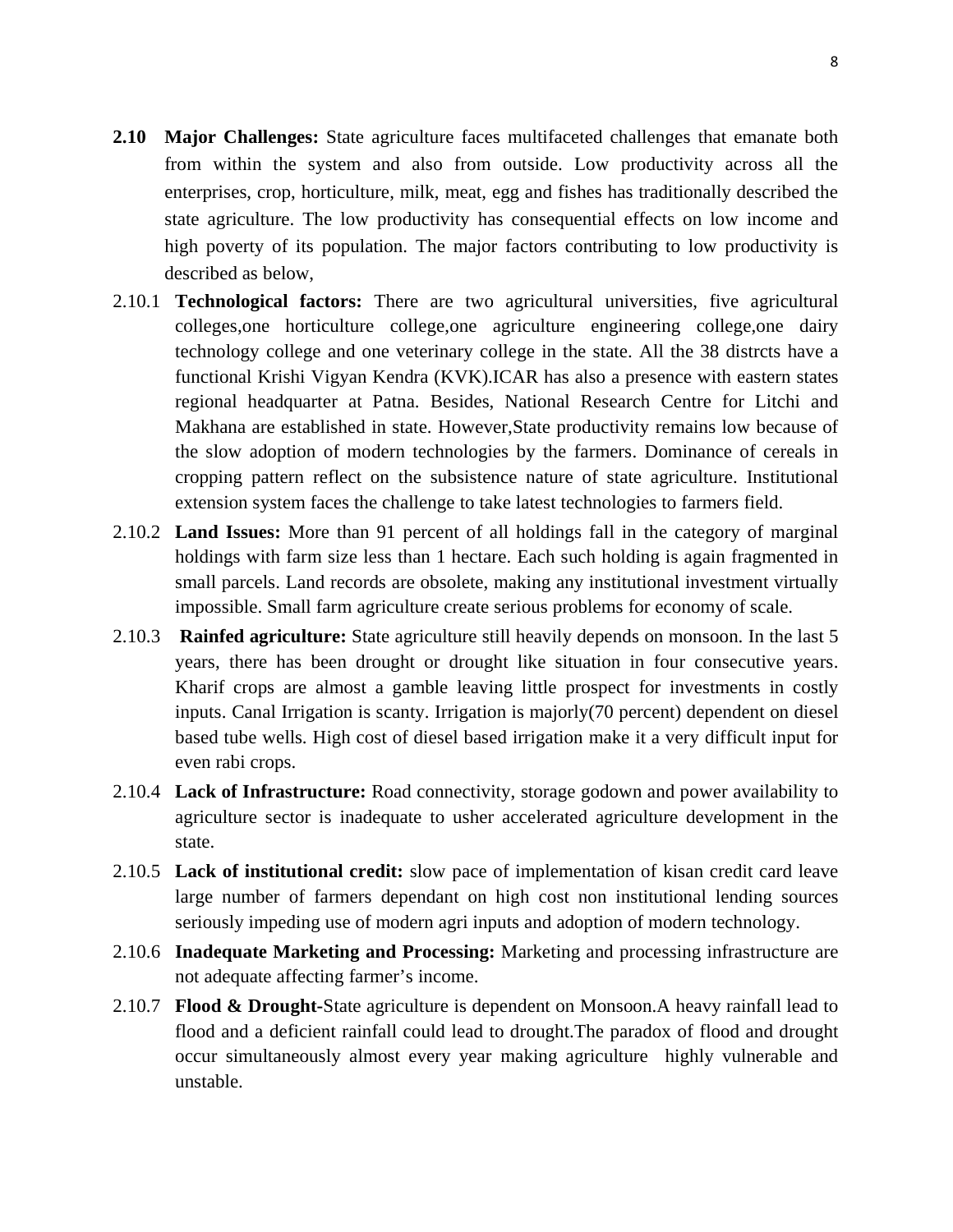**2.10 Major Challenges:** State agriculture faces multifaceted challenges that emanate both from within the system and also from outside. Low productivity across all the enterprises, crop, horticulture, milk, meat, egg and fishes has traditionally described the state agriculture. The low productivity has consequential effects on low income and high poverty of its population. The major factors contributing to low productivity is described as below,

2.10.1 **Technological factors:** There are two agricultural universities, five agricultural colleges,one horticulture college,one agriculture engineering college,one dairy technology college and one veterinary college in the state. All the 38 distrcts have a functional Krishi Vigyan Kendra (KVK).ICAR has also a presence with eastern states regional headquarter at Patna. Besides, National Research Centre for Litchi and Makhana are established in state. However,State productivity remains low because of the slow adoption of modern technologies by the farmers. Dominance of cereals in cropping pattern reflect on the subsistence nature of state agriculture. Institutional extension system faces the challenge to take latest technologies to farmers field.

2.10.2 **Land Issues:** More than 91 percent of all holdings fall in the category of marginal holdings with farm size less than 1 hectare. Each such holding is again fragmented in small parcels. Land records are obsolete, making any institutional investment virtually impossible. Small farm agriculture create serious problems for economy of scale.

2.10.3 **Rainfed agriculture:** State agriculture still heavily depends on monsoon. In the last 5 years, there has been drought or drought like situation in four consecutive years. Kharif crops are almost a gamble leaving little prospect for investments in costly inputs. Canal Irrigation is scanty. Irrigation is majorly(70 percent) dependent on diesel based tube wells. High cost of diesel based irrigation make it a very difficult input for even rabi crops.

2.10.4 **Lack of Infrastructure:** Road connectivity, storage godown and power availability to agriculture sector is inadequate to usher accelerated agriculture development in the state.

2.10.5 **Lack of institutional credit:** slow pace of implementation of kisan credit card leave large number of farmers dependant on high cost non institutional lending sources seriously impeding use of modern agri inputs and adoption of modern technology.

2.10.6 **Inadequate Marketing and Processing:** Marketing and processing infrastructure are not adequate affecting farmer's income.

2.10.7 **Flood & Drought-**State agriculture is dependent on Monsoon.A heavy rainfall lead to flood and a deficient rainfall could lead to drought.The paradox of flood and drought occur simultaneously almost every year making agriculture highly vulnerable and unstable.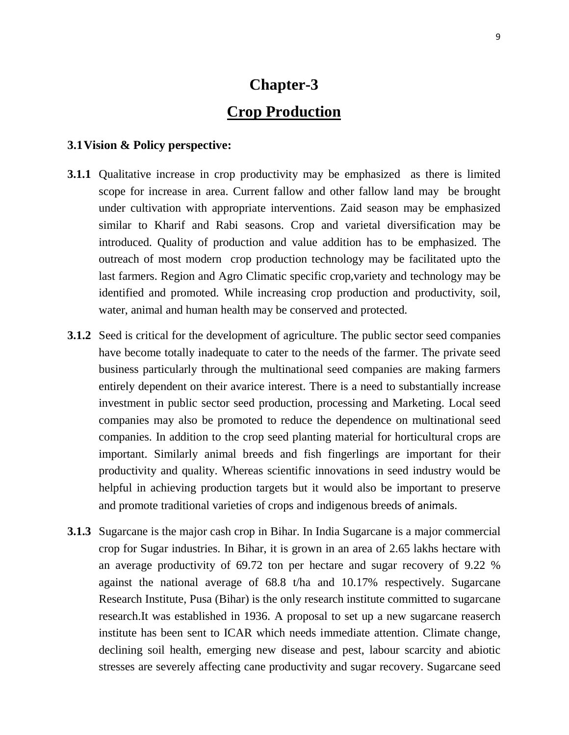# Chapter-3

## Crop Production

### 3.1 Vision & Policy perspective:

**3.1.1** Qualitative increase in crop productivity may be emphasized as there is limited scope for increase in area. Current fallow and other fallow land may be brought under cultivation with appropriate interventions. Zaid season may be emphasized similar to Kharif and Rabi seasons. Crop and varietal diversification may be introduced. Quality of production and value addition has to be emphasized. The outreach of most modern crop production technology may be facilitated upto the last farmers. Region and Agro Climatic specific crop,variety and technology may be identified and promoted. While increasing crop production and productivity, soil, water, animal and human health may be conserved and protected.

**3.1.2** Seed is critical for the development of agriculture. The public sector seed companies have become totally inadequate to cater to the needs of the farmer. The private seed business particularly through the multinational seed companies are making farmers entirely dependent on their avarice interest. There is a need to substantially increase investment in public sector seed production, processing and Marketing. Local seed companies may also be promoted to reduce the dependence on multinational seed companies. In addition to the crop seed planting material for horticultural crops are important. Similarly animal breeds and fish fingerlings are important for their productivity and quality. Whereas scientific innovations in seed industry would be helpful in achieving production targets but it would also be important to preserve and promote traditional varieties of crops and indigenous breeds of animals.

**3.1.3** Sugarcane is the major cash crop in Bihar. In India Sugarcane is a major commercial crop for Sugar industries. In Bihar, it is grown in an area of 2.65 lakhs hectare with an average productivity of 69.72 ton per hectare and sugar recovery of 9.22 % against the national average of 68.8 t/ha and 10.17% respectively. Sugarcane Research Institute, Pusa (Bihar) is the only research institute committed to sugarcane research.It was established in 1936. A proposal to set up a new sugarcane reaserch institute has been sent to ICAR which needs immediate attention. Climate change, declining soil health, emerging new disease and pest, labour scarcity and abiotic stresses are severely affecting cane productivity and sugar recovery. Sugarcane seed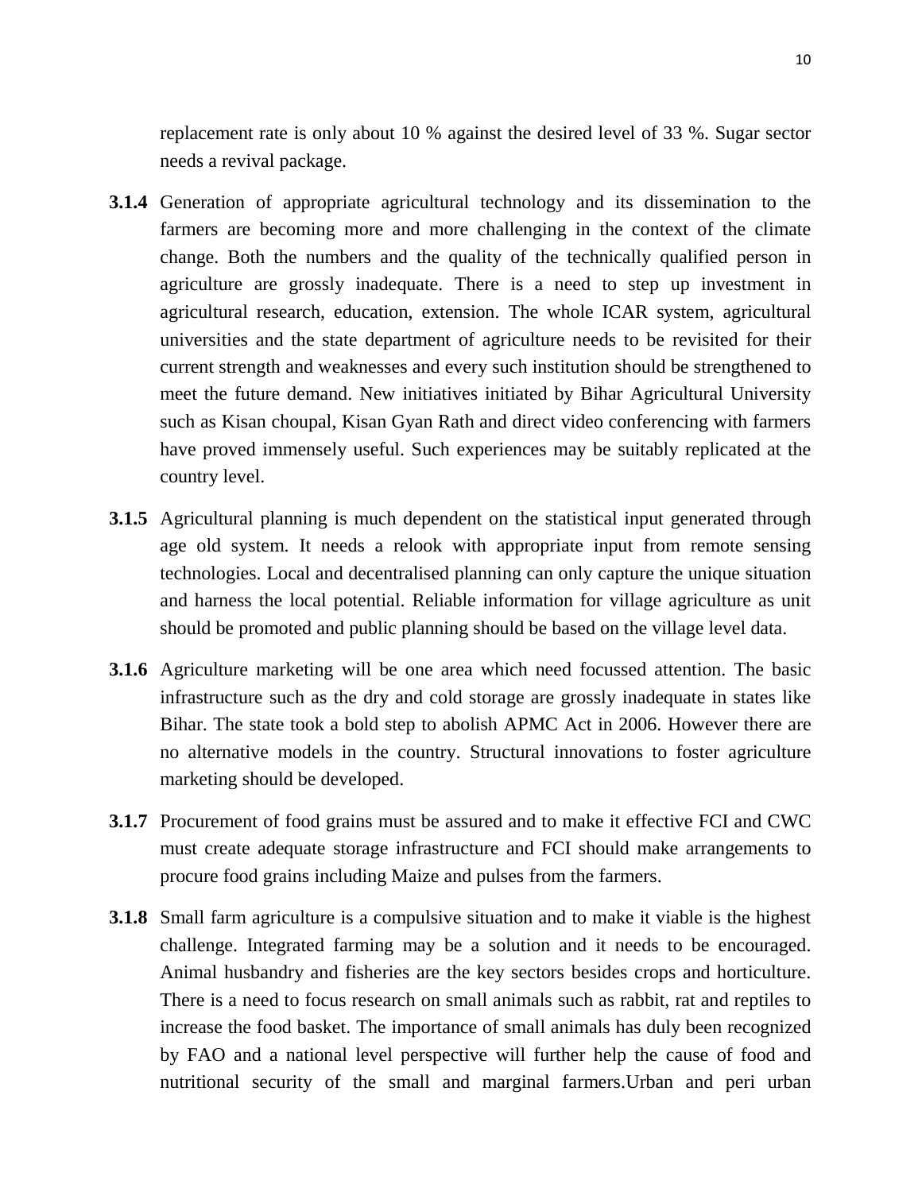replacement rate is only about 10 % against the desired level of 33 %. Sugar sector needs a revival package.

**3.1.4** Generation of appropriate agricultural technology and its dissemination to the farmers are becoming more and more challenging in the context of the climate change. Both the numbers and the quality of the technically qualified person in agriculture are grossly inadequate. There is a need to step up investment in agricultural research, education, extension. The whole ICAR system, agricultural universities and the state department of agriculture needs to be revisited for their current strength and weaknesses and every such institution should be strengthened to meet the future demand. New initiatives initiated by Bihar Agricultural University such as Kisan choupal, Kisan Gyan Rath and direct video conferencing with farmers have proved immensely useful. Such experiences may be suitably replicated at the country level.

**3.1.5** Agricultural planning is much dependent on the statistical input generated through age old system. It needs a relook with appropriate input from remote sensing technologies. Local and decentralised planning can only capture the unique situation and harness the local potential. Reliable information for village agriculture as unit should be promoted and public planning should be based on the village level data.

**3.1.6** Agriculture marketing will be one area which need focussed attention. The basic infrastructure such as the dry and cold storage are grossly inadequate in states like Bihar. The state took a bold step to abolish APMC Act in 2006. However there are no alternative models in the country. Structural innovations to foster agriculture marketing should be developed.

**3.1.7** Procurement of food grains must be assured and to make it effective FCI and CWC must create adequate storage infrastructure and FCI should make arrangements to procure food grains including Maize and pulses from the farmers.

**3.1.8** Small farm agriculture is a compulsive situation and to make it viable is the highest challenge. Integrated farming may be a solution and it needs to be encouraged. Animal husbandry and fisheries are the key sectors besides crops and horticulture. There is a need to focus research on small animals such as rabbit, rat and reptiles to increase the food basket. The importance of small animals has duly been recognized by FAO and a national level perspective will further help the cause of food and nutritional security of the small and marginal farmers.Urban and peri urban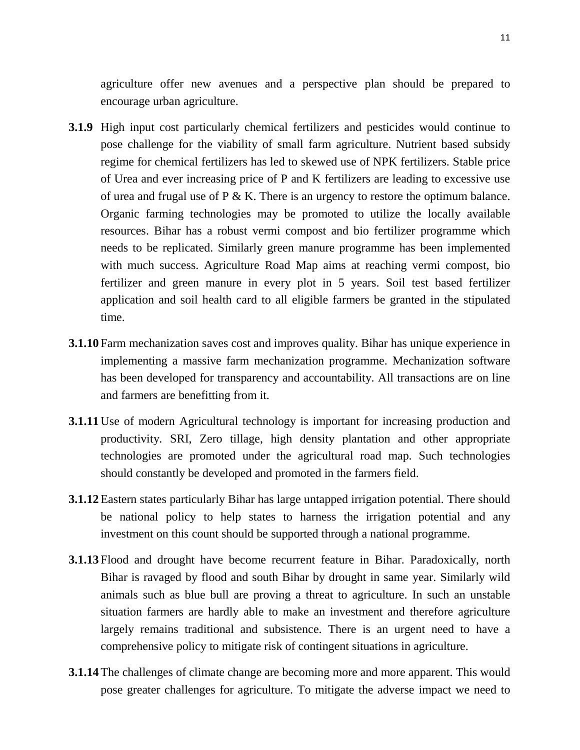agriculture offer new avenues and a perspective plan should be prepared to encourage urban agriculture.

**3.1.9** High input cost particularly chemical fertilizers and pesticides would continue to pose challenge for the viability of small farm agriculture. Nutrient based subsidy regime for chemical fertilizers has led to skewed use of NPK fertilizers. Stable price of Urea and ever increasing price of P and K fertilizers are leading to excessive use of urea and frugal use of P & K. There is an urgency to restore the optimum balance. Organic farming technologies may be promoted to utilize the locally available resources. Bihar has a robust vermi compost and bio fertilizer programme which needs to be replicated. Similarly green manure programme has been implemented with much success. Agriculture Road Map aims at reaching vermi compost, bio fertilizer and green manure in every plot in 5 years. Soil test based fertilizer application and soil health card to all eligible farmers be granted in the stipulated time.

**3.1.10** Farm mechanization saves cost and improves quality. Bihar has unique experience in implementing a massive farm mechanization programme. Mechanization software has been developed for transparency and accountability. All transactions are on line and farmers are benefitting from it.

**3.1.11** Use of modern Agricultural technology is important for increasing production and productivity. SRI, Zero tillage, high density plantation and other appropriate technologies are promoted under the agricultural road map. Such technologies should constantly be developed and promoted in the farmers field.

**3.1.12** Eastern states particularly Bihar has large untapped irrigation potential. There should be national policy to help states to harness the irrigation potential and any investment on this count should be supported through a national programme.

**3.1.13** Flood and drought have become recurrent feature in Bihar. Paradoxically, north Bihar is ravaged by flood and south Bihar by drought in same year. Similarly wild animals such as blue bull are proving a threat to agriculture. In such an unstable situation farmers are hardly able to make an investment and therefore agriculture largely remains traditional and subsistence. There is an urgent need to have a comprehensive policy to mitigate risk of contingent situations in agriculture.

**3.1.14** The challenges of climate change are becoming more and more apparent. This would pose greater challenges for agriculture. To mitigate the adverse impact we need to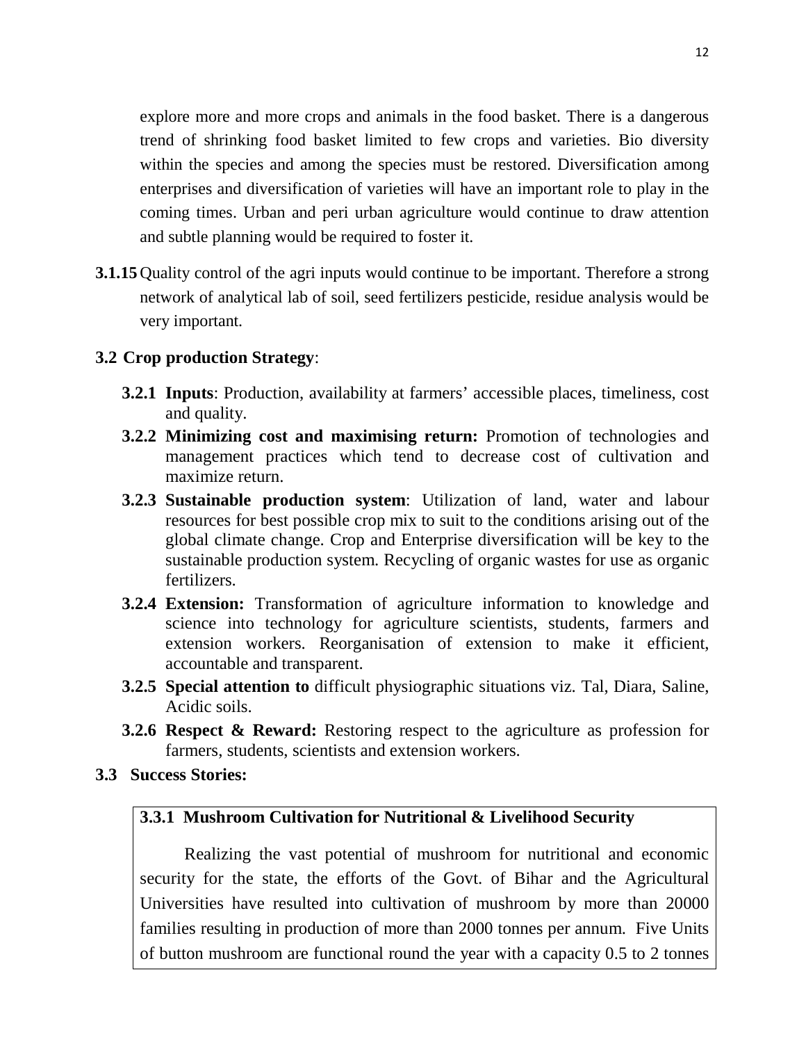explore more and more crops and animals in the food basket. There is a dangerous trend of shrinking food basket limited to few crops and varieties. Bio diversity within the species and among the species must be restored. Diversification among enterprises and diversification of varieties will have an important role to play in the coming times. Urban and peri urban agriculture would continue to draw attention and subtle planning would be required to foster it.

**3.1.15** Quality control of the agri inputs would continue to be important. Therefore a strong network of analytical lab of soil, seed fertilizers pesticide, residue analysis would be very important.

## 3.2 Crop production Strategy:

- **3.2.1 Inputs**: Production, availability at farmers' accessible places, timeliness, cost and quality.
- **3.2.2 Minimizing cost and maximising return:** Promotion of technologies and management practices which tend to decrease cost of cultivation and maximize return.
- **3.2.3 Sustainable production system**: Utilization of land, water and labour resources for best possible crop mix to suit to the conditions arising out of the global climate change. Crop and Enterprise diversification will be key to the sustainable production system. Recycling of organic wastes for use as organic fertilizers.
- **3.2.4 Extension:** Transformation of agriculture information to knowledge and science into technology for agriculture scientists, students, farmers and extension workers. Reorganisation of extension to make it efficient, accountable and transparent.
- **3.2.5 Special attention to** difficult physiographic situations viz. Tal, Diara, Saline, Acidic soils.
- **3.2.6 Respect & Reward:** Restoring respect to the agriculture as profession for farmers, students, scientists and extension workers.

## 3.3 Success Stories:

### 3.3.1 Mushroom Cultivation for Nutritional & Livelihood Security

Realizing the vast potential of mushroom for nutritional and economic security for the state, the efforts of the Govt. of Bihar and the Agricultural Universities have resulted into cultivation of mushroom by more than 20000 families resulting in production of more than 2000 tonnes per annum. Five Units of button mushroom are functional round the year with a capacity 0.5 to 2 tonnes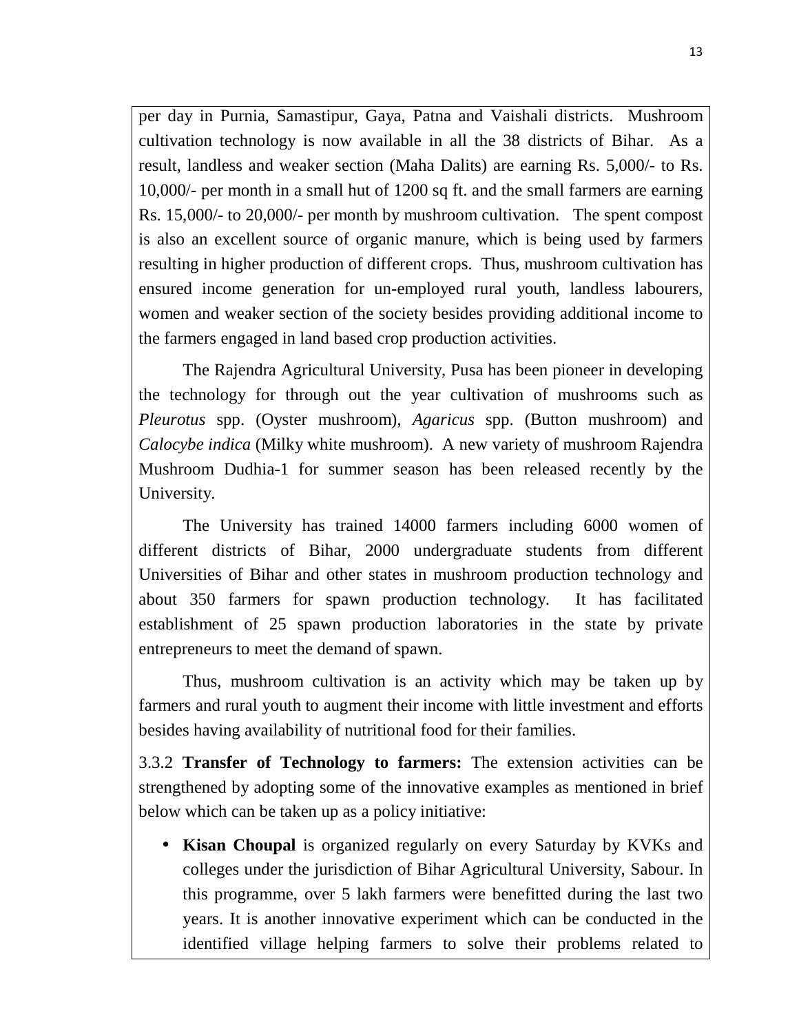per day in Purnia, Samastipur, Gaya, Patna and Vaishali districts. Mushroom cultivation technology is now available in all the 38 districts of Bihar. As a result, landless and weaker section (Maha Dalits) are earning Rs. 5,000/- to Rs. 10,000/- per month in a small hut of 1200 sq ft. and the small farmers are earning Rs. 15,000/- to 20,000/- per month by mushroom cultivation. The spent compost is also an excellent source of organic manure, which is being used by farmers resulting in higher production of different crops. Thus, mushroom cultivation has ensured income generation for un-employed rural youth, landless labourers, women and weaker section of the society besides providing additional income to the farmers engaged in land based crop production activities.

The Rajendra Agricultural University, Pusa has been pioneer in developing the technology for through out the year cultivation of mushrooms such as *Pleurotus* spp. (Oyster mushroom), *Agaricus* spp. (Button mushroom) and *Calocybe indica* (Milky white mushroom). A new variety of mushroom Rajendra Mushroom Dudhia-1 for summer season has been released recently by the University.

The University has trained 14000 farmers including 6000 women of different districts of Bihar, 2000 undergraduate students from different Universities of Bihar and other states in mushroom production technology and about 350 farmers for spawn production technology. It has facilitated establishment of 25 spawn production laboratories in the state by private entrepreneurs to meet the demand of spawn.

Thus, mushroom cultivation is an activity which may be taken up by farmers and rural youth to augment their income with little investment and efforts besides having availability of nutritional food for their families.

3.3.2 **Transfer of Technology to farmers:** The extension activities can be strengthened by adopting some of the innovative examples as mentioned in brief below which can be taken up as a policy initiative:

- **Kisan Choupal** is organized regularly on every Saturday by KVKs and colleges under the jurisdiction of Bihar Agricultural University, Sabour. In this programme, over 5 lakh farmers were benefitted during the last two years. It is another innovative experiment which can be conducted in the identified village helping farmers to solve their problems related to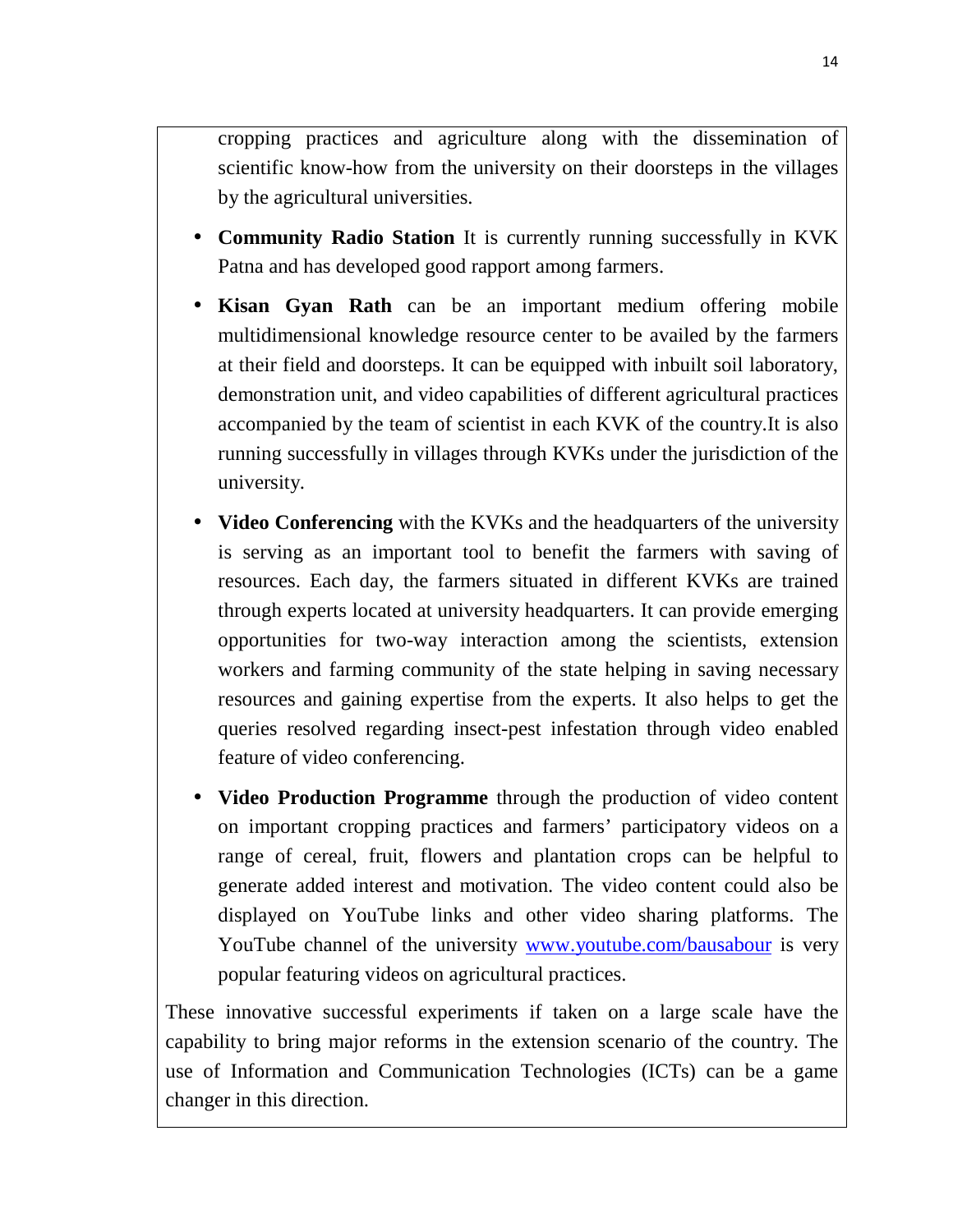cropping practices and agriculture along with the dissemination of scientific know-how from the university on their doorsteps in the villages by the agricultural universities.

- **Community Radio Station** It is currently running successfully in KVK Patna and has developed good rapport among farmers.
- **Kisan Gyan Rath** can be an important medium offering mobile multidimensional knowledge resource center to be availed by the farmers at their field and doorsteps. It can be equipped with inbuilt soil laboratory, demonstration unit, and video capabilities of different agricultural practices accompanied by the team of scientist in each KVK of the country.It is also running successfully in villages through KVKs under the jurisdiction of the university.
- **Video Conferencing** with the KVKs and the headquarters of the university is serving as an important tool to benefit the farmers with saving of resources. Each day, the farmers situated in different KVKs are trained through experts located at university headquarters. It can provide emerging opportunities for two-way interaction among the scientists, extension workers and farming community of the state helping in saving necessary resources and gaining expertise from the experts. It also helps to get the queries resolved regarding insect-pest infestation through video enabled feature of video conferencing.
- **Video Production Programme** through the production of video content on important cropping practices and farmers' participatory videos on a range of cereal, fruit, flowers and plantation crops can be helpful to generate added interest and motivation. The video content could also be displayed on YouTube links and other video sharing platforms. The YouTube channel of the university [www.youtube.com/bausabour](http://www.youtube.com/bausabour) is very popular featuring videos on agricultural practices.

These innovative successful experiments if taken on a large scale have the capability to bring major reforms in the extension scenario of the country. The use of Information and Communication Technologies (ICTs) can be a game changer in this direction.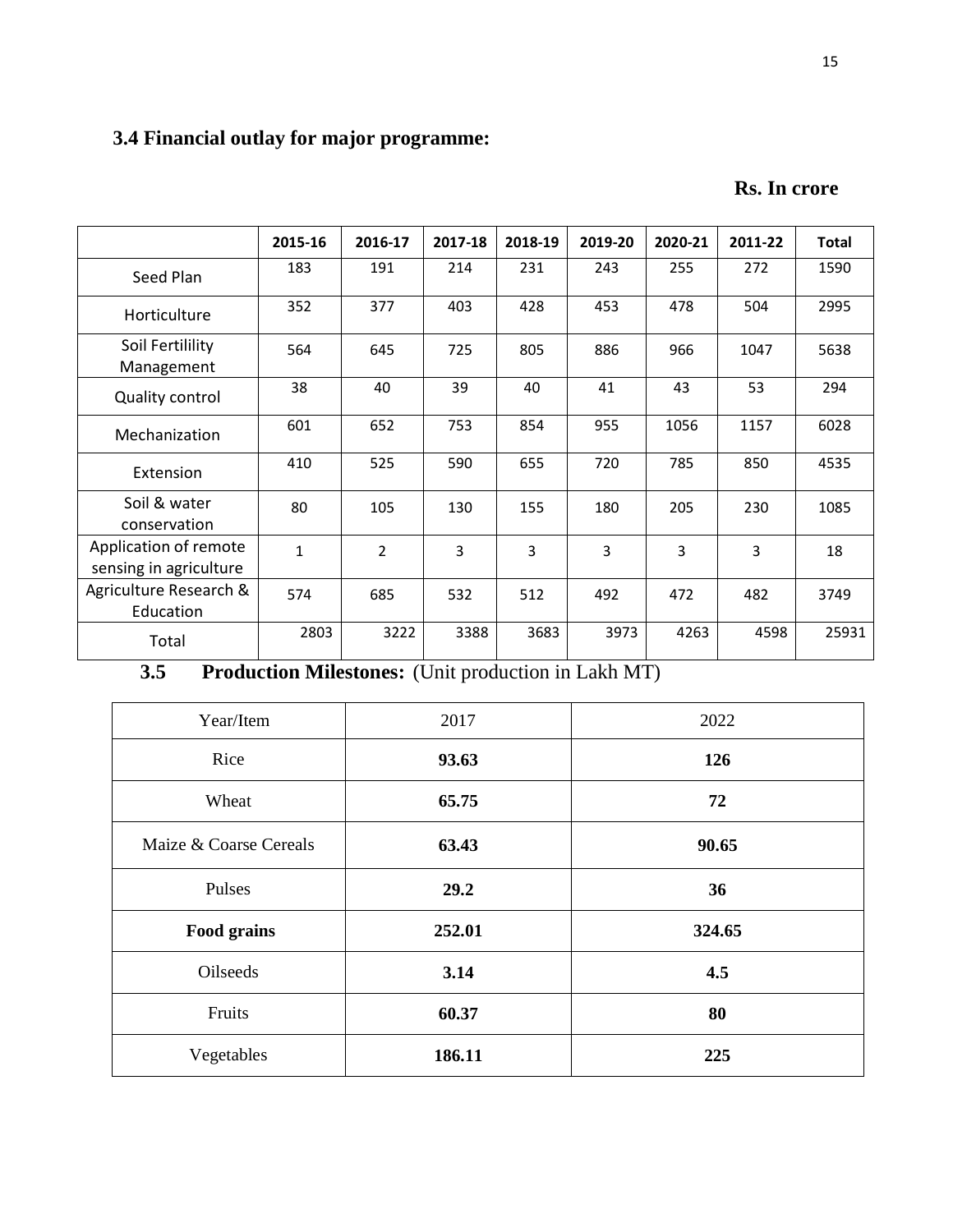### 3.4 Financial outlay for major programme:

**Rs. In crore**

| | 2015-16 | 2016-17 | 2017-18 | 2018-19 | 2019-20 | 2020-21 | 2011-22 | Total |
|---|---|---|---|---|---|---|---|---|
| Seed Plan | 183 | 191 | 214 | 231 | 243 | 255 | 272 | 1590 |
| Horticulture | 352 | 377 | 403 | 428 | 453 | 478 | 504 | 2995 |
| Soil Fertilility Management | 564 | 645 | 725 | 805 | 886 | 966 | 1047 | 5638 |
| Quality control | 38 | 40 | 39 | 40 | 41 | 43 | 53 | 294 |
| Mechanization | 601 | 652 | 753 | 854 | 955 | 1056 | 1157 | 6028 |
| Extension | 410 | 525 | 590 | 655 | 720 | 785 | 850 | 4535 |
| Soil & water conservation | 80 | 105 | 130 | 155 | 180 | 205 | 230 | 1085 |
| Application of remote sensing in agriculture | 1 | 2 | 3 | 3 | 3 | 3 | 3 | 18 |
| Agriculture Research & Education | 574 | 685 | 532 | 512 | 492 | 472 | 482 | 3749 |
| Total | 2803 | 3222 | 3388 | 3683 | 3973 | 4263 | 4598 | 25931 |

### 3.5 Production Milestones: (Unit production in Lakh MT)

| Year/Item | 2017 | 2022 |
|---|---|---|
| Rice | **93.63** | **126** |
| Wheat | **65.75** | **72** |
| Maize & Coarse Cereals | **63.43** | **90.65** |
| Pulses | **29.2** | **36** |
| **Food grains** | **252.01** | **324.65** |
| Oilseeds | **3.14** | **4.5** |
| Fruits | **60.37** | **80** |
| Vegetables | **186.11** | **225** |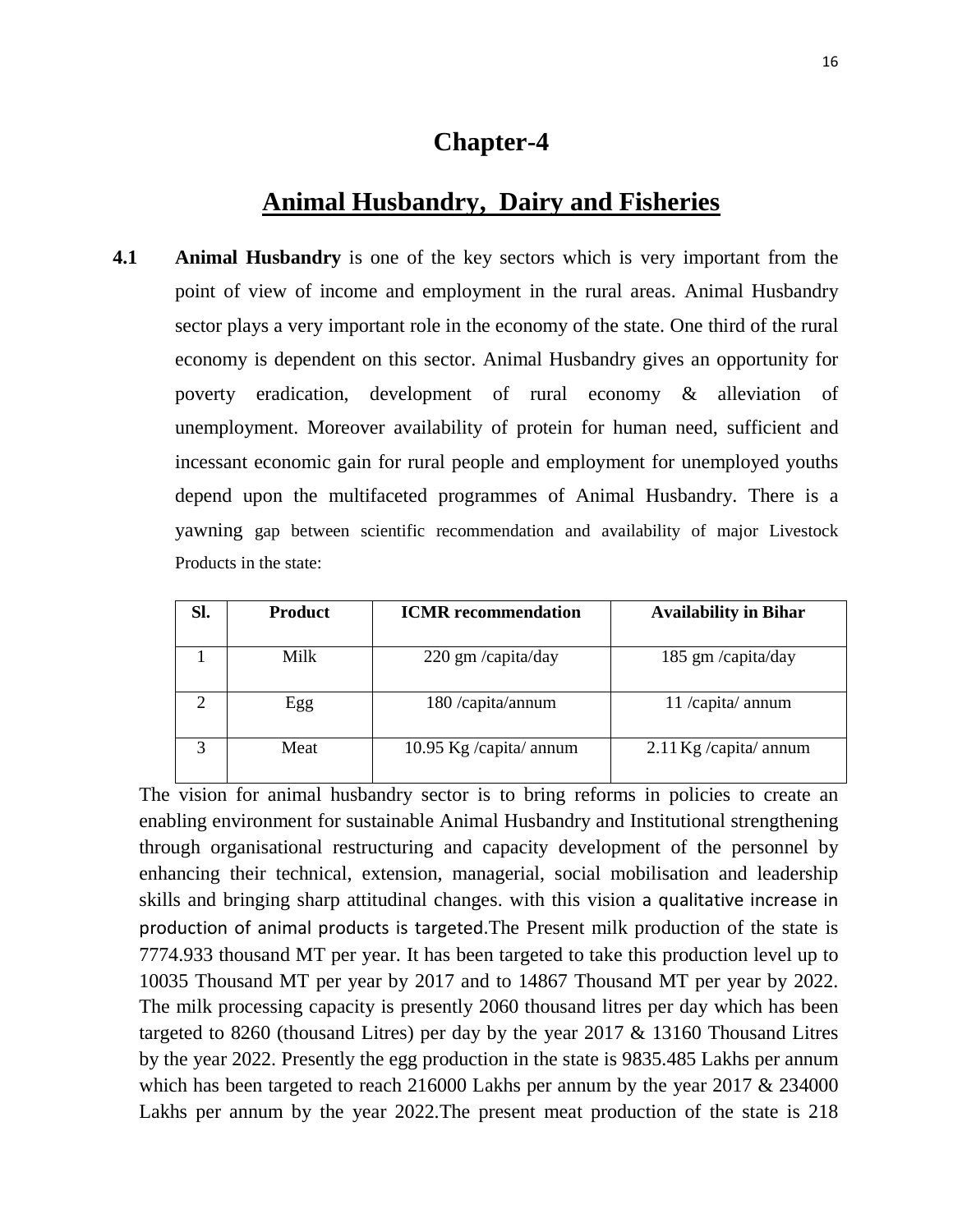# Chapter-4

## Animal Husbandry, Dairy and Fisheries

**4.1** **Animal Husbandry** is one of the key sectors which is very important from the point of view of income and employment in the rural areas. Animal Husbandry sector plays a very important role in the economy of the state. One third of the rural economy is dependent on this sector. Animal Husbandry gives an opportunity for poverty eradication, development of rural economy & alleviation of unemployment. Moreover availability of protein for human need, sufficient and incessant economic gain for rural people and employment for unemployed youths depend upon the multifaceted programmes of Animal Husbandry. There is a yawning gap between scientific recommendation and availability of major Livestock Products in the state:

| Sl. | Product | ICMR recommendation | Availability in Bihar |
|---|---|---|---|
| 1 | Milk | 220 gm /capita/day | 185 gm /capita/day |
| 2 | Egg | 180 /capita/annum | 11 /capita/ annum |
| 3 | Meat | 10.95 Kg /capita/ annum | 2.11 Kg /capita/ annum |

The vision for animal husbandry sector is to bring reforms in policies to create an enabling environment for sustainable Animal Husbandry and Institutional strengthening through organisational restructuring and capacity development of the personnel by enhancing their technical, extension, managerial, social mobilisation and leadership skills and bringing sharp attitudinal changes. with this vision a qualitative increase in production of animal products is targeted.The Present milk production of the state is 7774.933 thousand MT per year. It has been targeted to take this production level up to 10035 Thousand MT per year by 2017 and to 14867 Thousand MT per year by 2022. The milk processing capacity is presently 2060 thousand litres per day which has been targeted to 8260 (thousand Litres) per day by the year 2017 & 13160 Thousand Litres by the year 2022. Presently the egg production in the state is 9835.485 Lakhs per annum which has been targeted to reach 216000 Lakhs per annum by the year 2017 & 234000 Lakhs per annum by the year 2022.The present meat production of the state is 218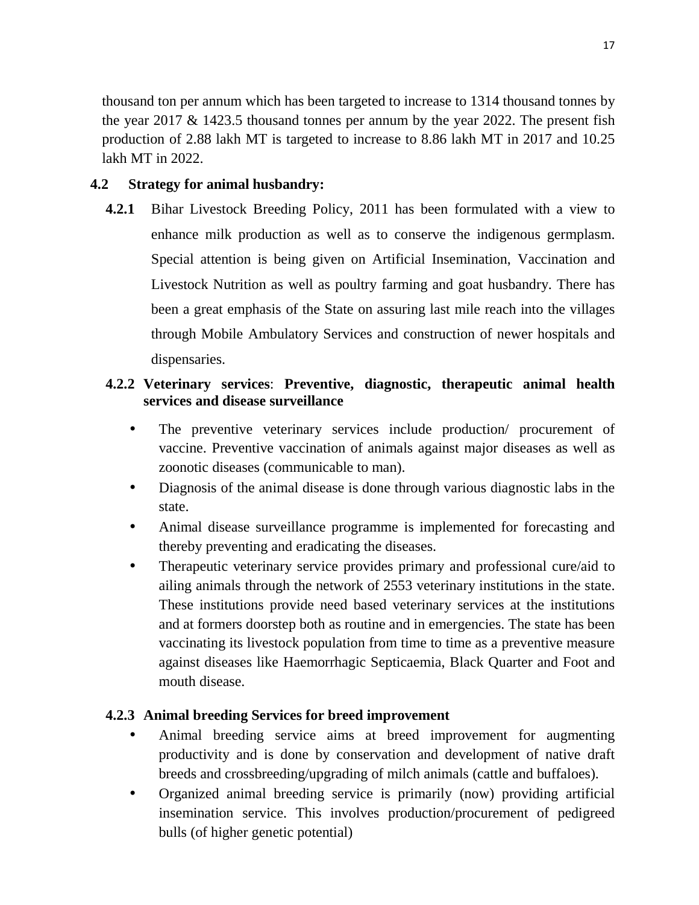thousand ton per annum which has been targeted to increase to 1314 thousand tonnes by the year 2017 & 1423.5 thousand tonnes per annum by the year 2022. The present fish production of 2.88 lakh MT is targeted to increase to 8.86 lakh MT in 2017 and 10.25 lakh MT in 2022.

## 4.2 Strategy for animal husbandry:

**4.2.1** Bihar Livestock Breeding Policy, 2011 has been formulated with a view to enhance milk production as well as to conserve the indigenous germplasm. Special attention is being given on Artificial Insemination, Vaccination and Livestock Nutrition as well as poultry farming and goat husbandry. There has been a great emphasis of the State on assuring last mile reach into the villages through Mobile Ambulatory Services and construction of newer hospitals and dispensaries.

### 4.2.2 Veterinary services: Preventive, diagnostic, therapeutic animal health services and disease surveillance

- The preventive veterinary services include production/ procurement of vaccine. Preventive vaccination of animals against major diseases as well as zoonotic diseases (communicable to man).
- Diagnosis of the animal disease is done through various diagnostic labs in the state.
- Animal disease surveillance programme is implemented for forecasting and thereby preventing and eradicating the diseases.
- Therapeutic veterinary service provides primary and professional cure/aid to ailing animals through the network of 2553 veterinary institutions in the state. These institutions provide need based veterinary services at the institutions and at formers doorstep both as routine and in emergencies. The state has been vaccinating its livestock population from time to time as a preventive measure against diseases like Haemorrhagic Septicaemia, Black Quarter and Foot and mouth disease.

### 4.2.3 Animal breeding Services for breed improvement

- Animal breeding service aims at breed improvement for augmenting productivity and is done by conservation and development of native draft breeds and crossbreeding/upgrading of milch animals (cattle and buffaloes).
- Organized animal breeding service is primarily (now) providing artificial insemination service. This involves production/procurement of pedigreed bulls (of higher genetic potential)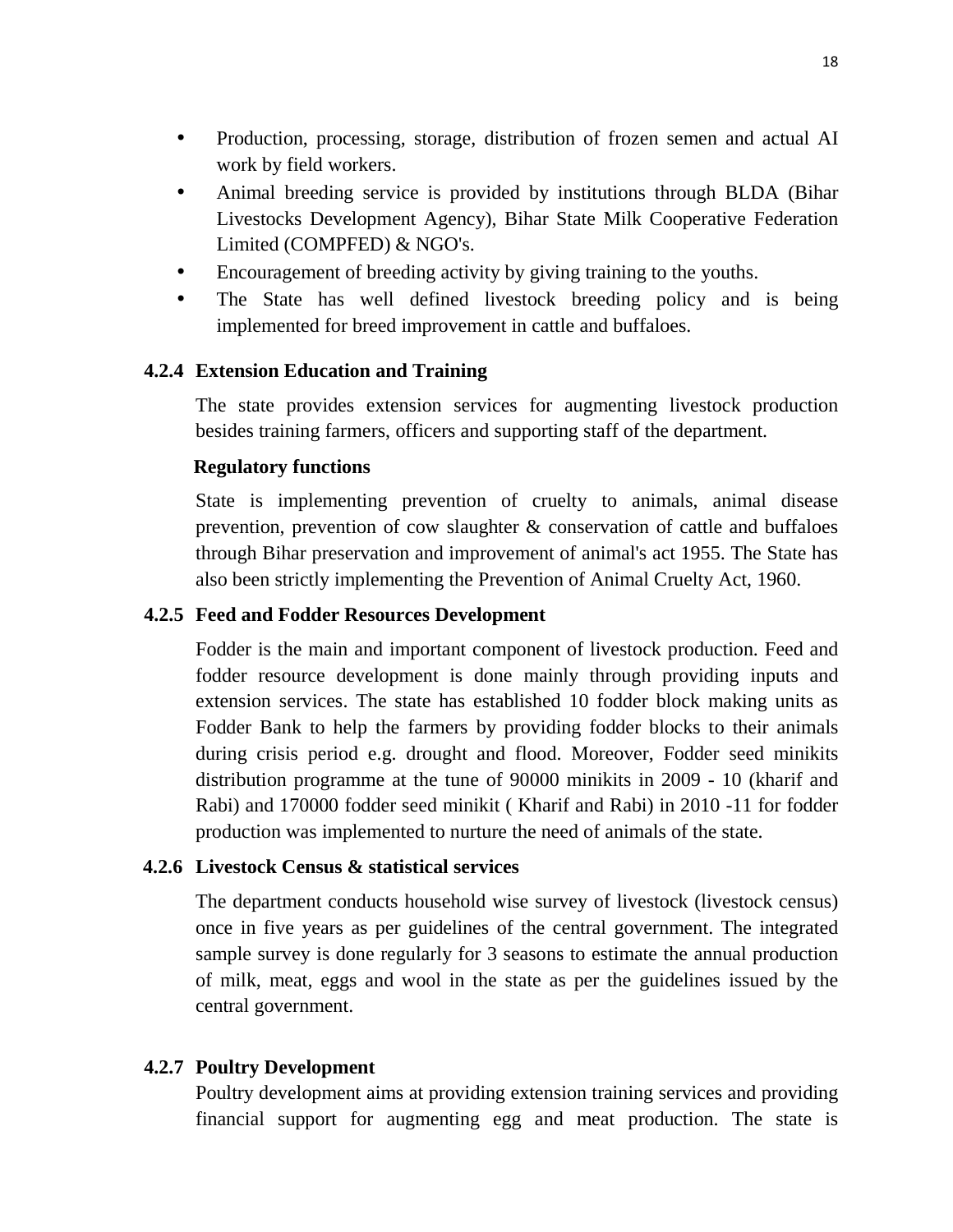- Production, processing, storage, distribution of frozen semen and actual AI work by field workers.
- Animal breeding service is provided by institutions through BLDA (Bihar Livestocks Development Agency), Bihar State Milk Cooperative Federation Limited (COMPFED) & NGO's.
- Encouragement of breeding activity by giving training to the youths.
- The State has well defined livestock breeding policy and is being implemented for breed improvement in cattle and buffaloes.

### 4.2.4 Extension Education and Training

The state provides extension services for augmenting livestock production besides training farmers, officers and supporting staff of the department.

**Regulatory functions**

State is implementing prevention of cruelty to animals, animal disease prevention, prevention of cow slaughter & conservation of cattle and buffaloes through Bihar preservation and improvement of animal's act 1955. The State has also been strictly implementing the Prevention of Animal Cruelty Act, 1960.

### 4.2.5 Feed and Fodder Resources Development

Fodder is the main and important component of livestock production. Feed and fodder resource development is done mainly through providing inputs and extension services. The state has established 10 fodder block making units as Fodder Bank to help the farmers by providing fodder blocks to their animals during crisis period e.g. drought and flood. Moreover, Fodder seed minikits distribution programme at the tune of 90000 minikits in 2009 - 10 (kharif and Rabi) and 170000 fodder seed minikit ( Kharif and Rabi) in 2010 -11 for fodder production was implemented to nurture the need of animals of the state.

### 4.2.6 Livestock Census & statistical services

The department conducts household wise survey of livestock (livestock census) once in five years as per guidelines of the central government. The integrated sample survey is done regularly for 3 seasons to estimate the annual production of milk, meat, eggs and wool in the state as per the guidelines issued by the central government.

### 4.2.7 Poultry Development

Poultry development aims at providing extension training services and providing financial support for augmenting egg and meat production. The state is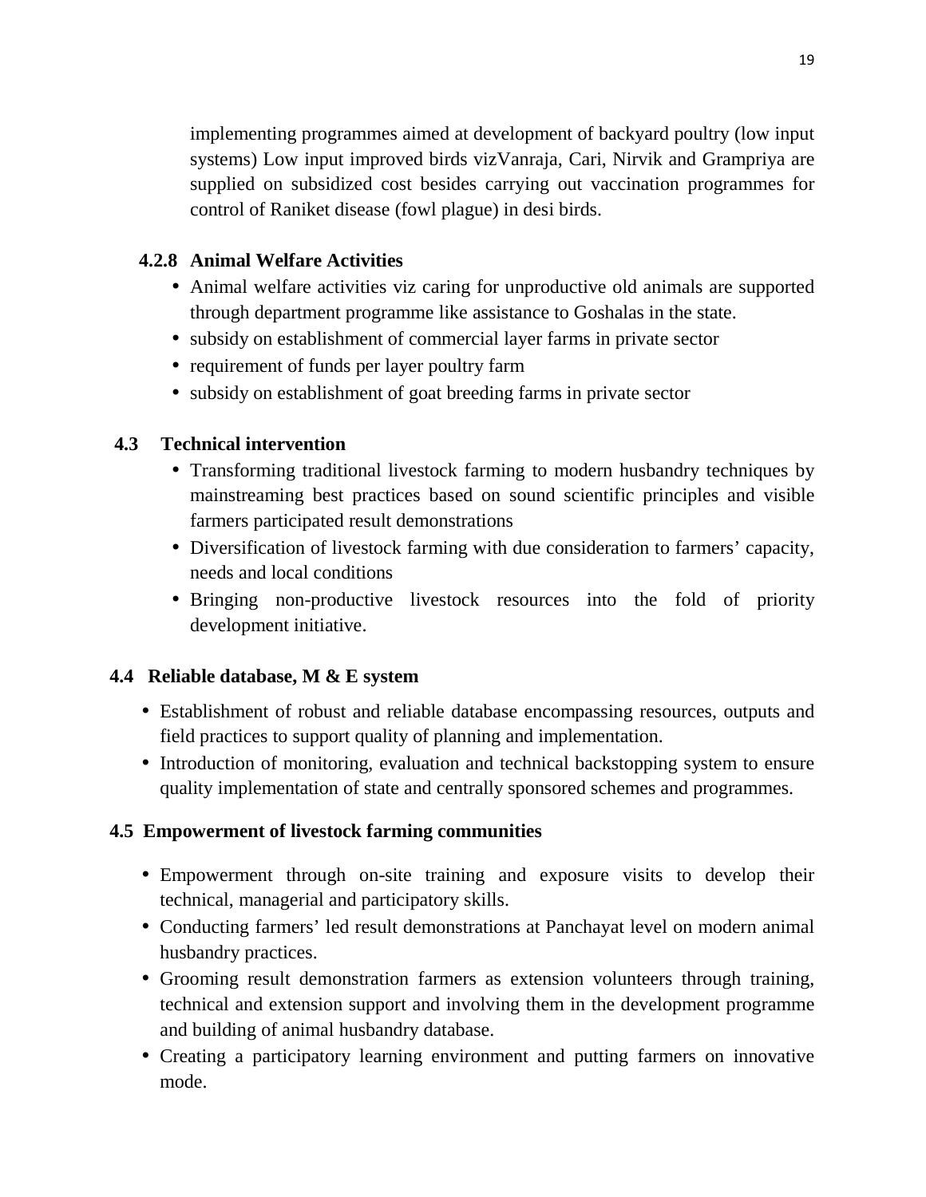implementing programmes aimed at development of backyard poultry (low input systems) Low input improved birds vizVanraja, Cari, Nirvik and Grampriya are supplied on subsidized cost besides carrying out vaccination programmes for control of Raniket disease (fowl plague) in desi birds.

#### 4.2.8 Animal Welfare Activities

- Animal welfare activities viz caring for unproductive old animals are supported through department programme like assistance to Goshalas in the state.
- subsidy on establishment of commercial layer farms in private sector
- requirement of funds per layer poultry farm
- subsidy on establishment of goat breeding farms in private sector

### 4.3 Technical intervention

- Transforming traditional livestock farming to modern husbandry techniques by mainstreaming best practices based on sound scientific principles and visible farmers participated result demonstrations
- Diversification of livestock farming with due consideration to farmers' capacity, needs and local conditions
- Bringing non-productive livestock resources into the fold of priority development initiative.

### 4.4 Reliable database, M & E system

- Establishment of robust and reliable database encompassing resources, outputs and field practices to support quality of planning and implementation.
- Introduction of monitoring, evaluation and technical backstopping system to ensure quality implementation of state and centrally sponsored schemes and programmes.

### 4.5 Empowerment of livestock farming communities

- Empowerment through on-site training and exposure visits to develop their technical, managerial and participatory skills.
- Conducting farmers' led result demonstrations at Panchayat level on modern animal husbandry practices.
- Grooming result demonstration farmers as extension volunteers through training, technical and extension support and involving them in the development programme and building of animal husbandry database.
- Creating a participatory learning environment and putting farmers on innovative mode.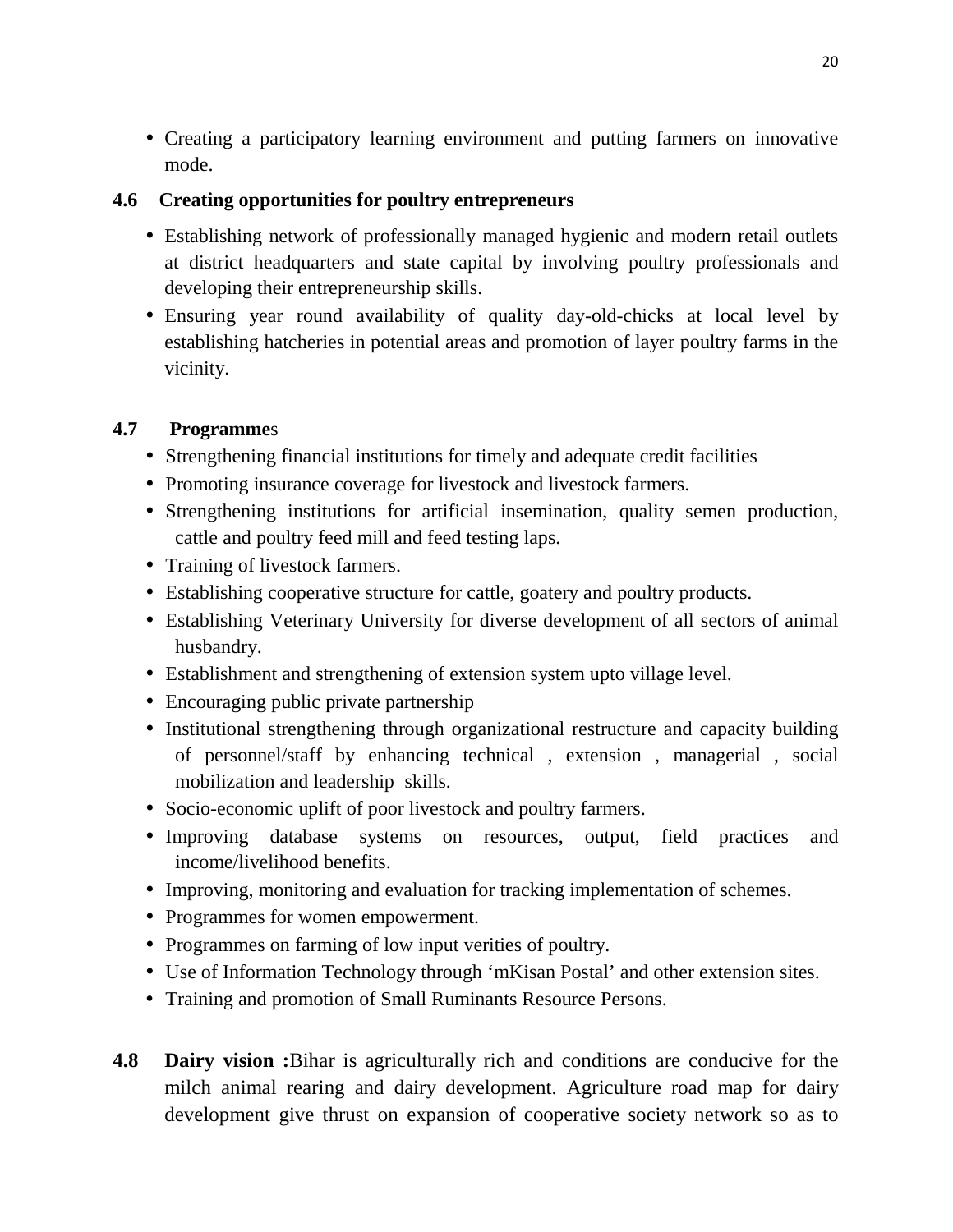- Creating a participatory learning environment and putting farmers on innovative mode.

### 4.6 Creating opportunities for poultry entrepreneurs

- Establishing network of professionally managed hygienic and modern retail outlets at district headquarters and state capital by involving poultry professionals and developing their entrepreneurship skills.
- Ensuring year round availability of quality day-old-chicks at local level by establishing hatcheries in potential areas and promotion of layer poultry farms in the vicinity.

### 4.7 Programmes

- Strengthening financial institutions for timely and adequate credit facilities
- Promoting insurance coverage for livestock and livestock farmers.
- Strengthening institutions for artificial insemination, quality semen production, cattle and poultry feed mill and feed testing laps.
- Training of livestock farmers.
- Establishing cooperative structure for cattle, goatery and poultry products.
- Establishing Veterinary University for diverse development of all sectors of animal husbandry.
- Establishment and strengthening of extension system upto village level.
- Encouraging public private partnership
- Institutional strengthening through organizational restructure and capacity building of personnel/staff by enhancing technical , extension , managerial , social mobilization and leadership skills.
- Socio-economic uplift of poor livestock and poultry farmers.
- Improving database systems on resources, output, field practices and income/livelihood benefits.
- Improving, monitoring and evaluation for tracking implementation of schemes.
- Programmes for women empowerment.
- Programmes on farming of low input verities of poultry.
- Use of Information Technology through 'mKisan Postal' and other extension sites.
- Training and promotion of Small Ruminants Resource Persons.

**4.8 Dairy vision :**Bihar is agriculturally rich and conditions are conducive for the milch animal rearing and dairy development. Agriculture road map for dairy development give thrust on expansion of cooperative society network so as to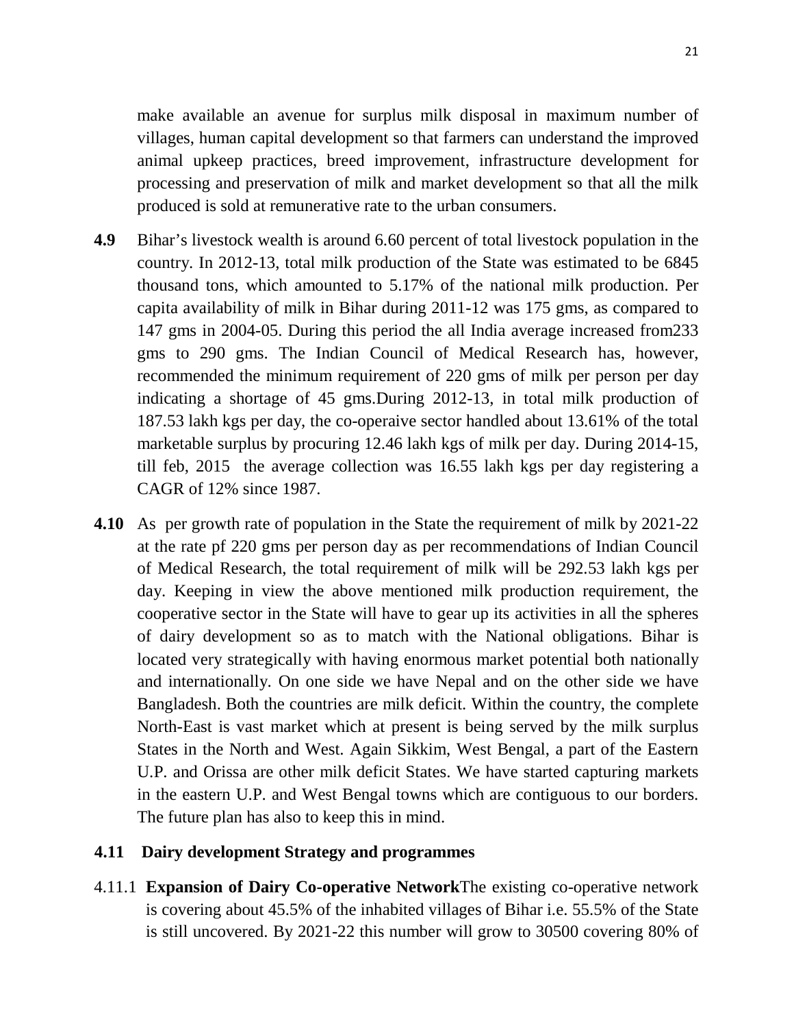make available an avenue for surplus milk disposal in maximum number of villages, human capital development so that farmers can understand the improved animal upkeep practices, breed improvement, infrastructure development for processing and preservation of milk and market development so that all the milk produced is sold at remunerative rate to the urban consumers.

**4.9** Bihar's livestock wealth is around 6.60 percent of total livestock population in the country. In 2012-13, total milk production of the State was estimated to be 6845 thousand tons, which amounted to 5.17% of the national milk production. Per capita availability of milk in Bihar during 2011-12 was 175 gms, as compared to 147 gms in 2004-05. During this period the all India average increased from233 gms to 290 gms. The Indian Council of Medical Research has, however, recommended the minimum requirement of 220 gms of milk per person per day indicating a shortage of 45 gms.During 2012-13, in total milk production of 187.53 lakh kgs per day, the co-operaive sector handled about 13.61% of the total marketable surplus by procuring 12.46 lakh kgs of milk per day. During 2014-15, till feb, 2015 the average collection was 16.55 lakh kgs per day registering a CAGR of 12% since 1987.

**4.10** As per growth rate of population in the State the requirement of milk by 2021-22 at the rate pf 220 gms per person day as per recommendations of Indian Council of Medical Research, the total requirement of milk will be 292.53 lakh kgs per day. Keeping in view the above mentioned milk production requirement, the cooperative sector in the State will have to gear up its activities in all the spheres of dairy development so as to match with the National obligations. Bihar is located very strategically with having enormous market potential both nationally and internationally. On one side we have Nepal and on the other side we have Bangladesh. Both the countries are milk deficit. Within the country, the complete North-East is vast market which at present is being served by the milk surplus States in the North and West. Again Sikkim, West Bengal, a part of the Eastern U.P. and Orissa are other milk deficit States. We have started capturing markets in the eastern U.P. and West Bengal towns which are contiguous to our borders. The future plan has also to keep this in mind.

### 4.11 Dairy development Strategy and programmes

4.11.1 **Expansion of Dairy Co-operative Network**The existing co-operative network is covering about 45.5% of the inhabited villages of Bihar i.e. 55.5% of the State is still uncovered. By 2021-22 this number will grow to 30500 covering 80% of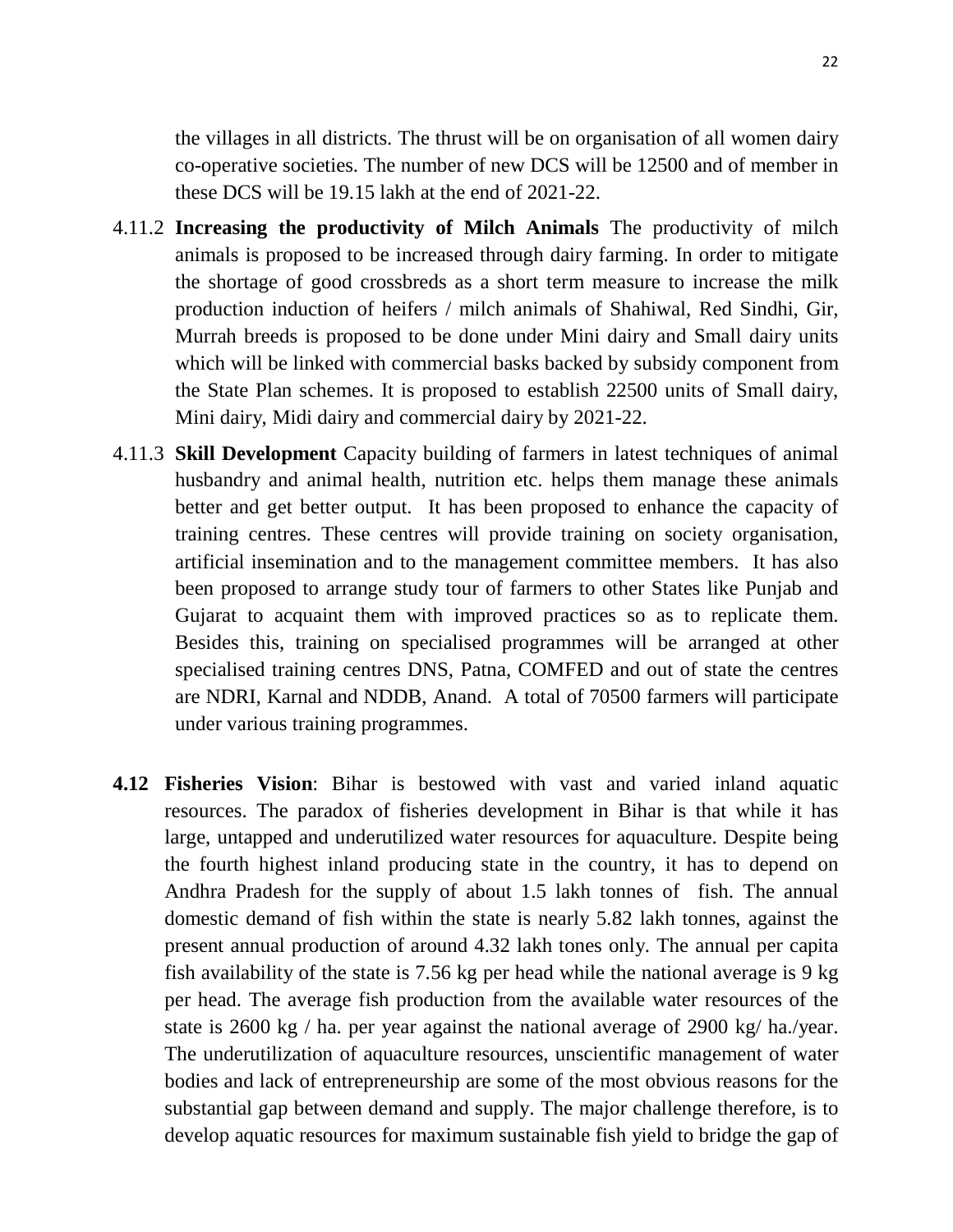the villages in all districts. The thrust will be on organisation of all women dairy co-operative societies. The number of new DCS will be 12500 and of member in these DCS will be 19.15 lakh at the end of 2021-22.

4.11.2 **Increasing the productivity of Milch Animals** The productivity of milch animals is proposed to be increased through dairy farming. In order to mitigate the shortage of good crossbreds as a short term measure to increase the milk production induction of heifers / milch animals of Shahiwal, Red Sindhi, Gir, Murrah breeds is proposed to be done under Mini dairy and Small dairy units which will be linked with commercial basks backed by subsidy component from the State Plan schemes. It is proposed to establish 22500 units of Small dairy, Mini dairy, Midi dairy and commercial dairy by 2021-22.

4.11.3 **Skill Development** Capacity building of farmers in latest techniques of animal husbandry and animal health, nutrition etc. helps them manage these animals better and get better output. It has been proposed to enhance the capacity of training centres. These centres will provide training on society organisation, artificial insemination and to the management committee members. It has also been proposed to arrange study tour of farmers to other States like Punjab and Gujarat to acquaint them with improved practices so as to replicate them. Besides this, training on specialised programmes will be arranged at other specialised training centres DNS, Patna, COMFED and out of state the centres are NDRI, Karnal and NDDB, Anand. A total of 70500 farmers will participate under various training programmes.

**4.12 Fisheries Vision**: Bihar is bestowed with vast and varied inland aquatic resources. The paradox of fisheries development in Bihar is that while it has large, untapped and underutilized water resources for aquaculture. Despite being the fourth highest inland producing state in the country, it has to depend on Andhra Pradesh for the supply of about 1.5 lakh tonnes of fish. The annual domestic demand of fish within the state is nearly 5.82 lakh tonnes, against the present annual production of around 4.32 lakh tones only. The annual per capita fish availability of the state is 7.56 kg per head while the national average is 9 kg per head. The average fish production from the available water resources of the state is 2600 kg / ha. per year against the national average of 2900 kg/ ha./year. The underutilization of aquaculture resources, unscientific management of water bodies and lack of entrepreneurship are some of the most obvious reasons for the substantial gap between demand and supply. The major challenge therefore, is to develop aquatic resources for maximum sustainable fish yield to bridge the gap of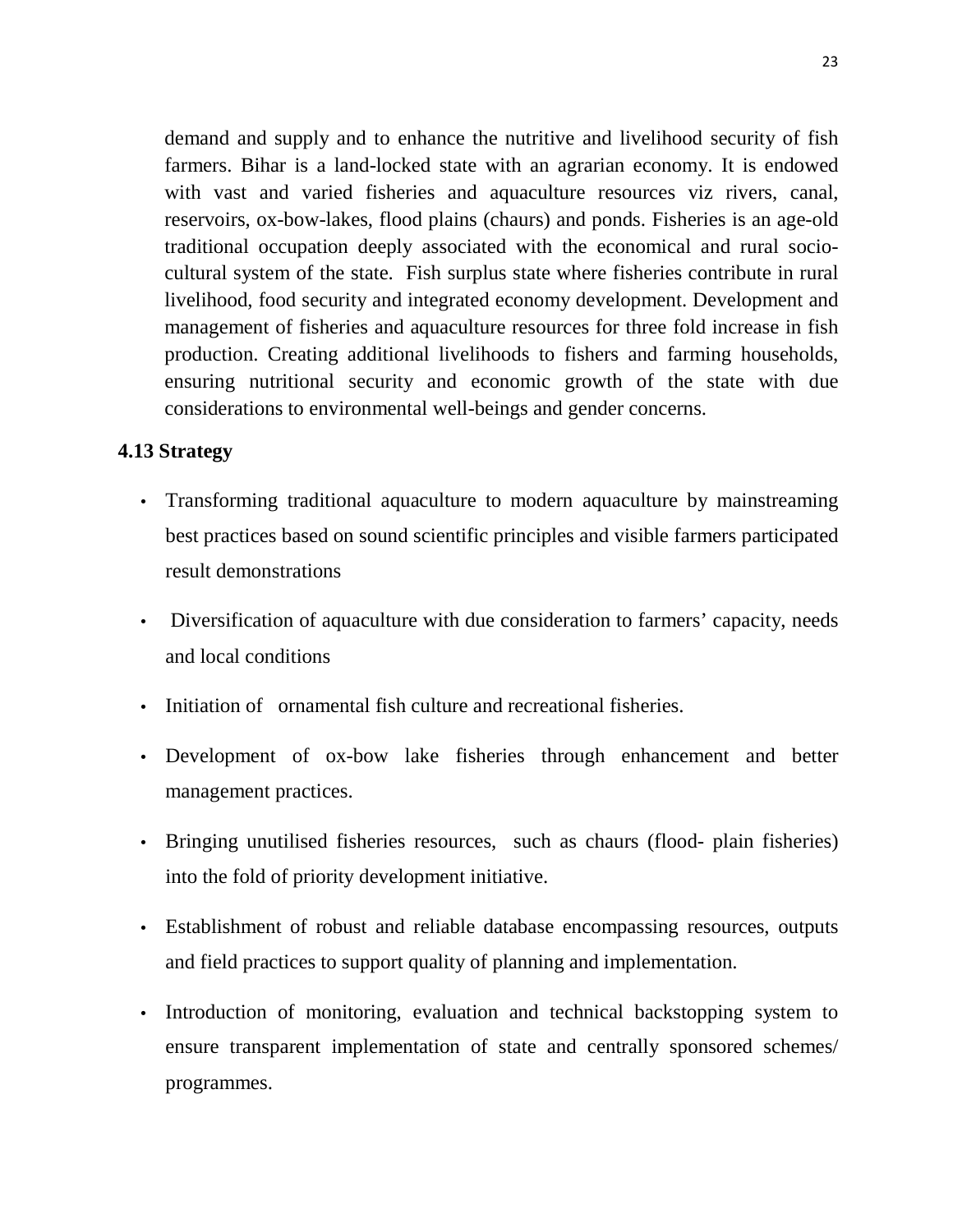demand and supply and to enhance the nutritive and livelihood security of fish farmers. Bihar is a land-locked state with an agrarian economy. It is endowed with vast and varied fisheries and aquaculture resources viz rivers, canal, reservoirs, ox-bow-lakes, flood plains (chaurs) and ponds. Fisheries is an age-old traditional occupation deeply associated with the economical and rural socio-cultural system of the state. Fish surplus state where fisheries contribute in rural livelihood, food security and integrated economy development. Development and management of fisheries and aquaculture resources for three fold increase in fish production. Creating additional livelihoods to fishers and farming households, ensuring nutritional security and economic growth of the state with due considerations to environmental well-beings and gender concerns.

### 4.13 Strategy

- Transforming traditional aquaculture to modern aquaculture by mainstreaming best practices based on sound scientific principles and visible farmers participated result demonstrations
- Diversification of aquaculture with due consideration to farmers' capacity, needs and local conditions
- Initiation of ornamental fish culture and recreational fisheries.
- Development of ox-bow lake fisheries through enhancement and better management practices.
- Bringing unutilised fisheries resources, such as chaurs (flood- plain fisheries) into the fold of priority development initiative.
- Establishment of robust and reliable database encompassing resources, outputs and field practices to support quality of planning and implementation.
- Introduction of monitoring, evaluation and technical backstopping system to ensure transparent implementation of state and centrally sponsored schemes/ programmes.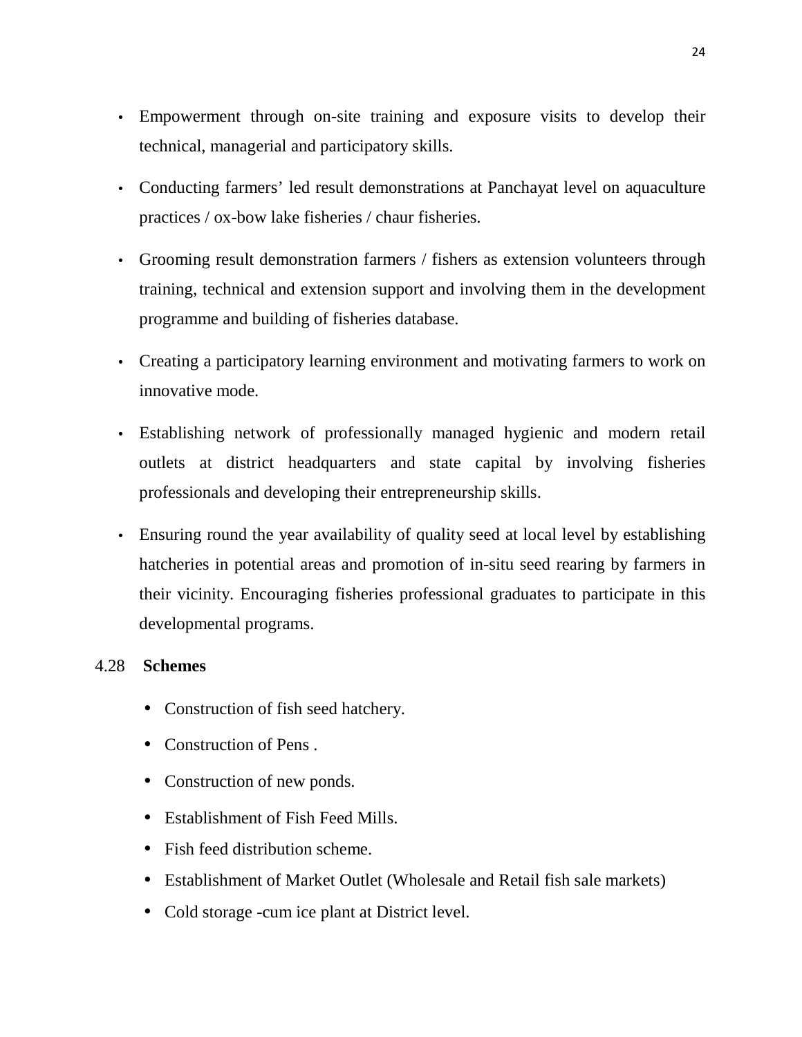- Empowerment through on-site training and exposure visits to develop their technical, managerial and participatory skills.
- Conducting farmers' led result demonstrations at Panchayat level on aquaculture practices / ox-bow lake fisheries / chaur fisheries.
- Grooming result demonstration farmers / fishers as extension volunteers through training, technical and extension support and involving them in the development programme and building of fisheries database.
- Creating a participatory learning environment and motivating farmers to work on innovative mode.
- Establishing network of professionally managed hygienic and modern retail outlets at district headquarters and state capital by involving fisheries professionals and developing their entrepreneurship skills.
- Ensuring round the year availability of quality seed at local level by establishing hatcheries in potential areas and promotion of in-situ seed rearing by farmers in their vicinity. Encouraging fisheries professional graduates to participate in this developmental programs.

4.28 **Schemes**

- Construction of fish seed hatchery.
- Construction of Pens .
- Construction of new ponds.
- Establishment of Fish Feed Mills.
- Fish feed distribution scheme.
- Establishment of Market Outlet (Wholesale and Retail fish sale markets)
- Cold storage -cum ice plant at District level.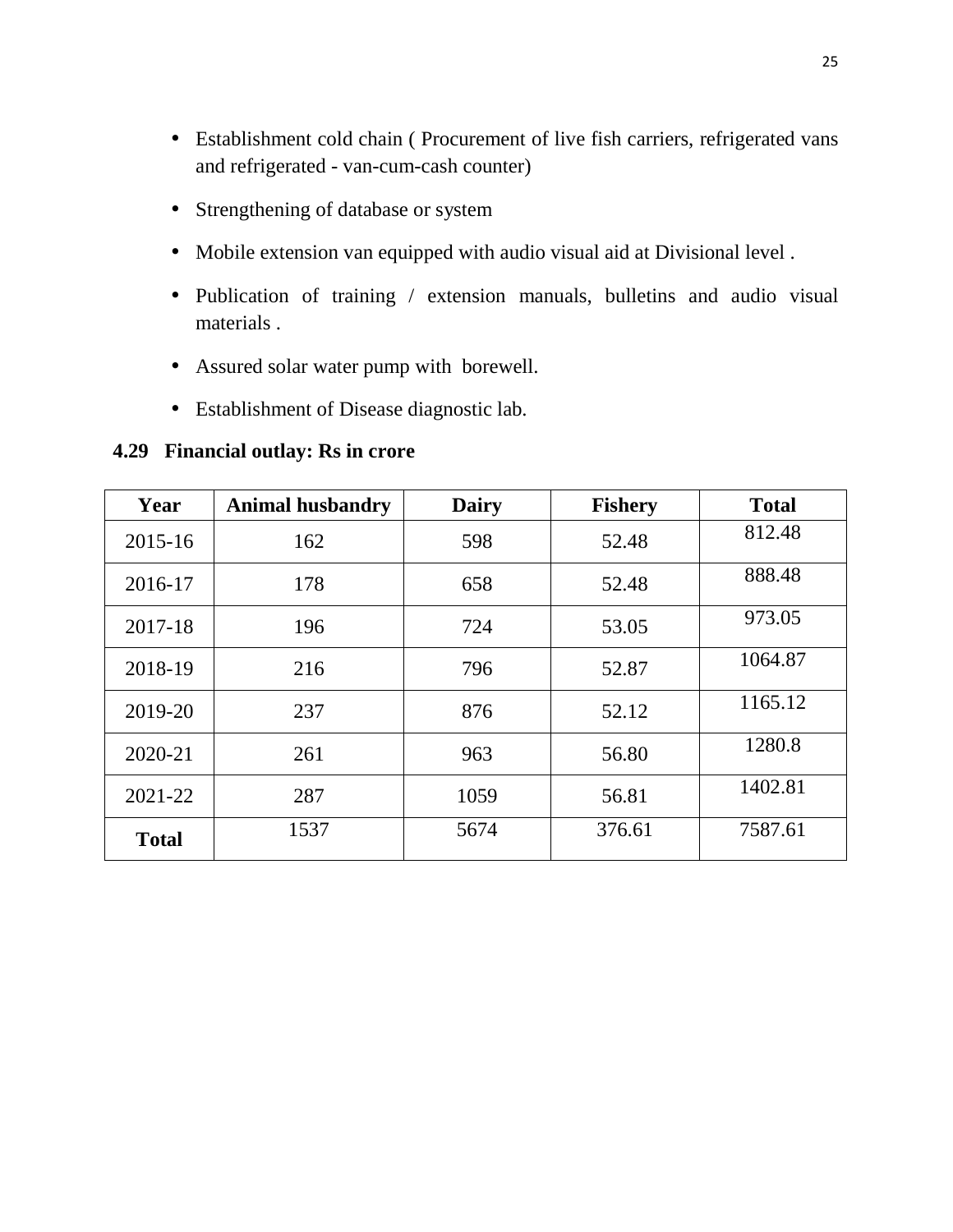- Establishment cold chain ( Procurement of live fish carriers, refrigerated vans and refrigerated - van-cum-cash counter)
- Strengthening of database or system
- Mobile extension van equipped with audio visual aid at Divisional level .
- Publication of training / extension manuals, bulletins and audio visual materials .
- Assured solar water pump with borewell.
- Establishment of Disease diagnostic lab.

### 4.29 Financial outlay: Rs in crore

| Year | Animal husbandry | Dairy | Fishery | Total |
|---|---|---|---|---|
| 2015-16 | 162 | 598 | 52.48 | 812.48 |
| 2016-17 | 178 | 658 | 52.48 | 888.48 |
| 2017-18 | 196 | 724 | 53.05 | 973.05 |
| 2018-19 | 216 | 796 | 52.87 | 1064.87 |
| 2019-20 | 237 | 876 | 52.12 | 1165.12 |
| 2020-21 | 261 | 963 | 56.80 | 1280.8 |
| 2021-22 | 287 | 1059 | 56.81 | 1402.81 |
| **Total** | 1537 | 5674 | 376.61 | 7587.61 |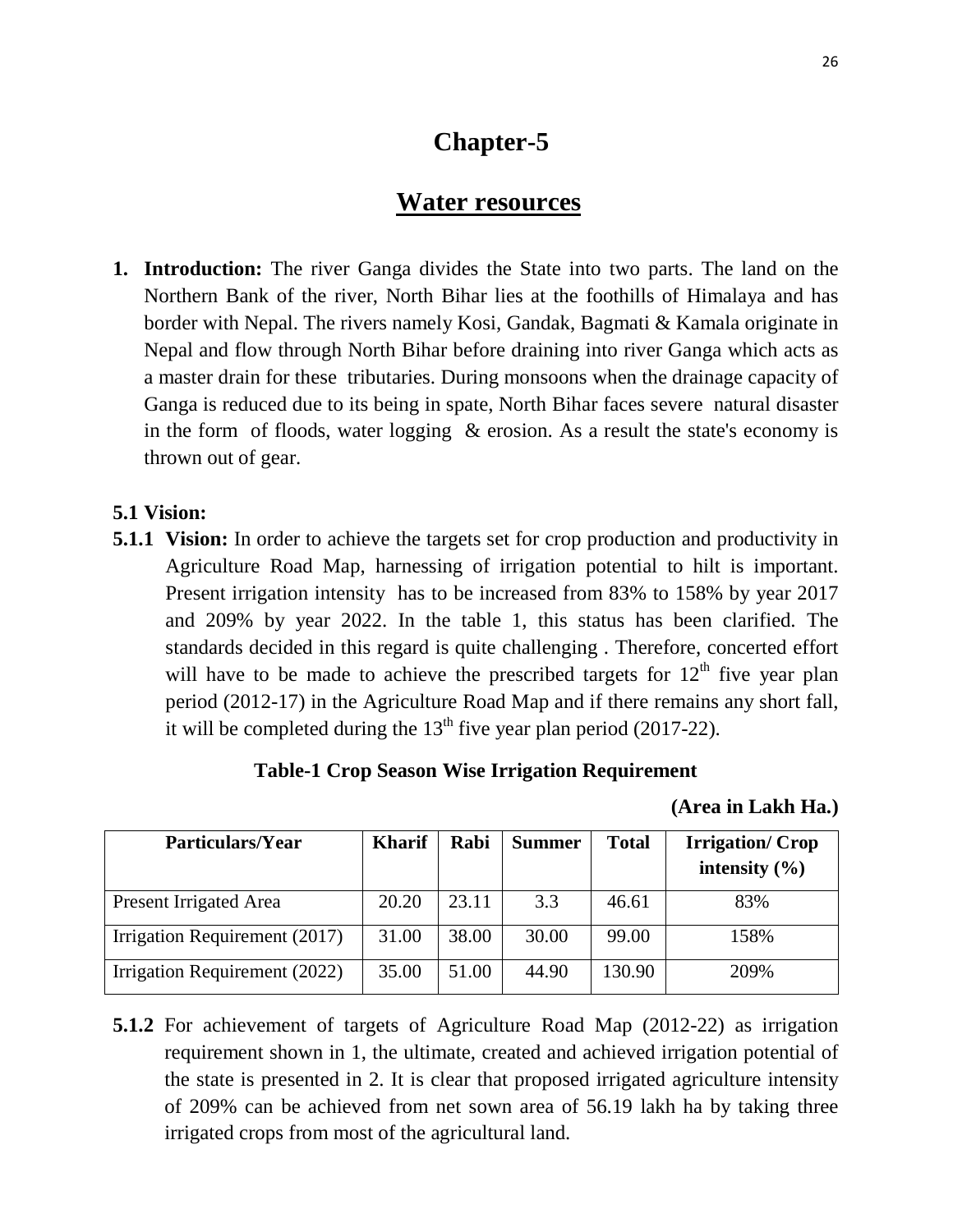# Chapter-5

## Water resources

1. **Introduction:** The river Ganga divides the State into two parts. The land on the Northern Bank of the river, North Bihar lies at the foothills of Himalaya and has border with Nepal. The rivers namely Kosi, Gandak, Bagmati & Kamala originate in Nepal and flow through North Bihar before draining into river Ganga which acts as a master drain for these tributaries. During monsoons when the drainage capacity of Ganga is reduced due to its being in spate, North Bihar faces severe natural disaster in the form of floods, water logging & erosion. As a result the state's economy is thrown out of gear.

### 5.1 Vision:

**5.1.1 Vision:** In order to achieve the targets set for crop production and productivity in Agriculture Road Map, harnessing of irrigation potential to hilt is important. Present irrigation intensity has to be increased from 83% to 158% by year 2017 and 209% by year 2022. In the table 1, this status has been clarified. The standards decided in this regard is quite challenging . Therefore, concerted effort will have to be made to achieve the prescribed targets for 12th five year plan period (2012-17) in the Agriculture Road Map and if there remains any short fall, it will be completed during the 13th five year plan period (2017-22).

**Table-1 Crop Season Wise Irrigation Requirement**

**(Area in Lakh Ha.)**

| Particulars/Year | Kharif | Rabi | Summer | Total | Irrigation/ Crop intensity (%) |
|---|---|---|---|---|---|
| Present Irrigated Area | 20.20 | 23.11 | 3.3 | 46.61 | 83% |
| Irrigation Requirement (2017) | 31.00 | 38.00 | 30.00 | 99.00 | 158% |
| Irrigation Requirement (2022) | 35.00 | 51.00 | 44.90 | 130.90 | 209% |

**5.1.2** For achievement of targets of Agriculture Road Map (2012-22) as irrigation requirement shown in 1, the ultimate, created and achieved irrigation potential of the state is presented in 2. It is clear that proposed irrigated agriculture intensity of 209% can be achieved from net sown area of 56.19 lakh ha by taking three irrigated crops from most of the agricultural land.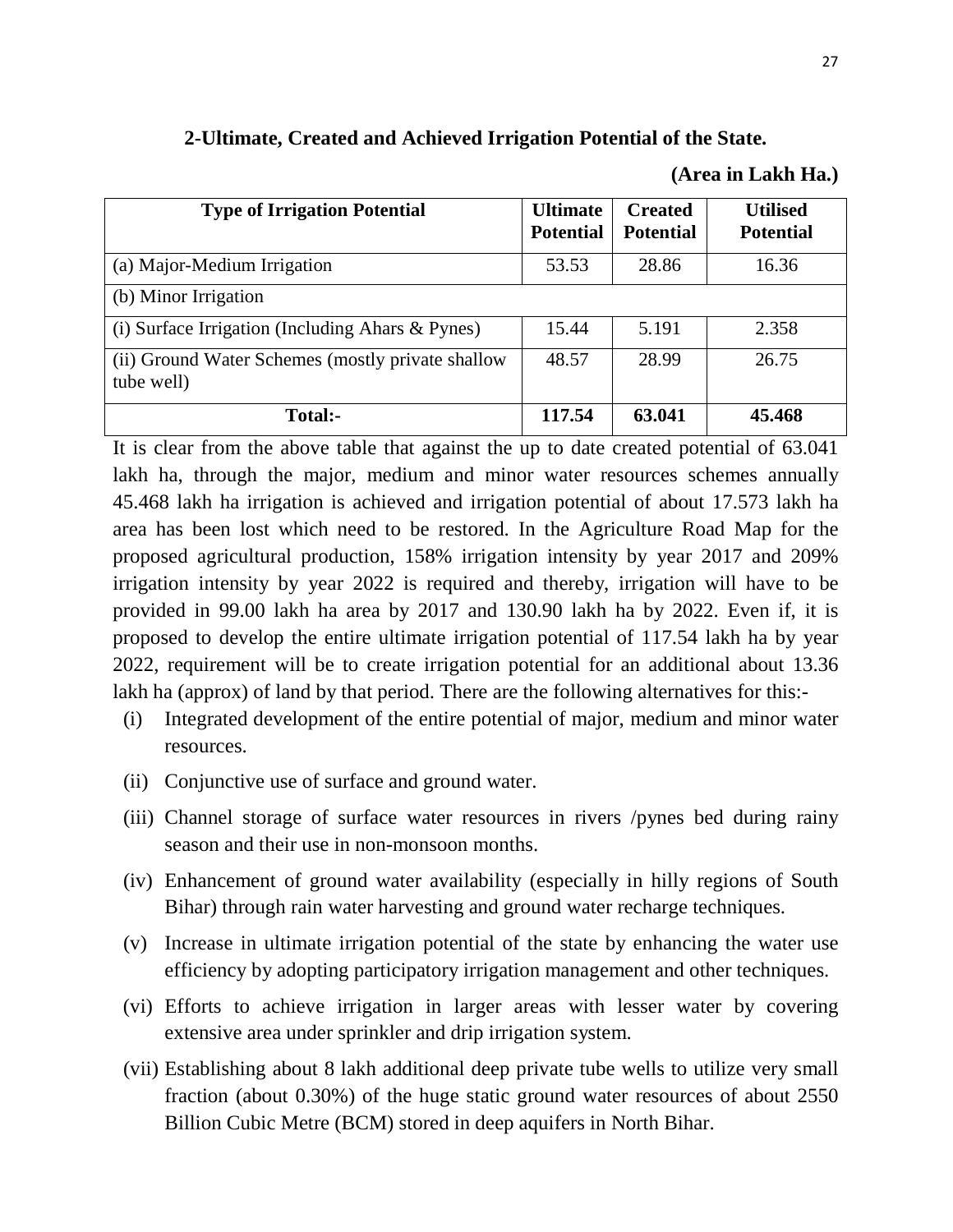## 2-Ultimate, Created and Achieved Irrigation Potential of the State.

**(Area in Lakh Ha.)**

| Type of Irrigation Potential | Ultimate Potential | Created Potential | Utilised Potential |
|---|---|---|---|
| (a) Major-Medium Irrigation | 53.53 | 28.86 | 16.36 |
| (b) Minor Irrigation | | | |
| (i) Surface Irrigation (Including Ahars & Pynes) | 15.44 | 5.191 | 2.358 |
| (ii) Ground Water Schemes (mostly private shallow tube well) | 48.57 | 28.99 | 26.75 |
| **Total:-** | **117.54** | **63.041** | **45.468** |

It is clear from the above table that against the up to date created potential of 63.041 lakh ha, through the major, medium and minor water resources schemes annually 45.468 lakh ha irrigation is achieved and irrigation potential of about 17.573 lakh ha area has been lost which need to be restored. In the Agriculture Road Map for the proposed agricultural production, 158% irrigation intensity by year 2017 and 209% irrigation intensity by year 2022 is required and thereby, irrigation will have to be provided in 99.00 lakh ha area by 2017 and 130.90 lakh ha by 2022. Even if, it is proposed to develop the entire ultimate irrigation potential of 117.54 lakh ha by year 2022, requirement will be to create irrigation potential for an additional about 13.36 lakh ha (approx) of land by that period. There are the following alternatives for this:-

(i) Integrated development of the entire potential of major, medium and minor water resources.

(ii) Conjunctive use of surface and ground water.

(iii) Channel storage of surface water resources in rivers /pynes bed during rainy season and their use in non-monsoon months.

(iv) Enhancement of ground water availability (especially in hilly regions of South Bihar) through rain water harvesting and ground water recharge techniques.

(v) Increase in ultimate irrigation potential of the state by enhancing the water use efficiency by adopting participatory irrigation management and other techniques.

(vi) Efforts to achieve irrigation in larger areas with lesser water by covering extensive area under sprinkler and drip irrigation system.

(vii) Establishing about 8 lakh additional deep private tube wells to utilize very small fraction (about 0.30%) of the huge static ground water resources of about 2550 Billion Cubic Metre (BCM) stored in deep aquifers in North Bihar.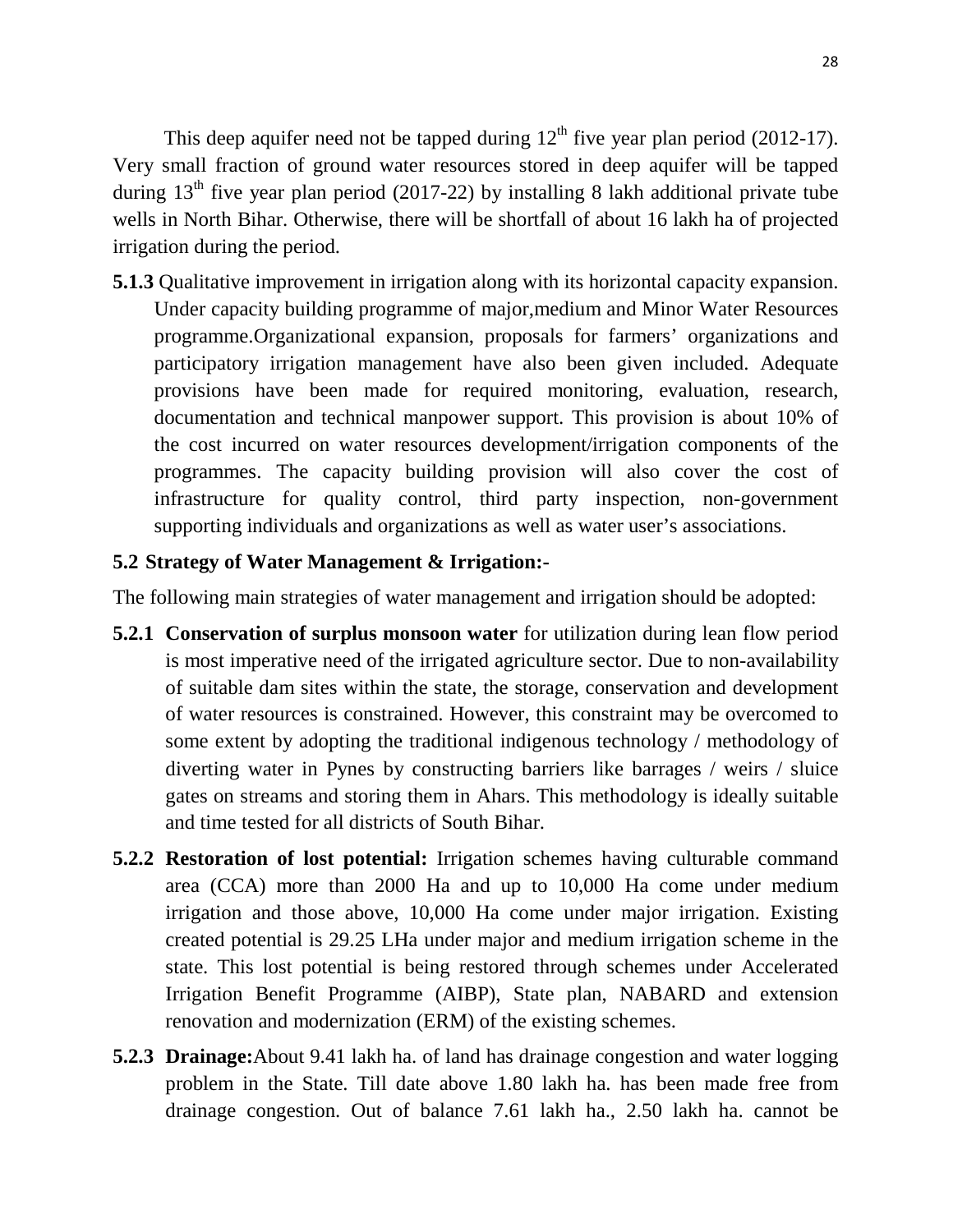This deep aquifer need not be tapped during 12th five year plan period (2012-17). Very small fraction of ground water resources stored in deep aquifer will be tapped during 13th five year plan period (2017-22) by installing 8 lakh additional private tube wells in North Bihar. Otherwise, there will be shortfall of about 16 lakh ha of projected irrigation during the period.

**5.1.3** Qualitative improvement in irrigation along with its horizontal capacity expansion. Under capacity building programme of major,medium and Minor Water Resources programme.Organizational expansion, proposals for farmers' organizations and participatory irrigation management have also been given included. Adequate provisions have been made for required monitoring, evaluation, research, documentation and technical manpower support. This provision is about 10% of the cost incurred on water resources development/irrigation components of the programmes. The capacity building provision will also cover the cost of infrastructure for quality control, third party inspection, non-government supporting individuals and organizations as well as water user's associations.

### 5.2 Strategy of Water Management & Irrigation:-

The following main strategies of water management and irrigation should be adopted:

**5.2.1 Conservation of surplus monsoon water** for utilization during lean flow period is most imperative need of the irrigated agriculture sector. Due to non-availability of suitable dam sites within the state, the storage, conservation and development of water resources is constrained. However, this constraint may be overcomed to some extent by adopting the traditional indigenous technology / methodology of diverting water in Pynes by constructing barriers like barrages / weirs / sluice gates on streams and storing them in Ahars. This methodology is ideally suitable and time tested for all districts of South Bihar.

**5.2.2 Restoration of lost potential:** Irrigation schemes having culturable command area (CCA) more than 2000 Ha and up to 10,000 Ha come under medium irrigation and those above, 10,000 Ha come under major irrigation. Existing created potential is 29.25 LHa under major and medium irrigation scheme in the state. This lost potential is being restored through schemes under Accelerated Irrigation Benefit Programme (AIBP), State plan, NABARD and extension renovation and modernization (ERM) of the existing schemes.

**5.2.3 Drainage:**About 9.41 lakh ha. of land has drainage congestion and water logging problem in the State. Till date above 1.80 lakh ha. has been made free from drainage congestion. Out of balance 7.61 lakh ha., 2.50 lakh ha. cannot be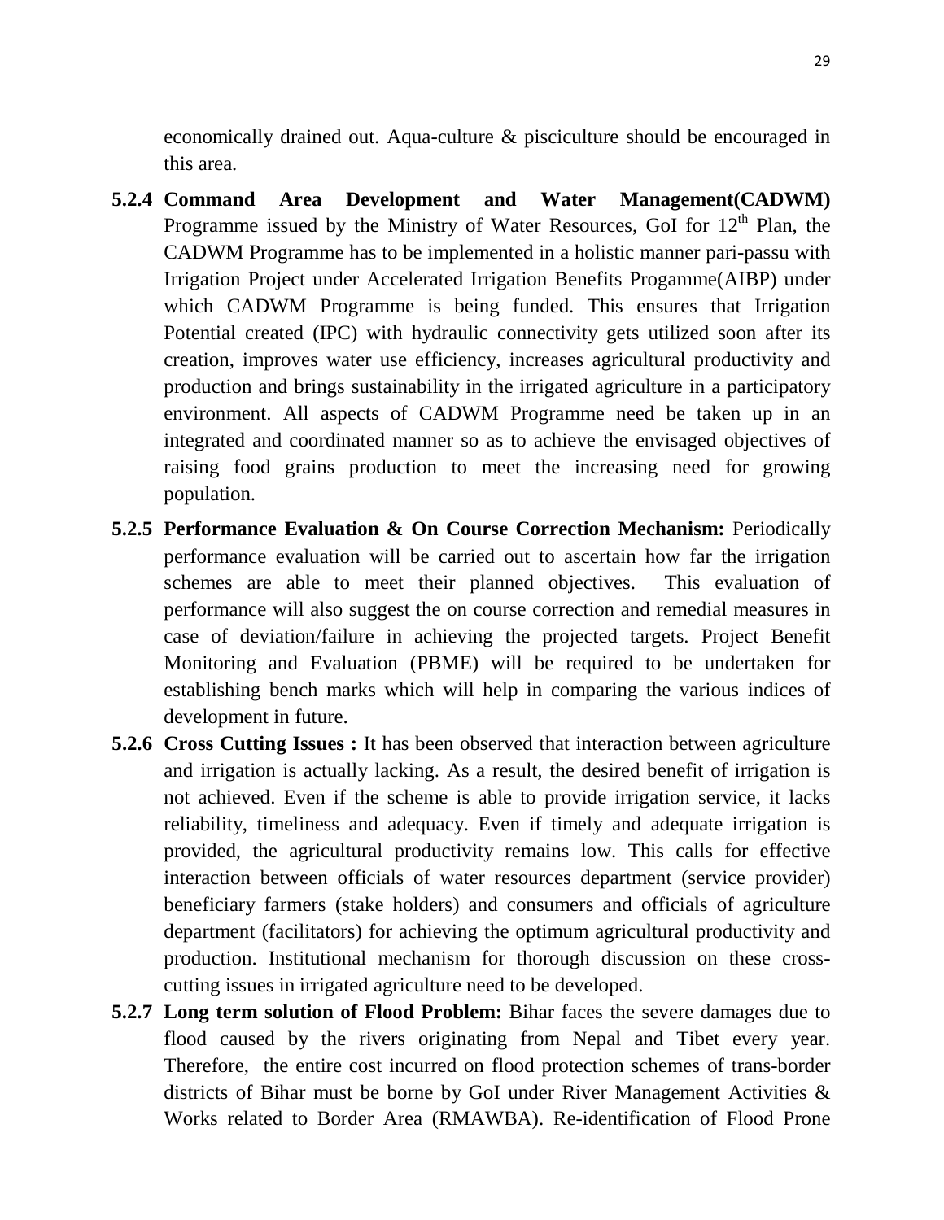economically drained out. Aqua-culture & pisciculture should be encouraged in this area.

**5.2.4 Command Area Development and Water Management(CADWM)** Programme issued by the Ministry of Water Resources, GoI for 12th Plan, the CADWM Programme has to be implemented in a holistic manner pari-passu with Irrigation Project under Accelerated Irrigation Benefits Progamme(AIBP) under which CADWM Programme is being funded. This ensures that Irrigation Potential created (IPC) with hydraulic connectivity gets utilized soon after its creation, improves water use efficiency, increases agricultural productivity and production and brings sustainability in the irrigated agriculture in a participatory environment. All aspects of CADWM Programme need be taken up in an integrated and coordinated manner so as to achieve the envisaged objectives of raising food grains production to meet the increasing need for growing population.

**5.2.5 Performance Evaluation & On Course Correction Mechanism:** Periodically performance evaluation will be carried out to ascertain how far the irrigation schemes are able to meet their planned objectives. This evaluation of performance will also suggest the on course correction and remedial measures in case of deviation/failure in achieving the projected targets. Project Benefit Monitoring and Evaluation (PBME) will be required to be undertaken for establishing bench marks which will help in comparing the various indices of development in future.

**5.2.6 Cross Cutting Issues :** It has been observed that interaction between agriculture and irrigation is actually lacking. As a result, the desired benefit of irrigation is not achieved. Even if the scheme is able to provide irrigation service, it lacks reliability, timeliness and adequacy. Even if timely and adequate irrigation is provided, the agricultural productivity remains low. This calls for effective interaction between officials of water resources department (service provider) beneficiary farmers (stake holders) and consumers and officials of agriculture department (facilitators) for achieving the optimum agricultural productivity and production. Institutional mechanism for thorough discussion on these cross-cutting issues in irrigated agriculture need to be developed.

**5.2.7 Long term solution of Flood Problem:** Bihar faces the severe damages due to flood caused by the rivers originating from Nepal and Tibet every year. Therefore, the entire cost incurred on flood protection schemes of trans-border districts of Bihar must be borne by GoI under River Management Activities & Works related to Border Area (RMAWBA). Re-identification of Flood Prone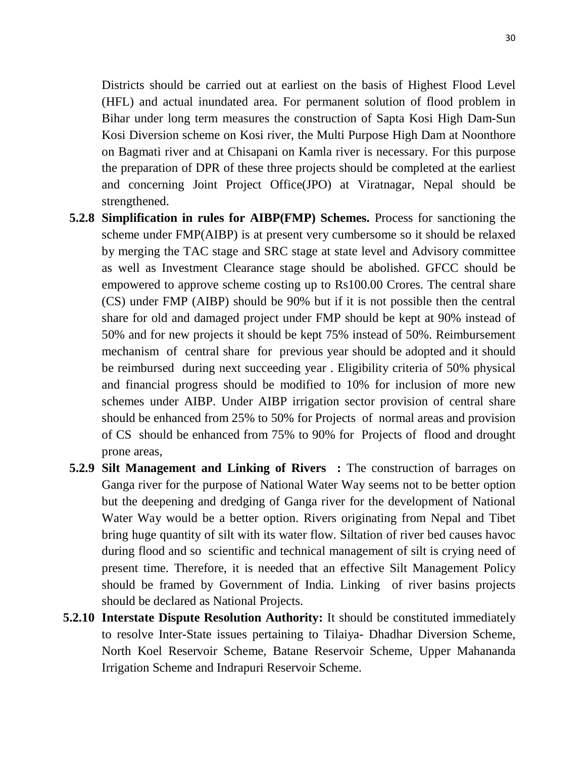Districts should be carried out at earliest on the basis of Highest Flood Level (HFL) and actual inundated area. For permanent solution of flood problem in Bihar under long term measures the construction of Sapta Kosi High Dam-Sun Kosi Diversion scheme on Kosi river, the Multi Purpose High Dam at Noonthore on Bagmati river and at Chisapani on Kamla river is necessary. For this purpose the preparation of DPR of these three projects should be completed at the earliest and concerning Joint Project Office(JPO) at Viratnagar, Nepal should be strengthened.

**5.2.8 Simplification in rules for AIBP(FMP) Schemes.** Process for sanctioning the scheme under FMP(AIBP) is at present very cumbersome so it should be relaxed by merging the TAC stage and SRC stage at state level and Advisory committee as well as Investment Clearance stage should be abolished. GFCC should be empowered to approve scheme costing up to Rs100.00 Crores. The central share (CS) under FMP (AIBP) should be 90% but if it is not possible then the central share for old and damaged project under FMP should be kept at 90% instead of 50% and for new projects it should be kept 75% instead of 50%. Reimbursement mechanism of central share for previous year should be adopted and it should be reimbursed during next succeeding year . Eligibility criteria of 50% physical and financial progress should be modified to 10% for inclusion of more new schemes under AIBP. Under AIBP irrigation sector provision of central share should be enhanced from 25% to 50% for Projects of normal areas and provision of CS should be enhanced from 75% to 90% for Projects of flood and drought prone areas,

**5.2.9 Silt Management and Linking of Rivers :** The construction of barrages on Ganga river for the purpose of National Water Way seems not to be better option but the deepening and dredging of Ganga river for the development of National Water Way would be a better option. Rivers originating from Nepal and Tibet bring huge quantity of silt with its water flow. Siltation of river bed causes havoc during flood and so scientific and technical management of silt is crying need of present time. Therefore, it is needed that an effective Silt Management Policy should be framed by Government of India. Linking of river basins projects should be declared as National Projects.

**5.2.10 Interstate Dispute Resolution Authority:** It should be constituted immediately to resolve Inter-State issues pertaining to Tilaiya- Dhadhar Diversion Scheme, North Koel Reservoir Scheme, Batane Reservoir Scheme, Upper Mahananda Irrigation Scheme and Indrapuri Reservoir Scheme.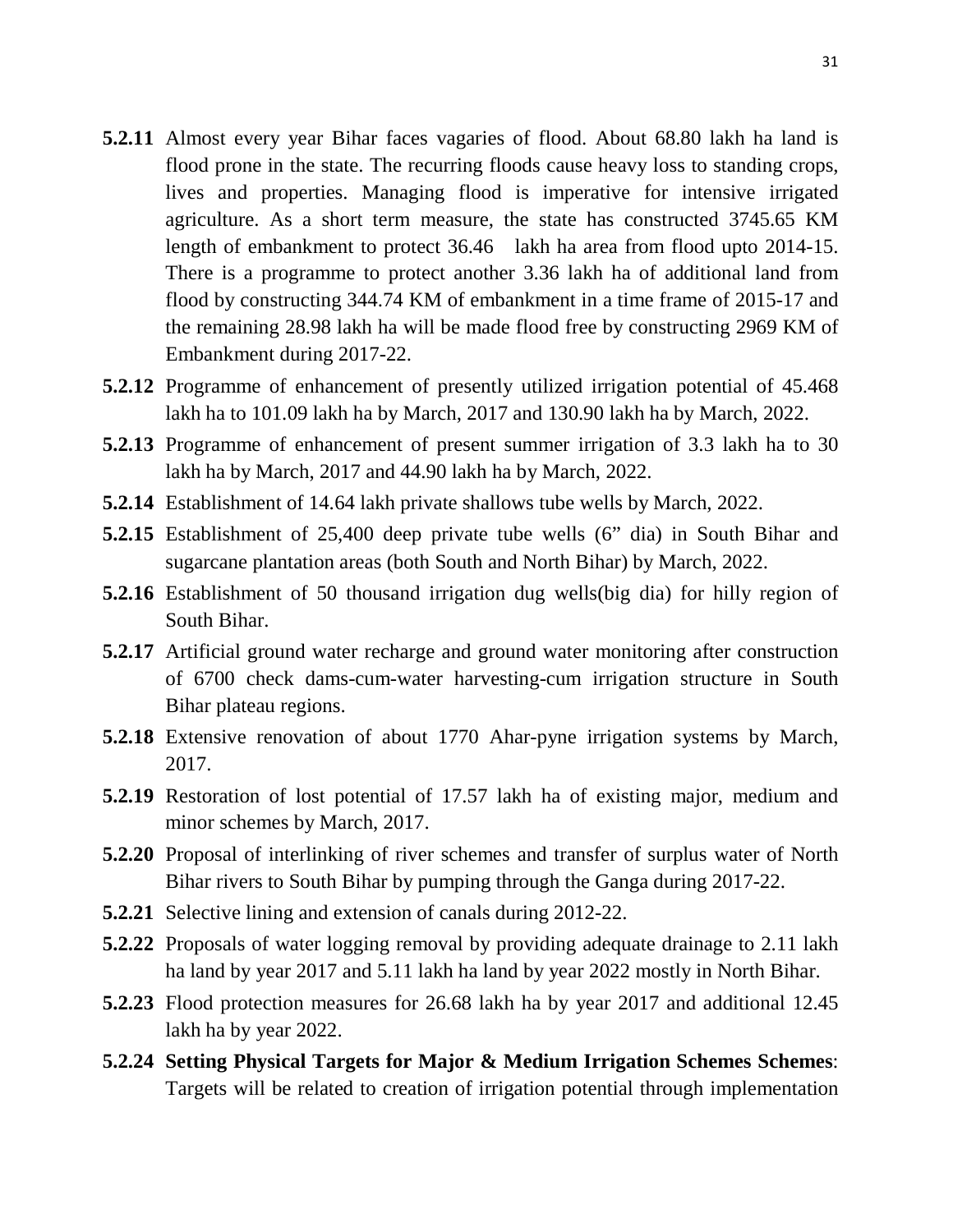**5.2.11** Almost every year Bihar faces vagaries of flood. About 68.80 lakh ha land is flood prone in the state. The recurring floods cause heavy loss to standing crops, lives and properties. Managing flood is imperative for intensive irrigated agriculture. As a short term measure, the state has constructed 3745.65 KM length of embankment to protect 36.46 lakh ha area from flood upto 2014-15. There is a programme to protect another 3.36 lakh ha of additional land from flood by constructing 344.74 KM of embankment in a time frame of 2015-17 and the remaining 28.98 lakh ha will be made flood free by constructing 2969 KM of Embankment during 2017-22.

**5.2.12** Programme of enhancement of presently utilized irrigation potential of 45.468 lakh ha to 101.09 lakh ha by March, 2017 and 130.90 lakh ha by March, 2022.

**5.2.13** Programme of enhancement of present summer irrigation of 3.3 lakh ha to 30 lakh ha by March, 2017 and 44.90 lakh ha by March, 2022.

**5.2.14** Establishment of 14.64 lakh private shallows tube wells by March, 2022.

**5.2.15** Establishment of 25,400 deep private tube wells (6" dia) in South Bihar and sugarcane plantation areas (both South and North Bihar) by March, 2022.

**5.2.16** Establishment of 50 thousand irrigation dug wells(big dia) for hilly region of South Bihar.

**5.2.17** Artificial ground water recharge and ground water monitoring after construction of 6700 check dams-cum-water harvesting-cum irrigation structure in South Bihar plateau regions.

**5.2.18** Extensive renovation of about 1770 Ahar-pyne irrigation systems by March, 2017.

**5.2.19** Restoration of lost potential of 17.57 lakh ha of existing major, medium and minor schemes by March, 2017.

**5.2.20** Proposal of interlinking of river schemes and transfer of surplus water of North Bihar rivers to South Bihar by pumping through the Ganga during 2017-22.

**5.2.21** Selective lining and extension of canals during 2012-22.

**5.2.22** Proposals of water logging removal by providing adequate drainage to 2.11 lakh ha land by year 2017 and 5.11 lakh ha land by year 2022 mostly in North Bihar.

**5.2.23** Flood protection measures for 26.68 lakh ha by year 2017 and additional 12.45 lakh ha by year 2022.

**5.2.24 Setting Physical Targets for Major & Medium Irrigation Schemes Schemes**: Targets will be related to creation of irrigation potential through implementation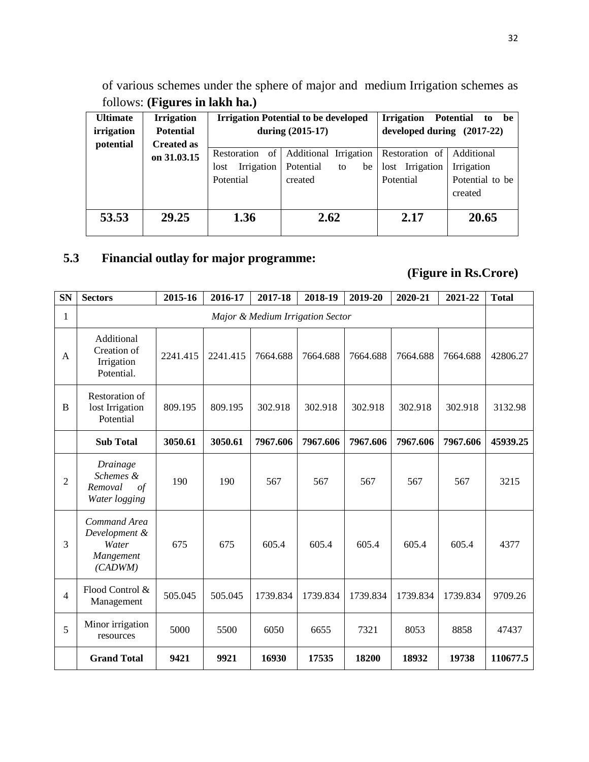of various schemes under the sphere of major and medium Irrigation schemes as follows: **(Figures in lakh ha.)**

| Ultimate irrigation potential | Irrigation Potential Created as on 31.03.15 | Irrigation Potential to be developed during (2015-17) | | Irrigation Potential to be developed during (2017-22) | |
|---|---|---|---|---|---|
| | | Restoration of lost Irrigation Potential | Additional Irrigation Potential to be created | Restoration of lost Irrigation Potential | Additional Irrigation Potential to be created |
| **53.53** | **29.25** | **1.36** | **2.62** | **2.17** | **20.65** |

## 5.3 Financial outlay for major programme:

**(Figure in Rs.Crore)**

| SN | Sectors | 2015-16 | 2016-17 | 2017-18 | 2018-19 | 2019-20 | 2020-21 | 2021-22 | Total |
|---|---|---|---|---|---|---|---|---|---|
| 1 | *Major & Medium Irrigation Sector* | | | | | | | | |
| A | Additional Creation of Irrigation Potential. | 2241.415 | 2241.415 | 7664.688 | 7664.688 | 7664.688 | 7664.688 | 7664.688 | 42806.27 |
| B | Restoration of lost Irrigation Potential | 809.195 | 809.195 | 302.918 | 302.918 | 302.918 | 302.918 | 302.918 | 3132.98 |
| | **Sub Total** | **3050.61** | **3050.61** | **7967.606** | **7967.606** | **7967.606** | **7967.606** | **7967.606** | **45939.25** |
| 2 | *Drainage Schemes & Removal of Water logging* | 190 | 190 | 567 | 567 | 567 | 567 | 567 | 3215 |
| 3 | *Command Area Development & Water Mangement (CADWM)* | 675 | 675 | 605.4 | 605.4 | 605.4 | 605.4 | 605.4 | 4377 |
| 4 | Flood Control & Management | 505.045 | 505.045 | 1739.834 | 1739.834 | 1739.834 | 1739.834 | 1739.834 | 9709.26 |
| 5 | Minor irrigation resources | 5000 | 5500 | 6050 | 6655 | 7321 | 8053 | 8858 | 47437 |
| | **Grand Total** | **9421** | **9921** | **16930** | **17535** | **18200** | **18932** | **19738** | **110677.5** |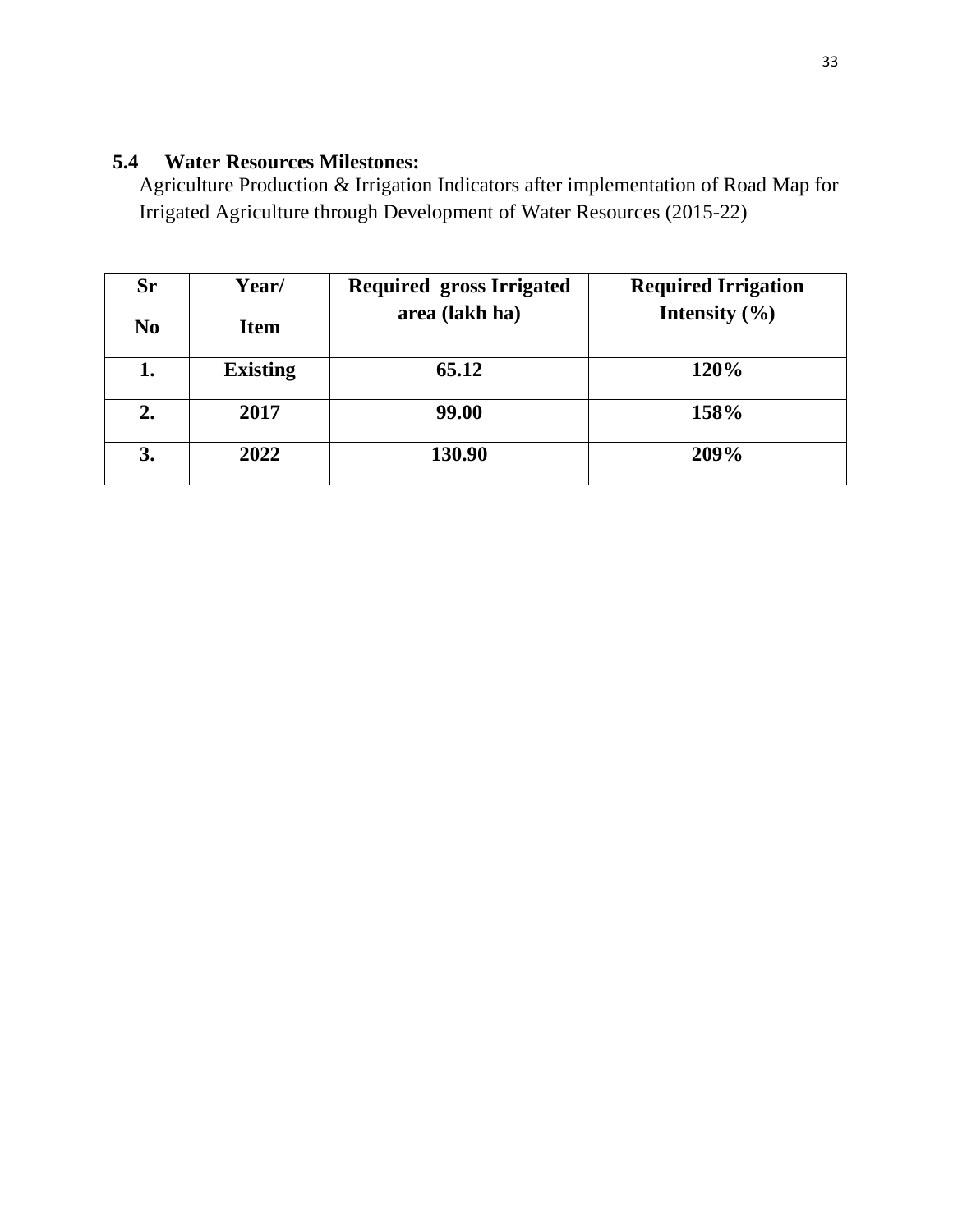### 5.4 Water Resources Milestones:

Agriculture Production & Irrigation Indicators after implementation of Road Map for Irrigated Agriculture through Development of Water Resources (2015-22)

| Sr No | Year/ Item | Required gross Irrigated area (lakh ha) | Required Irrigation Intensity (%) |
|---|---|---|---|
| 1. | Existing | 65.12 | 120% |
| 2. | 2017 | 99.00 | 158% |
| 3. | 2022 | 130.90 | 209% |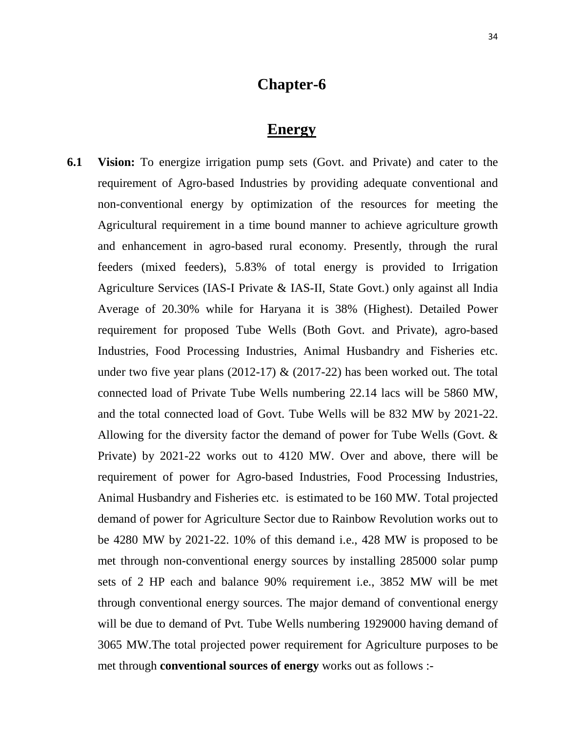# Chapter-6

## Energy

**6.1 Vision:** To energize irrigation pump sets (Govt. and Private) and cater to the requirement of Agro-based Industries by providing adequate conventional and non-conventional energy by optimization of the resources for meeting the Agricultural requirement in a time bound manner to achieve agriculture growth and enhancement in agro-based rural economy. Presently, through the rural feeders (mixed feeders), 5.83% of total energy is provided to Irrigation Agriculture Services (IAS-I Private & IAS-II, State Govt.) only against all India Average of 20.30% while for Haryana it is 38% (Highest). Detailed Power requirement for proposed Tube Wells (Both Govt. and Private), agro-based Industries, Food Processing Industries, Animal Husbandry and Fisheries etc. under two five year plans (2012-17) & (2017-22) has been worked out. The total connected load of Private Tube Wells numbering 22.14 lacs will be 5860 MW, and the total connected load of Govt. Tube Wells will be 832 MW by 2021-22. Allowing for the diversity factor the demand of power for Tube Wells (Govt. & Private) by 2021-22 works out to 4120 MW. Over and above, there will be requirement of power for Agro-based Industries, Food Processing Industries, Animal Husbandry and Fisheries etc. is estimated to be 160 MW. Total projected demand of power for Agriculture Sector due to Rainbow Revolution works out to be 4280 MW by 2021-22. 10% of this demand i.e., 428 MW is proposed to be met through non-conventional energy sources by installing 285000 solar pump sets of 2 HP each and balance 90% requirement i.e., 3852 MW will be met through conventional energy sources. The major demand of conventional energy will be due to demand of Pvt. Tube Wells numbering 1929000 having demand of 3065 MW.The total projected power requirement for Agriculture purposes to be met through **conventional sources of energy** works out as follows :-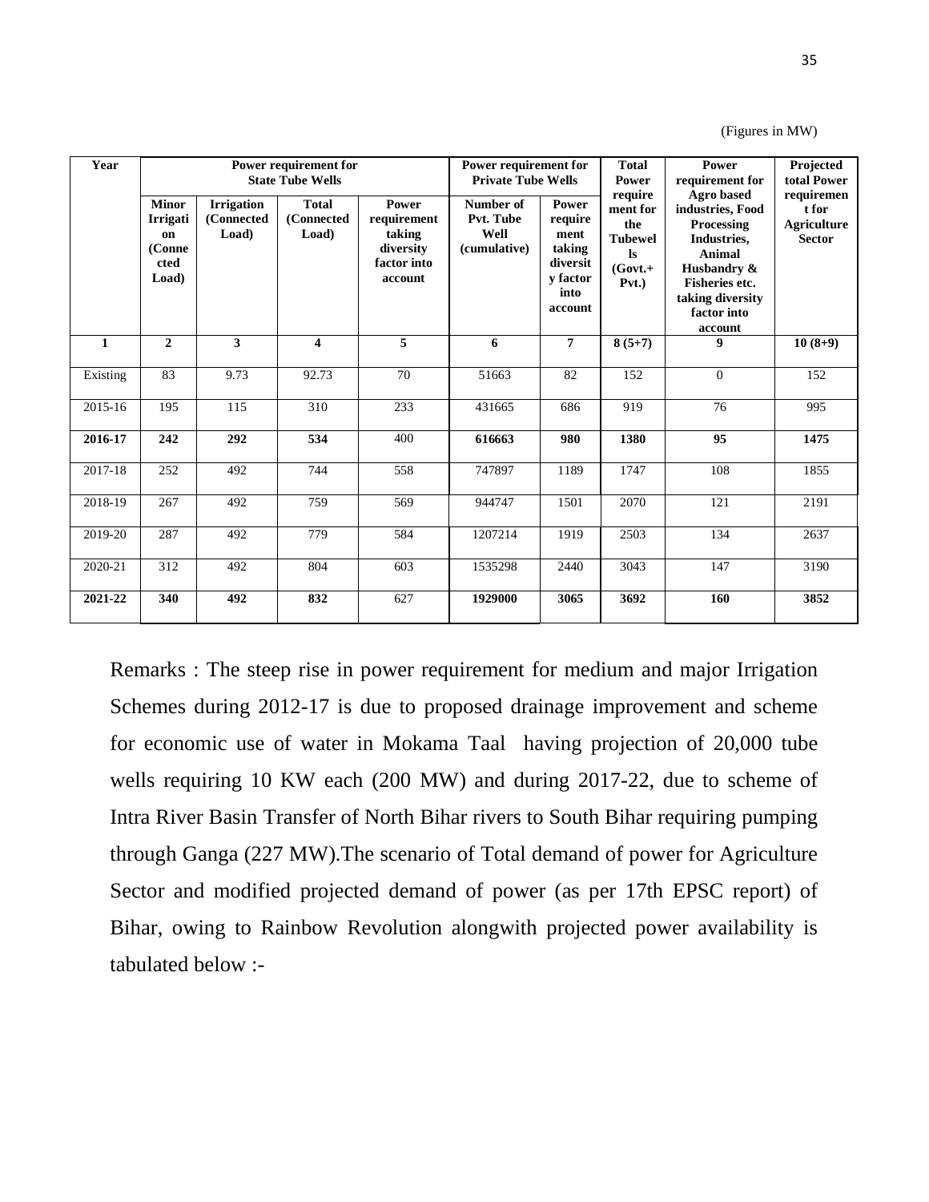(Figures in MW)

| Year | Power requirement for State Tube Wells | | | | Power requirement for Private Tube Wells | | Total Power requirement for the Tubewells (Govt.+ Pvt.) | Power requirement for Agro based industries, Food Processing Industries, Animal Husbandry & Fisheries etc. taking diversity factor into account | Projected total Power requirement for Agriculture Sector |
|---|---|---|---|---|---|---|---|---|---|
| | Minor Irrigation (Connected Load) | Irrigation (Connected Load) | Total (Connected Load) | Power requirement taking diversity factor into account | Number of Pvt. Tube Well (cumulative) | Power requirement taking diversity factor into account | | | |
| **1** | **2** | **3** | **4** | **5** | **6** | **7** | **8 (5+7)** | **9** | **10 (8+9)** |
| Existing | 83 | 9.73 | 92.73 | 70 | 51663 | 82 | 152 | 0 | 152 |
| 2015-16 | 195 | 115 | 310 | 233 | 431665 | 686 | 919 | 76 | 995 |
| **2016-17** | **242** | **292** | **534** | 400 | **616663** | **980** | **1380** | **95** | **1475** |
| 2017-18 | 252 | 492 | 744 | 558 | 747897 | 1189 | 1747 | 108 | 1855 |
| 2018-19 | 267 | 492 | 759 | 569 | 944747 | 1501 | 2070 | 121 | 2191 |
| 2019-20 | 287 | 492 | 779 | 584 | 1207214 | 1919 | 2503 | 134 | 2637 |
| 2020-21 | 312 | 492 | 804 | 603 | 1535298 | 2440 | 3043 | 147 | 3190 |
| **2021-22** | **340** | **492** | **832** | 627 | **1929000** | **3065** | **3692** | **160** | **3852** |

Remarks : The steep rise in power requirement for medium and major Irrigation Schemes during 2012-17 is due to proposed drainage improvement and scheme for economic use of water in Mokama Taal having projection of 20,000 tube wells requiring 10 KW each (200 MW) and during 2017-22, due to scheme of Intra River Basin Transfer of North Bihar rivers to South Bihar requiring pumping through Ganga (227 MW).The scenario of Total demand of power for Agriculture Sector and modified projected demand of power (as per 17th EPSC report) of Bihar, owing to Rainbow Revolution alongwith projected power availability is tabulated below :-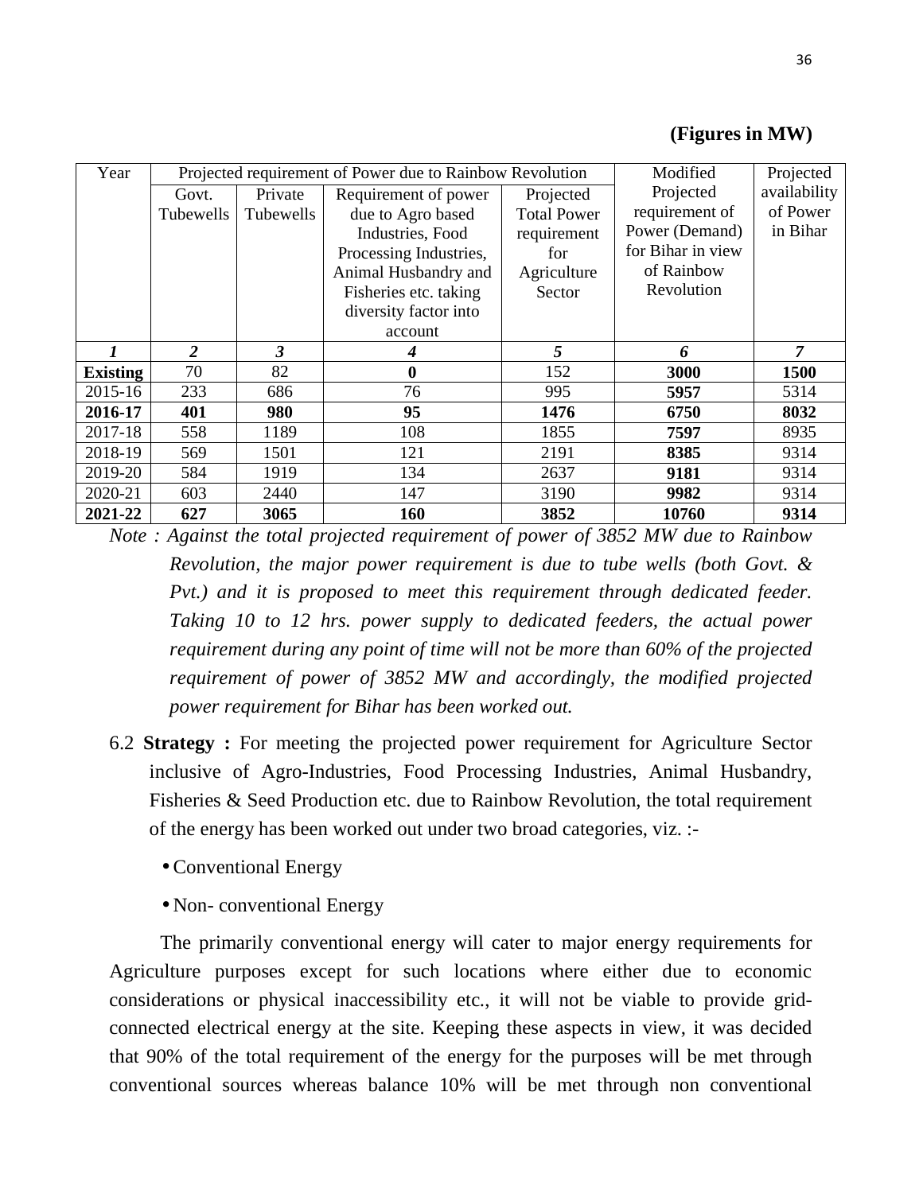**(Figures in MW)**

| Year | Projected requirement of Power due to Rainbow Revolution | | | | Modified Projected requirement of Power (Demand) for Bihar in view of Rainbow Revolution | Projected availability of Power in Bihar |
|---|---|---|---|---|---|---|
| | Govt. Tubewells | Private Tubewells | Requirement of power due to Agro based Industries, Food Processing Industries, Animal Husbandry and Fisheries etc. taking diversity factor into account | Projected Total Power requirement for Agriculture Sector | | |
| *1* | *2* | *3* | *4* | *5* | *6* | *7* |
| **Existing** | 70 | 82 | **0** | 152 | **3000** | **1500** |
| 2015-16 | 233 | 686 | 76 | 995 | **5957** | 5314 |
| **2016-17** | **401** | **980** | **95** | **1476** | **6750** | **8032** |
| 2017-18 | 558 | 1189 | 108 | 1855 | **7597** | 8935 |
| 2018-19 | 569 | 1501 | 121 | 2191 | **8385** | 9314 |
| 2019-20 | 584 | 1919 | 134 | 2637 | **9181** | 9314 |
| 2020-21 | 603 | 2440 | 147 | 3190 | **9982** | 9314 |
| **2021-22** | **627** | **3065** | **160** | **3852** | **10760** | **9314** |

*Note : Against the total projected requirement of power of 3852 MW due to Rainbow Revolution, the major power requirement is due to tube wells (both Govt. & Pvt.) and it is proposed to meet this requirement through dedicated feeder. Taking 10 to 12 hrs. power supply to dedicated feeders, the actual power requirement during any point of time will not be more than 60% of the projected requirement of power of 3852 MW and accordingly, the modified projected power requirement for Bihar has been worked out.*

6.2 **Strategy :** For meeting the projected power requirement for Agriculture Sector inclusive of Agro-Industries, Food Processing Industries, Animal Husbandry, Fisheries & Seed Production etc. due to Rainbow Revolution, the total requirement of the energy has been worked out under two broad categories, viz. :-

- Conventional Energy
- Non- conventional Energy

The primarily conventional energy will cater to major energy requirements for Agriculture purposes except for such locations where either due to economic considerations or physical inaccessibility etc., it will not be viable to provide grid-connected electrical energy at the site. Keeping these aspects in view, it was decided that 90% of the total requirement of the energy for the purposes will be met through conventional sources whereas balance 10% will be met through non conventional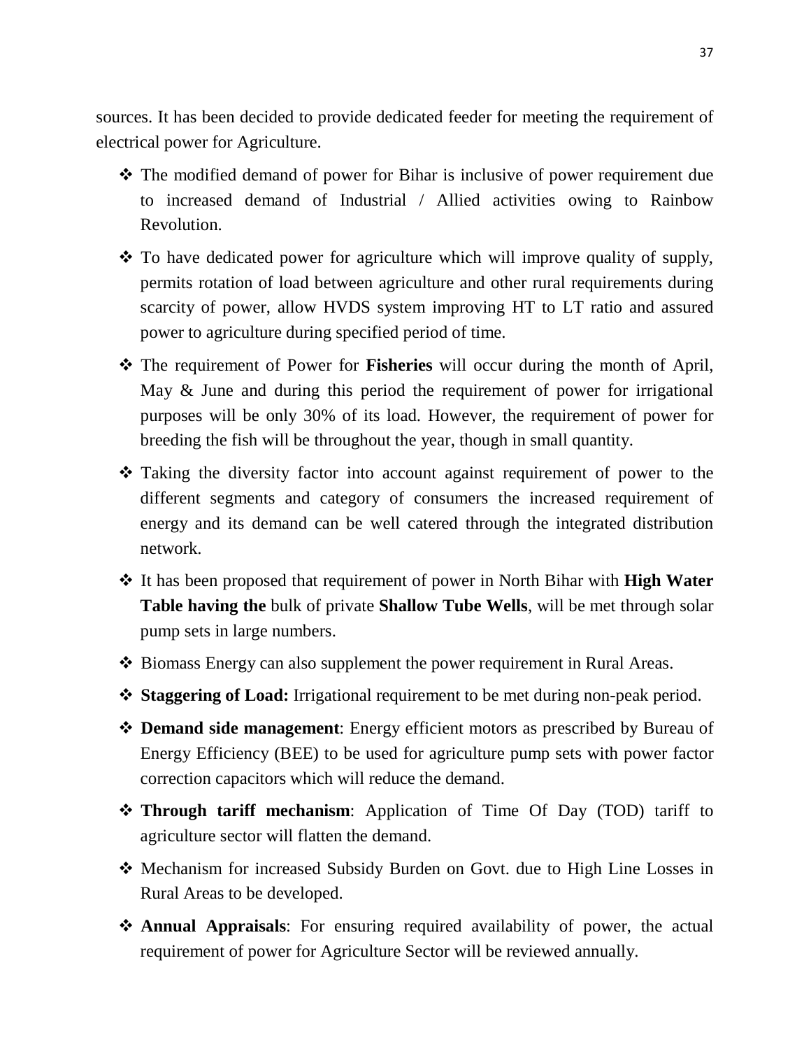sources. It has been decided to provide dedicated feeder for meeting the requirement of electrical power for Agriculture.

- The modified demand of power for Bihar is inclusive of power requirement due to increased demand of Industrial / Allied activities owing to Rainbow Revolution.
- To have dedicated power for agriculture which will improve quality of supply, permits rotation of load between agriculture and other rural requirements during scarcity of power, allow HVDS system improving HT to LT ratio and assured power to agriculture during specified period of time.
- The requirement of Power for **Fisheries** will occur during the month of April, May & June and during this period the requirement of power for irrigational purposes will be only 30% of its load. However, the requirement of power for breeding the fish will be throughout the year, though in small quantity.
- Taking the diversity factor into account against requirement of power to the different segments and category of consumers the increased requirement of energy and its demand can be well catered through the integrated distribution network.
- It has been proposed that requirement of power in North Bihar with **High Water Table having the** bulk of private **Shallow Tube Wells**, will be met through solar pump sets in large numbers.
- Biomass Energy can also supplement the power requirement in Rural Areas.
- **Staggering of Load:** Irrigational requirement to be met during non-peak period.
- **Demand side management**: Energy efficient motors as prescribed by Bureau of Energy Efficiency (BEE) to be used for agriculture pump sets with power factor correction capacitors which will reduce the demand.
- **Through tariff mechanism**: Application of Time Of Day (TOD) tariff to agriculture sector will flatten the demand.
- Mechanism for increased Subsidy Burden on Govt. due to High Line Losses in Rural Areas to be developed.
- **Annual Appraisals**: For ensuring required availability of power, the actual requirement of power for Agriculture Sector will be reviewed annually.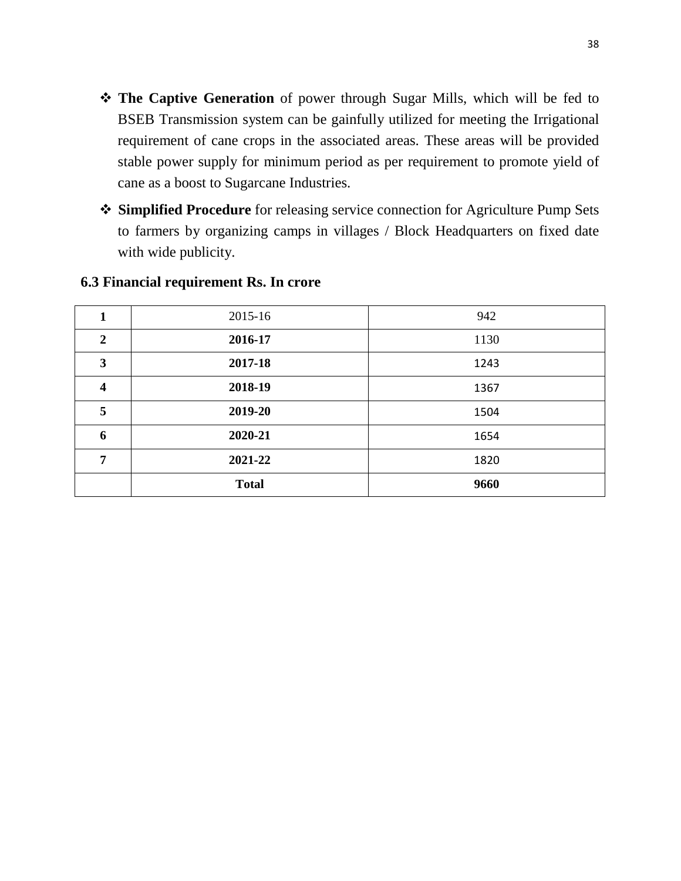- **The Captive Generation** of power through Sugar Mills, which will be fed to BSEB Transmission system can be gainfully utilized for meeting the Irrigational requirement of cane crops in the associated areas. These areas will be provided stable power supply for minimum period as per requirement to promote yield of cane as a boost to Sugarcane Industries.
- **Simplified Procedure** for releasing service connection for Agriculture Pump Sets to farmers by organizing camps in villages / Block Headquarters on fixed date with wide publicity.

### 6.3 Financial requirement Rs. In crore

| | | |
|---|---|---|
| **1** | 2015-16 | 942 |
| **2** | **2016-17** | 1130 |
| **3** | **2017-18** | 1243 |
| **4** | **2018-19** | 1367 |
| **5** | **2019-20** | 1504 |
| **6** | **2020-21** | 1654 |
| **7** | **2021-22** | 1820 |
| | **Total** | **9660** |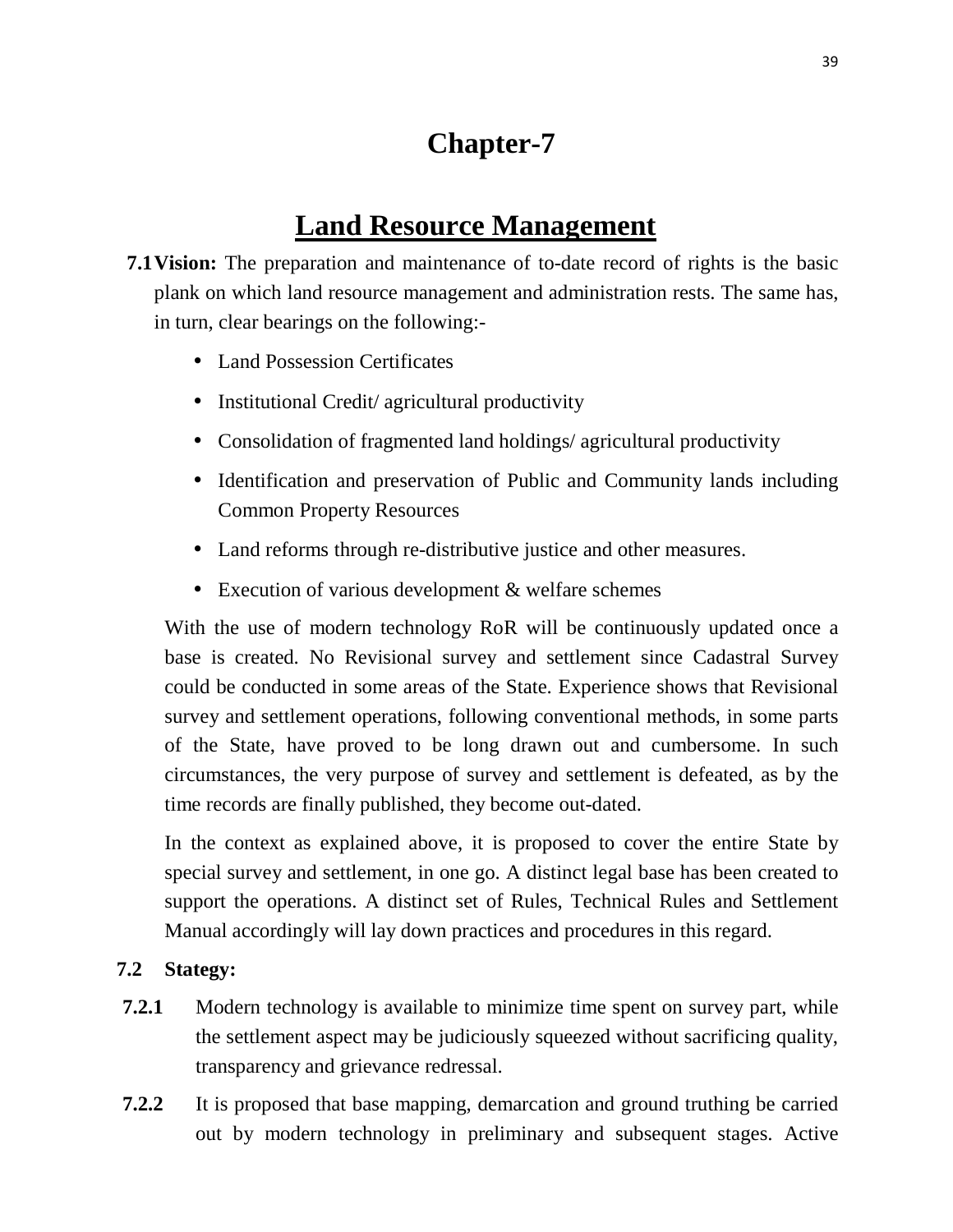# Chapter-7

## Land Resource Management

**7.1 Vision:** The preparation and maintenance of to-date record of rights is the basic plank on which land resource management and administration rests. The same has, in turn, clear bearings on the following:-

- Land Possession Certificates
- Institutional Credit/ agricultural productivity
- Consolidation of fragmented land holdings/ agricultural productivity
- Identification and preservation of Public and Community lands including Common Property Resources
- Land reforms through re-distributive justice and other measures.
- Execution of various development & welfare schemes

With the use of modern technology RoR will be continuously updated once a base is created. No Revisional survey and settlement since Cadastral Survey could be conducted in some areas of the State. Experience shows that Revisional survey and settlement operations, following conventional methods, in some parts of the State, have proved to be long drawn out and cumbersome. In such circumstances, the very purpose of survey and settlement is defeated, as by the time records are finally published, they become out-dated.

In the context as explained above, it is proposed to cover the entire State by special survey and settlement, in one go. A distinct legal base has been created to support the operations. A distinct set of Rules, Technical Rules and Settlement Manual accordingly will lay down practices and procedures in this regard.

**7.2 Stategy:**

**7.2.1** Modern technology is available to minimize time spent on survey part, while the settlement aspect may be judiciously squeezed without sacrificing quality, transparency and grievance redressal.

**7.2.2** It is proposed that base mapping, demarcation and ground truthing be carried out by modern technology in preliminary and subsequent stages. Active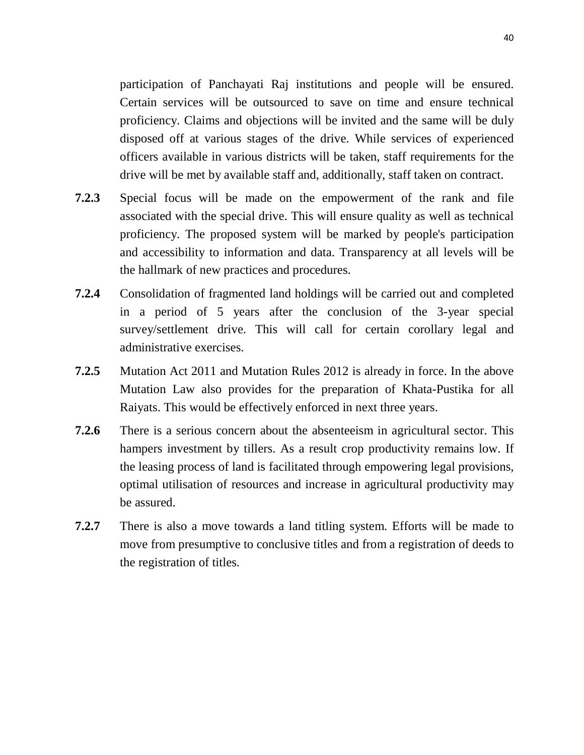participation of Panchayati Raj institutions and people will be ensured. Certain services will be outsourced to save on time and ensure technical proficiency. Claims and objections will be invited and the same will be duly disposed off at various stages of the drive. While services of experienced officers available in various districts will be taken, staff requirements for the drive will be met by available staff and, additionally, staff taken on contract.

**7.2.3** Special focus will be made on the empowerment of the rank and file associated with the special drive. This will ensure quality as well as technical proficiency. The proposed system will be marked by people's participation and accessibility to information and data. Transparency at all levels will be the hallmark of new practices and procedures.

**7.2.4** Consolidation of fragmented land holdings will be carried out and completed in a period of 5 years after the conclusion of the 3-year special survey/settlement drive. This will call for certain corollary legal and administrative exercises.

**7.2.5** Mutation Act 2011 and Mutation Rules 2012 is already in force. In the above Mutation Law also provides for the preparation of Khata-Pustika for all Raiyats. This would be effectively enforced in next three years.

**7.2.6** There is a serious concern about the absenteeism in agricultural sector. This hampers investment by tillers. As a result crop productivity remains low. If the leasing process of land is facilitated through empowering legal provisions, optimal utilisation of resources and increase in agricultural productivity may be assured.

**7.2.7** There is also a move towards a land titling system. Efforts will be made to move from presumptive to conclusive titles and from a registration of deeds to the registration of titles.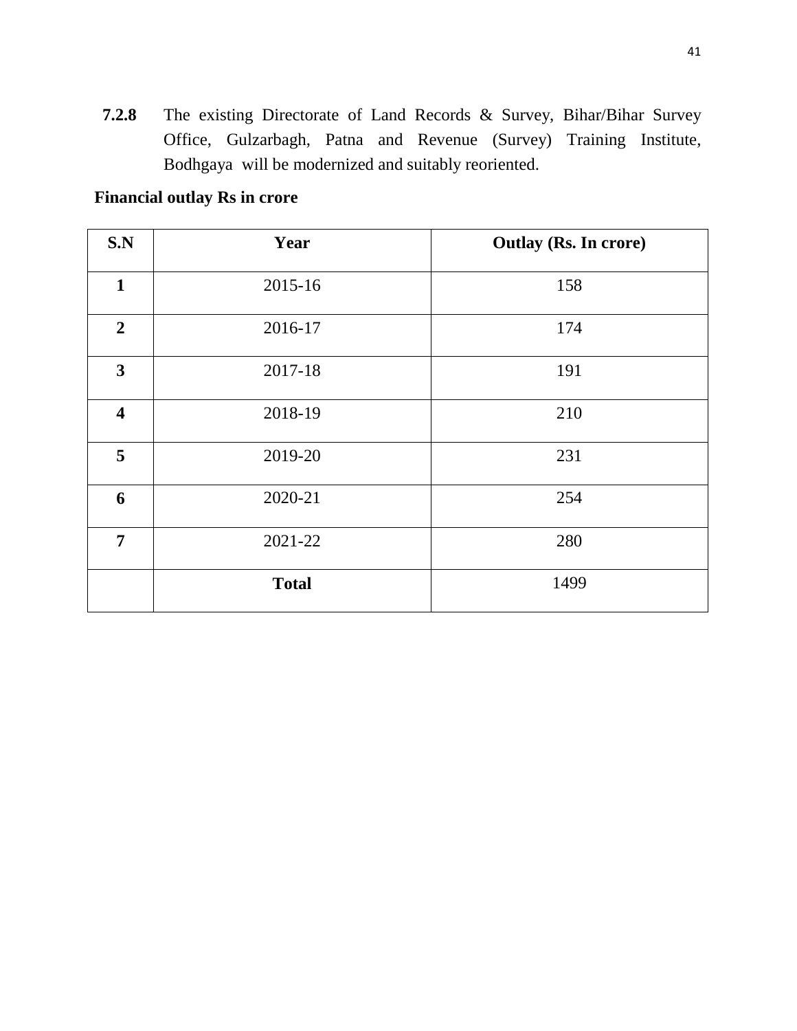**7.2.8** The existing Directorate of Land Records & Survey, Bihar/Bihar Survey Office, Gulzarbagh, Patna and Revenue (Survey) Training Institute, Bodhgaya will be modernized and suitably reoriented.

**Financial outlay Rs in crore**

| S.N | Year | Outlay (Rs. In crore) |
|---|---|---|
| **1** | 2015-16 | 158 |
| **2** | 2016-17 | 174 |
| **3** | 2017-18 | 191 |
| **4** | 2018-19 | 210 |
| **5** | 2019-20 | 231 |
| **6** | 2020-21 | 254 |
| **7** | 2021-22 | 280 |
| | **Total** | 1499 |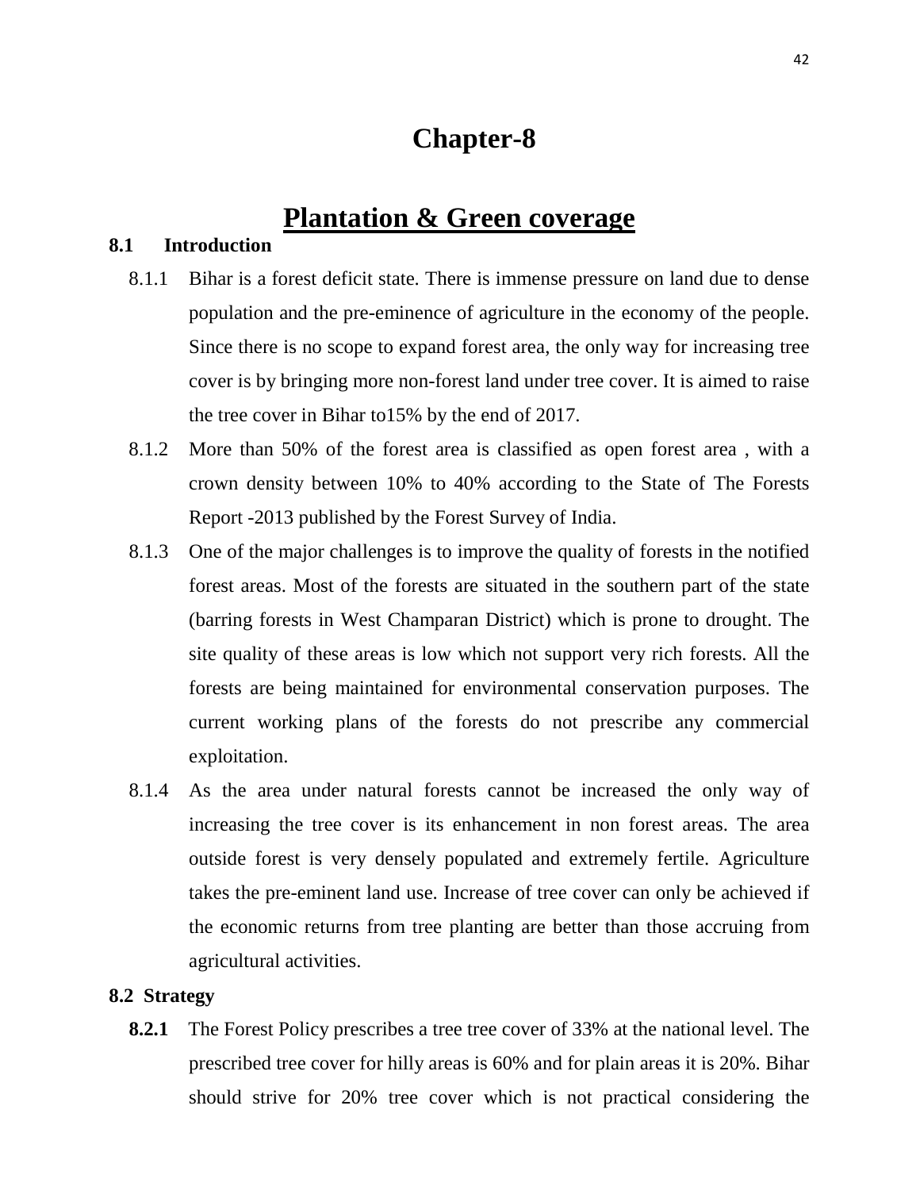# Chapter-8

## Plantation & Green coverage

### 8.1 Introduction

8.1.1 Bihar is a forest deficit state. There is immense pressure on land due to dense population and the pre-eminence of agriculture in the economy of the people. Since there is no scope to expand forest area, the only way for increasing tree cover is by bringing more non-forest land under tree cover. It is aimed to raise the tree cover in Bihar to15% by the end of 2017.

8.1.2 More than 50% of the forest area is classified as open forest area , with a crown density between 10% to 40% according to the State of The Forests Report -2013 published by the Forest Survey of India.

8.1.3 One of the major challenges is to improve the quality of forests in the notified forest areas. Most of the forests are situated in the southern part of the state (barring forests in West Champaran District) which is prone to drought. The site quality of these areas is low which not support very rich forests. All the forests are being maintained for environmental conservation purposes. The current working plans of the forests do not prescribe any commercial exploitation.

8.1.4 As the area under natural forests cannot be increased the only way of increasing the tree cover is its enhancement in non forest areas. The area outside forest is very densely populated and extremely fertile. Agriculture takes the pre-eminent land use. Increase of tree cover can only be achieved if the economic returns from tree planting are better than those accruing from agricultural activities.

### 8.2 Strategy

**8.2.1** The Forest Policy prescribes a tree tree cover of 33% at the national level. The prescribed tree cover for hilly areas is 60% and for plain areas it is 20%. Bihar should strive for 20% tree cover which is not practical considering the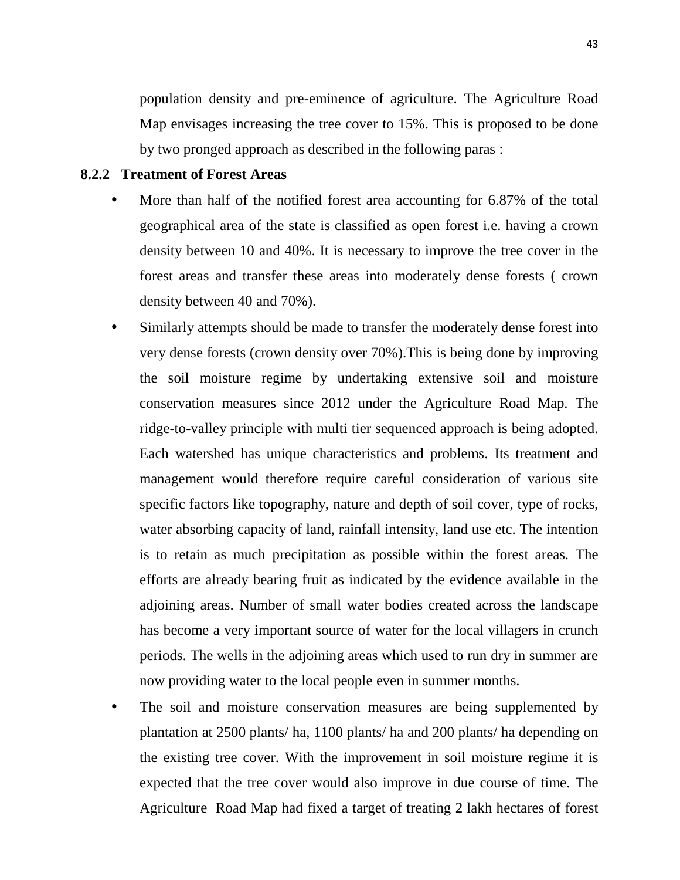population density and pre-eminence of agriculture. The Agriculture Road Map envisages increasing the tree cover to 15%. This is proposed to be done by two pronged approach as described in the following paras :

### 8.2.2 Treatment of Forest Areas

- More than half of the notified forest area accounting for 6.87% of the total geographical area of the state is classified as open forest i.e. having a crown density between 10 and 40%. It is necessary to improve the tree cover in the forest areas and transfer these areas into moderately dense forests ( crown density between 40 and 70%).
- Similarly attempts should be made to transfer the moderately dense forest into very dense forests (crown density over 70%).This is being done by improving the soil moisture regime by undertaking extensive soil and moisture conservation measures since 2012 under the Agriculture Road Map. The ridge-to-valley principle with multi tier sequenced approach is being adopted. Each watershed has unique characteristics and problems. Its treatment and management would therefore require careful consideration of various site specific factors like topography, nature and depth of soil cover, type of rocks, water absorbing capacity of land, rainfall intensity, land use etc. The intention is to retain as much precipitation as possible within the forest areas. The efforts are already bearing fruit as indicated by the evidence available in the adjoining areas. Number of small water bodies created across the landscape has become a very important source of water for the local villagers in crunch periods. The wells in the adjoining areas which used to run dry in summer are now providing water to the local people even in summer months.
- The soil and moisture conservation measures are being supplemented by plantation at 2500 plants/ ha, 1100 plants/ ha and 200 plants/ ha depending on the existing tree cover. With the improvement in soil moisture regime it is expected that the tree cover would also improve in due course of time. The Agriculture Road Map had fixed a target of treating 2 lakh hectares of forest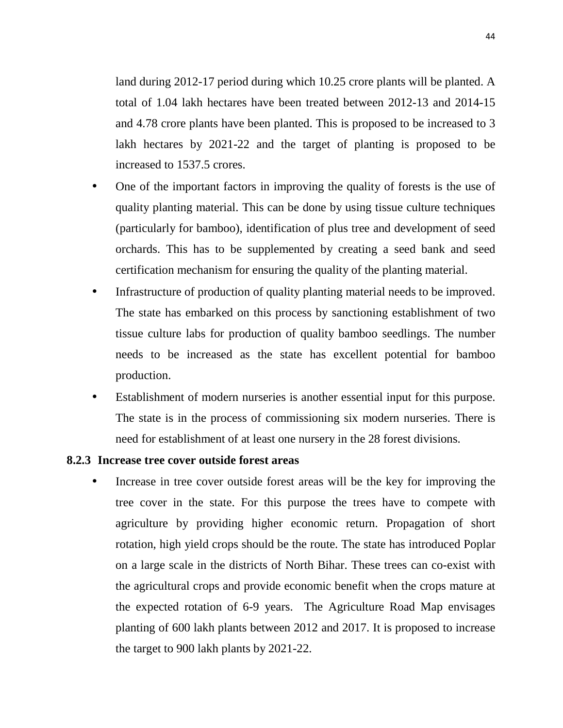land during 2012-17 period during which 10.25 crore plants will be planted. A total of 1.04 lakh hectares have been treated between 2012-13 and 2014-15 and 4.78 crore plants have been planted. This is proposed to be increased to 3 lakh hectares by 2021-22 and the target of planting is proposed to be increased to 1537.5 crores.

- One of the important factors in improving the quality of forests is the use of quality planting material. This can be done by using tissue culture techniques (particularly for bamboo), identification of plus tree and development of seed orchards. This has to be supplemented by creating a seed bank and seed certification mechanism for ensuring the quality of the planting material.
- Infrastructure of production of quality planting material needs to be improved. The state has embarked on this process by sanctioning establishment of two tissue culture labs for production of quality bamboo seedlings. The number needs to be increased as the state has excellent potential for bamboo production.
- Establishment of modern nurseries is another essential input for this purpose. The state is in the process of commissioning six modern nurseries. There is need for establishment of at least one nursery in the 28 forest divisions.

### 8.2.3 Increase tree cover outside forest areas

- Increase in tree cover outside forest areas will be the key for improving the tree cover in the state. For this purpose the trees have to compete with agriculture by providing higher economic return. Propagation of short rotation, high yield crops should be the route. The state has introduced Poplar on a large scale in the districts of North Bihar. These trees can co-exist with the agricultural crops and provide economic benefit when the crops mature at the expected rotation of 6-9 years. The Agriculture Road Map envisages planting of 600 lakh plants between 2012 and 2017. It is proposed to increase the target to 900 lakh plants by 2021-22.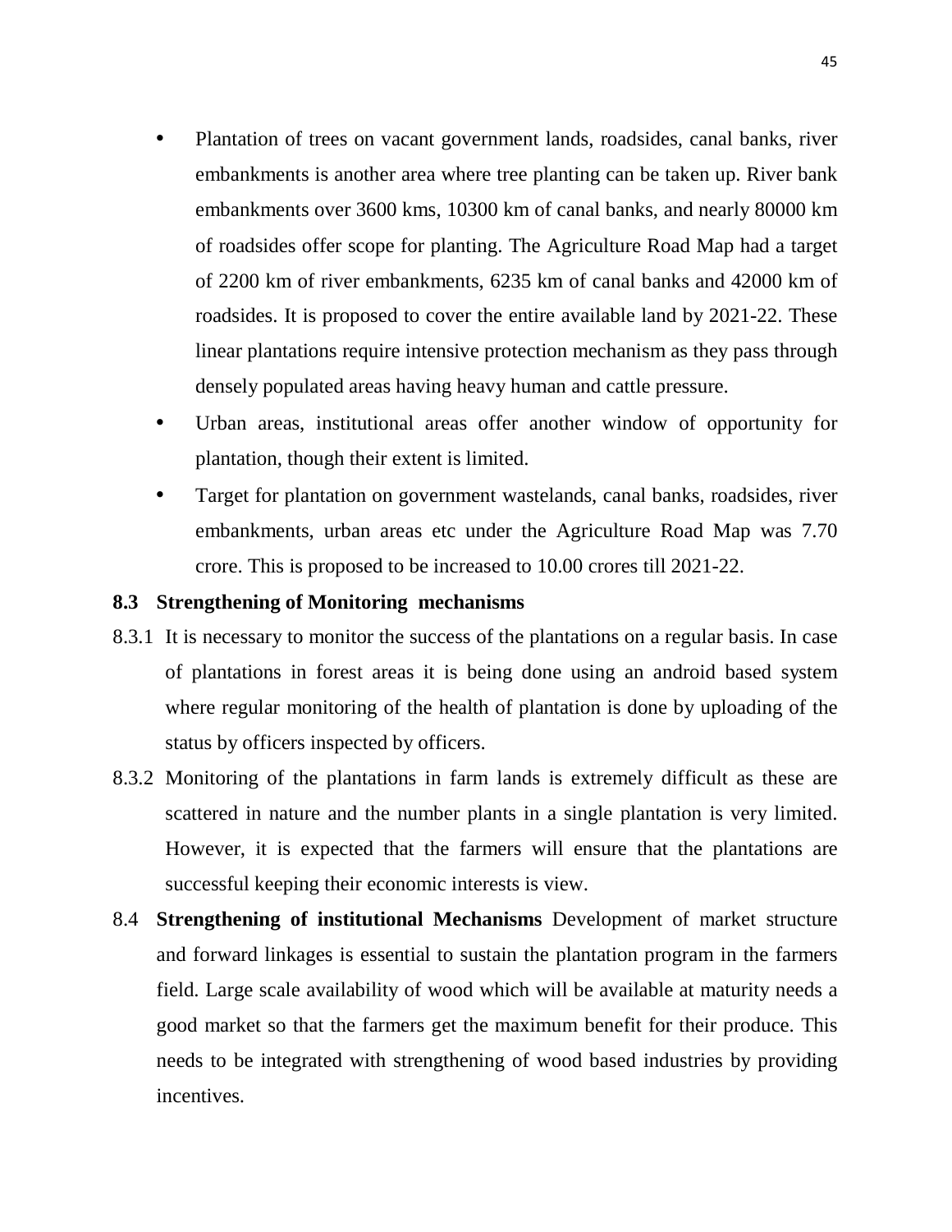- Plantation of trees on vacant government lands, roadsides, canal banks, river embankments is another area where tree planting can be taken up. River bank embankments over 3600 kms, 10300 km of canal banks, and nearly 80000 km of roadsides offer scope for planting. The Agriculture Road Map had a target of 2200 km of river embankments, 6235 km of canal banks and 42000 km of roadsides. It is proposed to cover the entire available land by 2021-22. These linear plantations require intensive protection mechanism as they pass through densely populated areas having heavy human and cattle pressure.
- Urban areas, institutional areas offer another window of opportunity for plantation, though their extent is limited.
- Target for plantation on government wastelands, canal banks, roadsides, river embankments, urban areas etc under the Agriculture Road Map was 7.70 crore. This is proposed to be increased to 10.00 crores till 2021-22.

### 8.3 Strengthening of Monitoring mechanisms

8.3.1 It is necessary to monitor the success of the plantations on a regular basis. In case of plantations in forest areas it is being done using an android based system where regular monitoring of the health of plantation is done by uploading of the status by officers inspected by officers.

8.3.2 Monitoring of the plantations in farm lands is extremely difficult as these are scattered in nature and the number plants in a single plantation is very limited. However, it is expected that the farmers will ensure that the plantations are successful keeping their economic interests is view.

8.4 **Strengthening of institutional Mechanisms** Development of market structure and forward linkages is essential to sustain the plantation program in the farmers field. Large scale availability of wood which will be available at maturity needs a good market so that the farmers get the maximum benefit for their produce. This needs to be integrated with strengthening of wood based industries by providing incentives.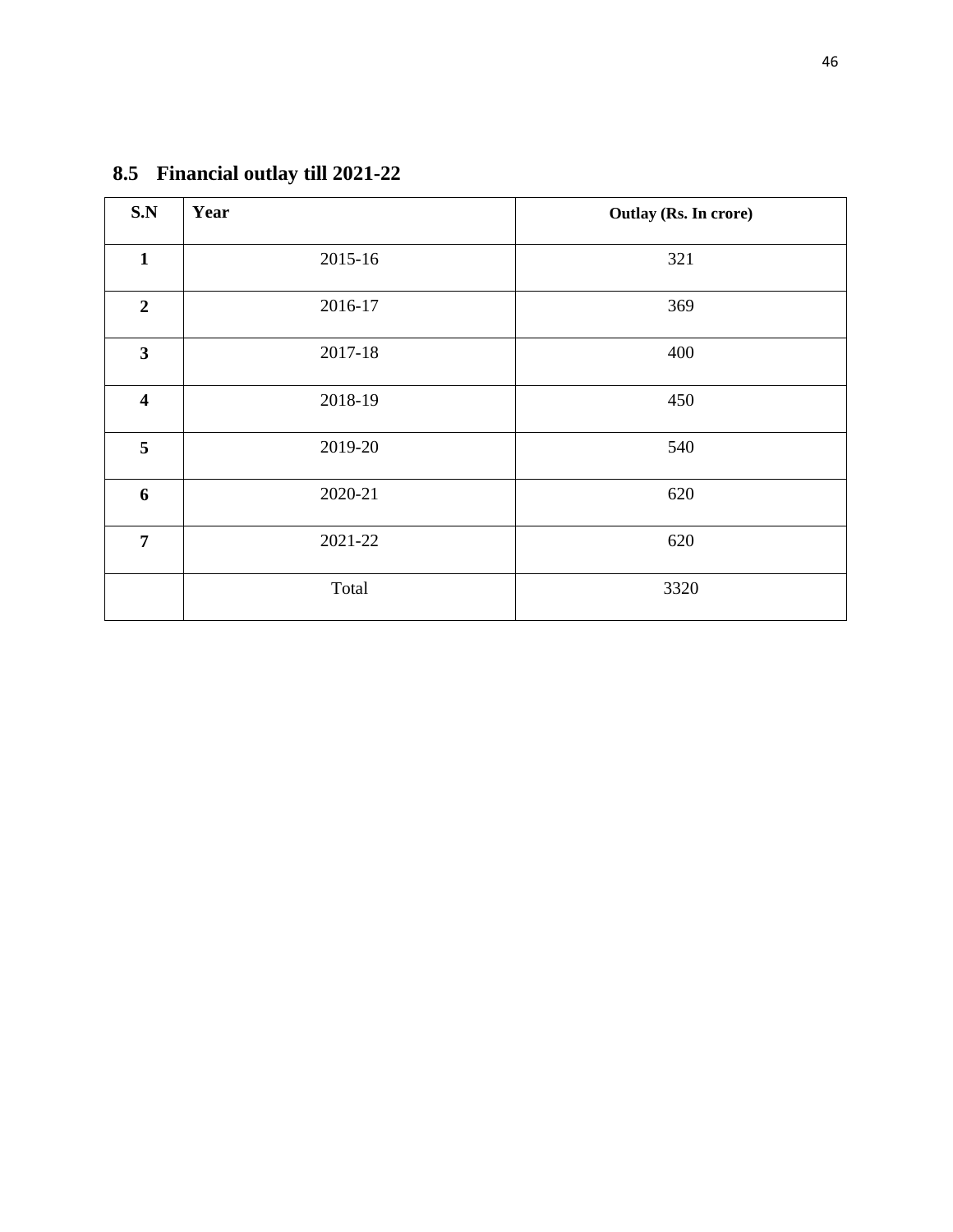## 8.5 Financial outlay till 2021-22

| S.N | Year | Outlay (Rs. In crore) |
|---|---|---|
| **1** | 2015-16 | 321 |
| **2** | 2016-17 | 369 |
| **3** | 2017-18 | 400 |
| **4** | 2018-19 | 450 |
| **5** | 2019-20 | 540 |
| **6** | 2020-21 | 620 |
| **7** | 2021-22 | 620 |
| | Total | 3320 |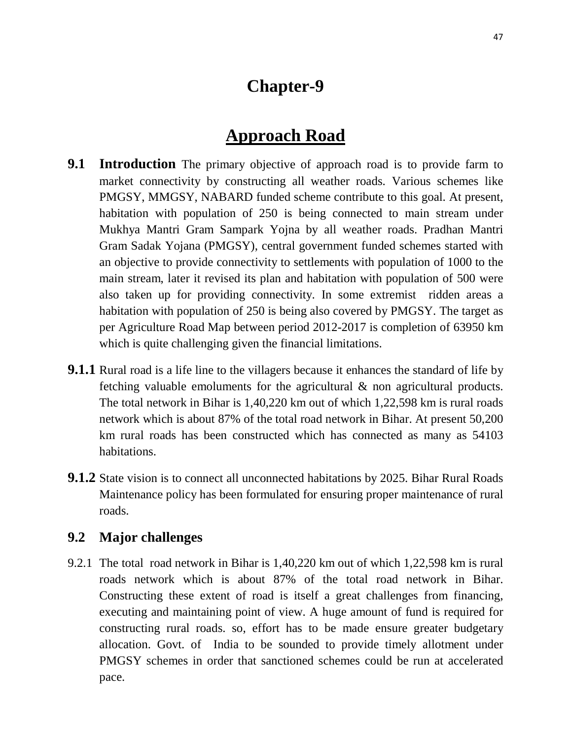# Chapter-9

## Approach Road

**9.1 Introduction** The primary objective of approach road is to provide farm to market connectivity by constructing all weather roads. Various schemes like PMGSY, MMGSY, NABARD funded scheme contribute to this goal. At present, habitation with population of 250 is being connected to main stream under Mukhya Mantri Gram Sampark Yojna by all weather roads. Pradhan Mantri Gram Sadak Yojana (PMGSY), central government funded schemes started with an objective to provide connectivity to settlements with population of 1000 to the main stream, later it revised its plan and habitation with population of 500 were also taken up for providing connectivity. In some extremist ridden areas a habitation with population of 250 is being also covered by PMGSY. The target as per Agriculture Road Map between period 2012-2017 is completion of 63950 km which is quite challenging given the financial limitations.

**9.1.1** Rural road is a life line to the villagers because it enhances the standard of life by fetching valuable emoluments for the agricultural & non agricultural products. The total network in Bihar is 1,40,220 km out of which 1,22,598 km is rural roads network which is about 87% of the total road network in Bihar. At present 50,200 km rural roads has been constructed which has connected as many as 54103 habitations.

**9.1.2** State vision is to connect all unconnected habitations by 2025. Bihar Rural Roads Maintenance policy has been formulated for ensuring proper maintenance of rural roads.

### 9.2 Major challenges

9.2.1 The total road network in Bihar is 1,40,220 km out of which 1,22,598 km is rural roads network which is about 87% of the total road network in Bihar. Constructing these extent of road is itself a great challenges from financing, executing and maintaining point of view. A huge amount of fund is required for constructing rural roads. so, effort has to be made ensure greater budgetary allocation. Govt. of India to be sounded to provide timely allotment under PMGSY schemes in order that sanctioned schemes could be run at accelerated pace.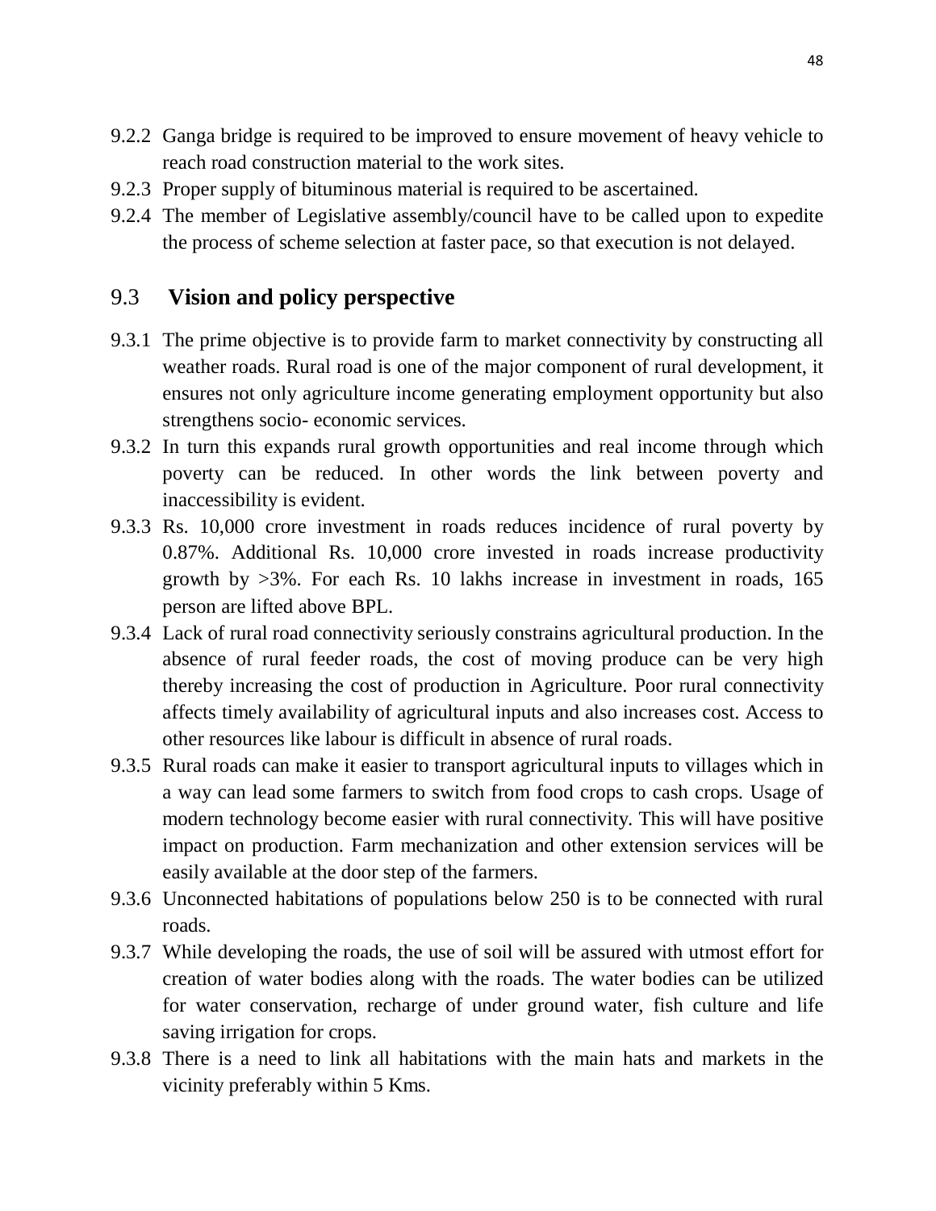9.2.2 Ganga bridge is required to be improved to ensure movement of heavy vehicle to reach road construction material to the work sites.

9.2.3 Proper supply of bituminous material is required to be ascertained.

9.2.4 The member of Legislative assembly/council have to be called upon to expedite the process of scheme selection at faster pace, so that execution is not delayed.

## 9.3 Vision and policy perspective

9.3.1 The prime objective is to provide farm to market connectivity by constructing all weather roads. Rural road is one of the major component of rural development, it ensures not only agriculture income generating employment opportunity but also strengthens socio- economic services.

9.3.2 In turn this expands rural growth opportunities and real income through which poverty can be reduced. In other words the link between poverty and inaccessibility is evident.

9.3.3 Rs. 10,000 crore investment in roads reduces incidence of rural poverty by 0.87%. Additional Rs. 10,000 crore invested in roads increase productivity growth by >3%. For each Rs. 10 lakhs increase in investment in roads, 165 person are lifted above BPL.

9.3.4 Lack of rural road connectivity seriously constrains agricultural production. In the absence of rural feeder roads, the cost of moving produce can be very high thereby increasing the cost of production in Agriculture. Poor rural connectivity affects timely availability of agricultural inputs and also increases cost. Access to other resources like labour is difficult in absence of rural roads.

9.3.5 Rural roads can make it easier to transport agricultural inputs to villages which in a way can lead some farmers to switch from food crops to cash crops. Usage of modern technology become easier with rural connectivity. This will have positive impact on production. Farm mechanization and other extension services will be easily available at the door step of the farmers.

9.3.6 Unconnected habitations of populations below 250 is to be connected with rural roads.

9.3.7 While developing the roads, the use of soil will be assured with utmost effort for creation of water bodies along with the roads. The water bodies can be utilized for water conservation, recharge of under ground water, fish culture and life saving irrigation for crops.

9.3.8 There is a need to link all habitations with the main hats and markets in the vicinity preferably within 5 Kms.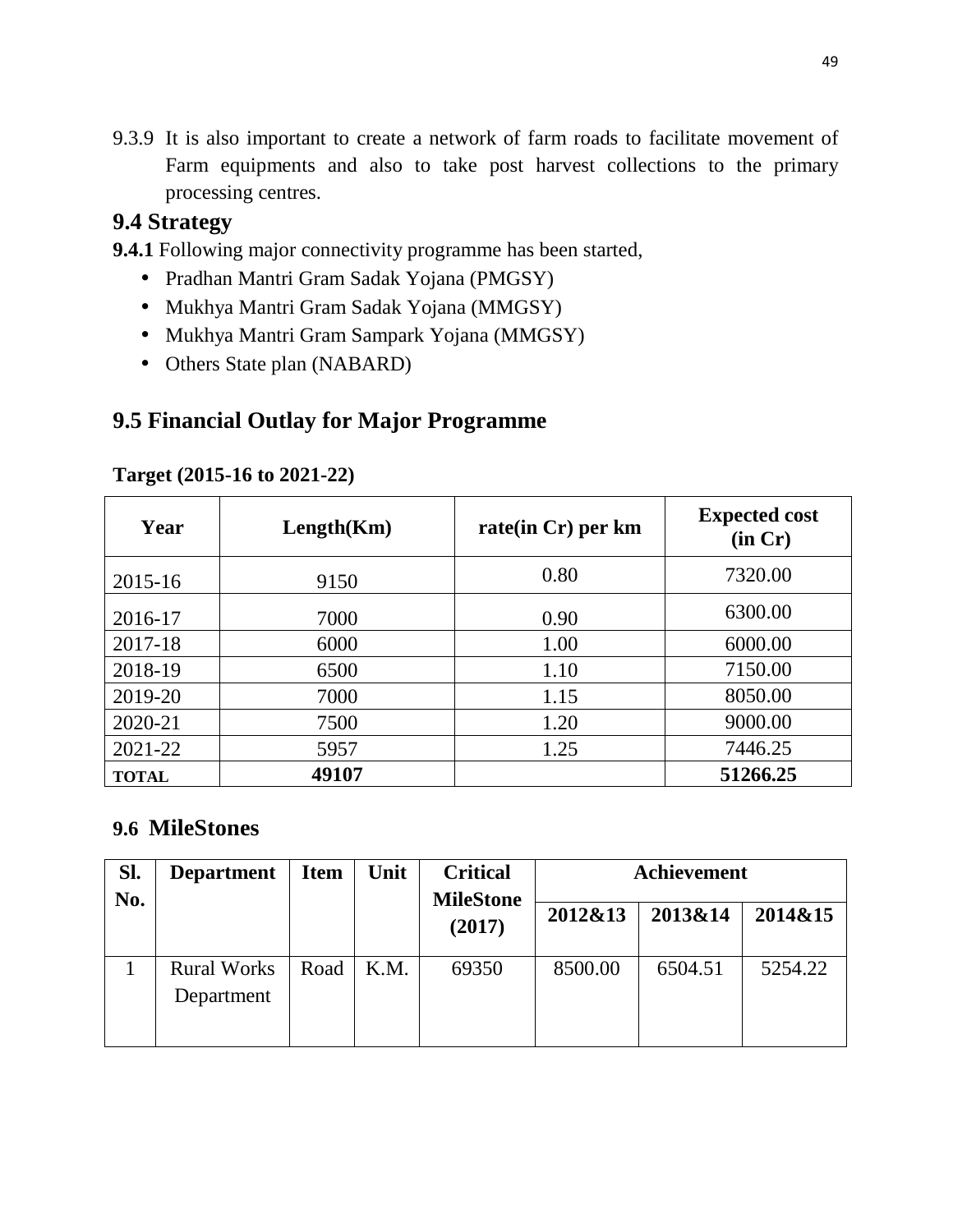9.3.9 It is also important to create a network of farm roads to facilitate movement of Farm equipments and also to take post harvest collections to the primary processing centres.

## 9.4 Strategy

**9.4.1** Following major connectivity programme has been started,

- Pradhan Mantri Gram Sadak Yojana (PMGSY)
- Mukhya Mantri Gram Sadak Yojana (MMGSY)
- Mukhya Mantri Gram Sampark Yojana (MMGSY)
- Others State plan (NABARD)

## 9.5 Financial Outlay for Major Programme

**Target (2015-16 to 2021-22)**

| Year | Length(Km) | rate(in Cr) per km | Expected cost (in Cr) |
|---|---|---|---|
| 2015-16 | 9150 | 0.80 | 7320.00 |
| 2016-17 | 7000 | 0.90 | 6300.00 |
| 2017-18 | 6000 | 1.00 | 6000.00 |
| 2018-19 | 6500 | 1.10 | 7150.00 |
| 2019-20 | 7000 | 1.15 | 8050.00 |
| 2020-21 | 7500 | 1.20 | 9000.00 |
| 2021-22 | 5957 | 1.25 | 7446.25 |
| **TOTAL** | **49107** | | **51266.25** |

## 9.6 MileStones

| Sl. No. | Department | Item | Unit | Critical MileStone (2017) | Achievement | | |
|---|---|---|---|---|---|---|---|
| | | | | | 2012&13 | 2013&14 | 2014&15 |
| 1 | Rural Works Department | Road | K.M. | 69350 | 8500.00 | 6504.51 | 5254.22 |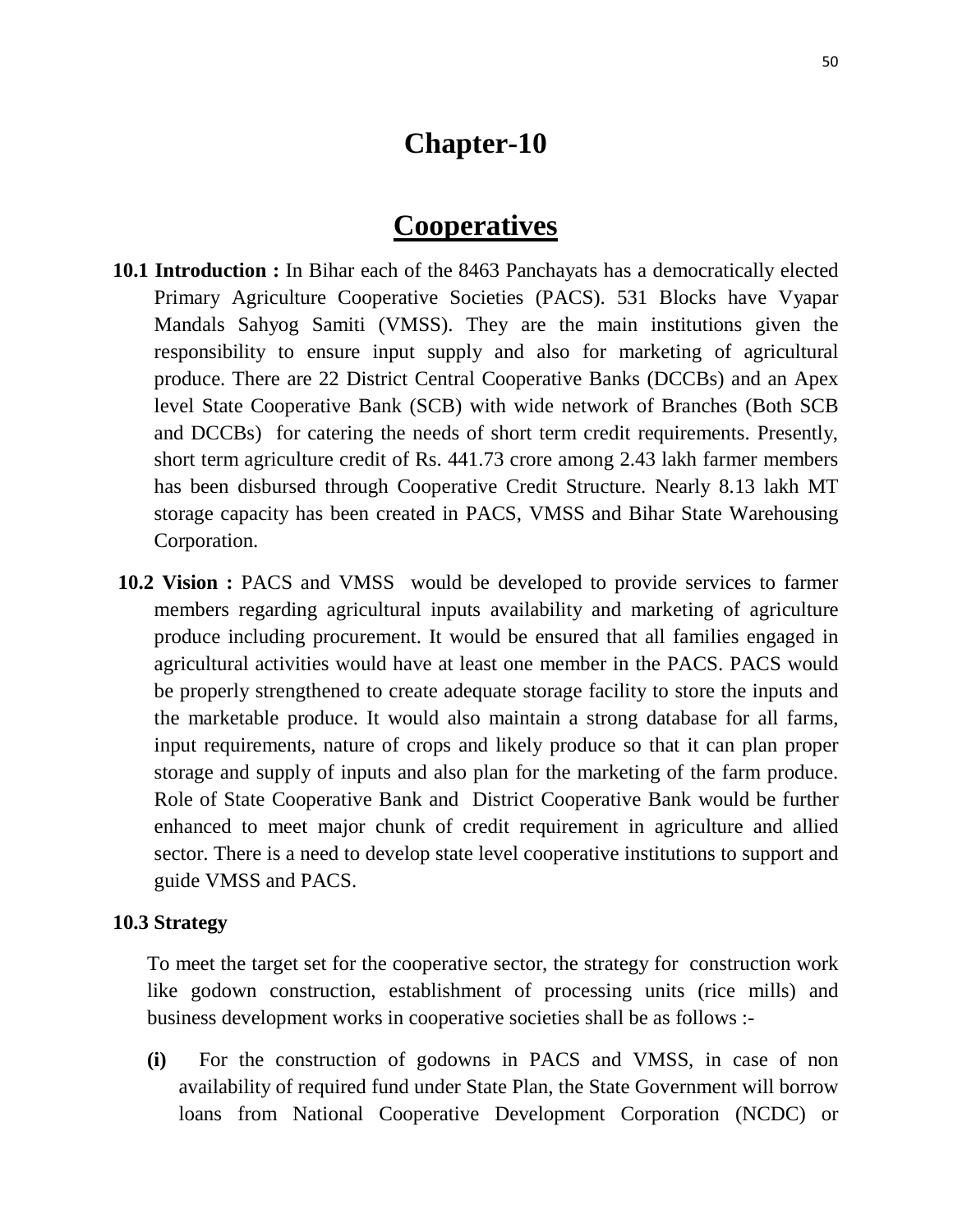# Chapter-10

# Cooperatives

**10.1 Introduction :** In Bihar each of the 8463 Panchayats has a democratically elected Primary Agriculture Cooperative Societies (PACS). 531 Blocks have Vyapar Mandals Sahyog Samiti (VMSS). They are the main institutions given the responsibility to ensure input supply and also for marketing of agricultural produce. There are 22 District Central Cooperative Banks (DCCBs) and an Apex level State Cooperative Bank (SCB) with wide network of Branches (Both SCB and DCCBs) for catering the needs of short term credit requirements. Presently, short term agriculture credit of Rs. 441.73 crore among 2.43 lakh farmer members has been disbursed through Cooperative Credit Structure. Nearly 8.13 lakh MT storage capacity has been created in PACS, VMSS and Bihar State Warehousing Corporation.

**10.2 Vision :** PACS and VMSS would be developed to provide services to farmer members regarding agricultural inputs availability and marketing of agriculture produce including procurement. It would be ensured that all families engaged in agricultural activities would have at least one member in the PACS. PACS would be properly strengthened to create adequate storage facility to store the inputs and the marketable produce. It would also maintain a strong database for all farms, input requirements, nature of crops and likely produce so that it can plan proper storage and supply of inputs and also plan for the marketing of the farm produce. Role of State Cooperative Bank and District Cooperative Bank would be further enhanced to meet major chunk of credit requirement in agriculture and allied sector. There is a need to develop state level cooperative institutions to support and guide VMSS and PACS.

**10.3 Strategy**

To meet the target set for the cooperative sector, the strategy for construction work like godown construction, establishment of processing units (rice mills) and business development works in cooperative societies shall be as follows :-

**(i)** For the construction of godowns in PACS and VMSS, in case of non availability of required fund under State Plan, the State Government will borrow loans from National Cooperative Development Corporation (NCDC) or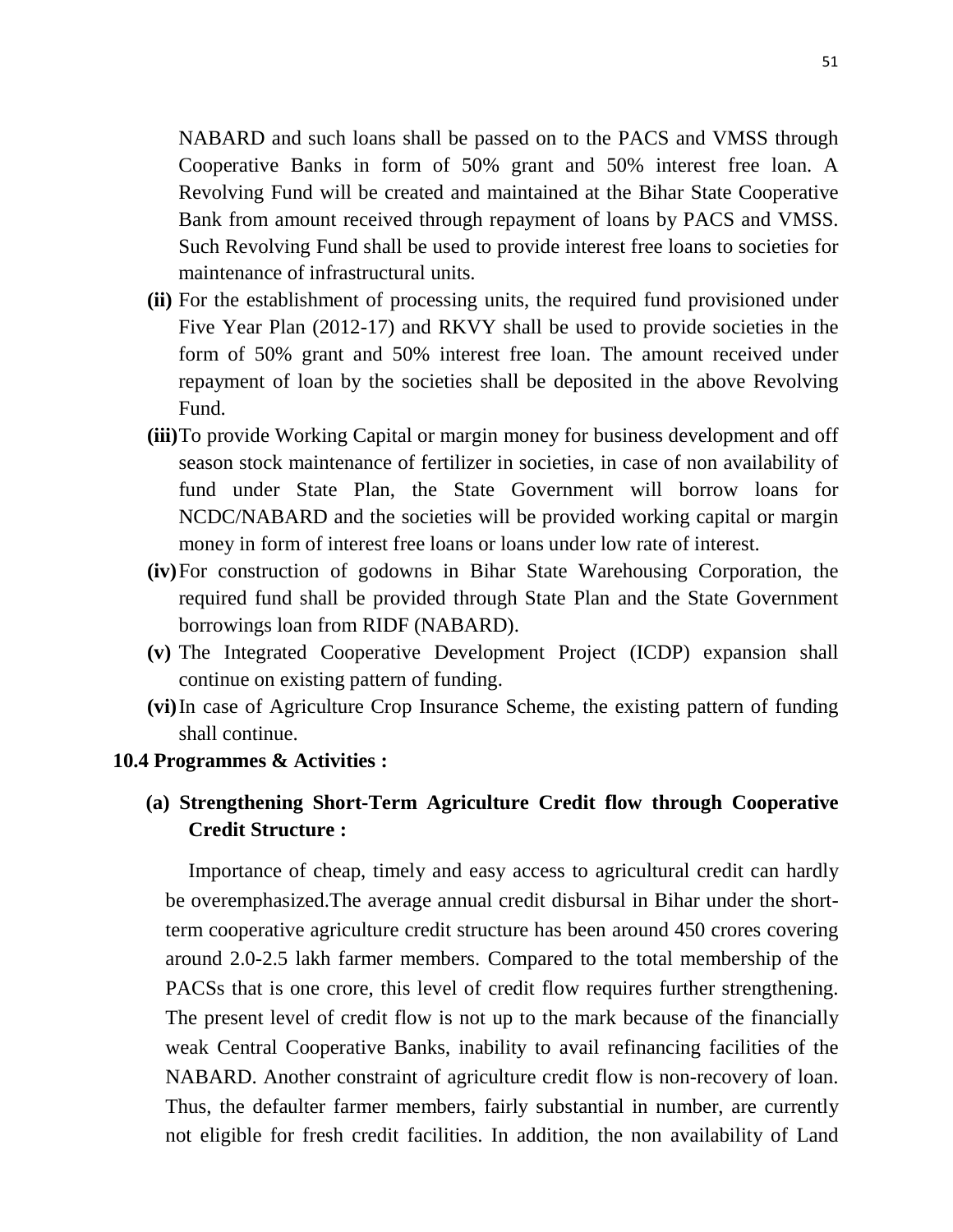NABARD and such loans shall be passed on to the PACS and VMSS through Cooperative Banks in form of 50% grant and 50% interest free loan. A Revolving Fund will be created and maintained at the Bihar State Cooperative Bank from amount received through repayment of loans by PACS and VMSS. Such Revolving Fund shall be used to provide interest free loans to societies for maintenance of infrastructural units.

**(ii)** For the establishment of processing units, the required fund provisioned under Five Year Plan (2012-17) and RKVY shall be used to provide societies in the form of 50% grant and 50% interest free loan. The amount received under repayment of loan by the societies shall be deposited in the above Revolving Fund.

**(iii)** To provide Working Capital or margin money for business development and off season stock maintenance of fertilizer in societies, in case of non availability of fund under State Plan, the State Government will borrow loans for NCDC/NABARD and the societies will be provided working capital or margin money in form of interest free loans or loans under low rate of interest.

**(iv)** For construction of godowns in Bihar State Warehousing Corporation, the required fund shall be provided through State Plan and the State Government borrowings loan from RIDF (NABARD).

**(v)** The Integrated Cooperative Development Project (ICDP) expansion shall continue on existing pattern of funding.

**(vi)** In case of Agriculture Crop Insurance Scheme, the existing pattern of funding shall continue.

### 10.4 Programmes & Activities :

#### (a) Strengthening Short-Term Agriculture Credit flow through Cooperative Credit Structure :

Importance of cheap, timely and easy access to agricultural credit can hardly be overemphasized.The average annual credit disbursal in Bihar under the short-term cooperative agriculture credit structure has been around 450 crores covering around 2.0-2.5 lakh farmer members. Compared to the total membership of the PACSs that is one crore, this level of credit flow requires further strengthening. The present level of credit flow is not up to the mark because of the financially weak Central Cooperative Banks, inability to avail refinancing facilities of the NABARD. Another constraint of agriculture credit flow is non-recovery of loan. Thus, the defaulter farmer members, fairly substantial in number, are currently not eligible for fresh credit facilities. In addition, the non availability of Land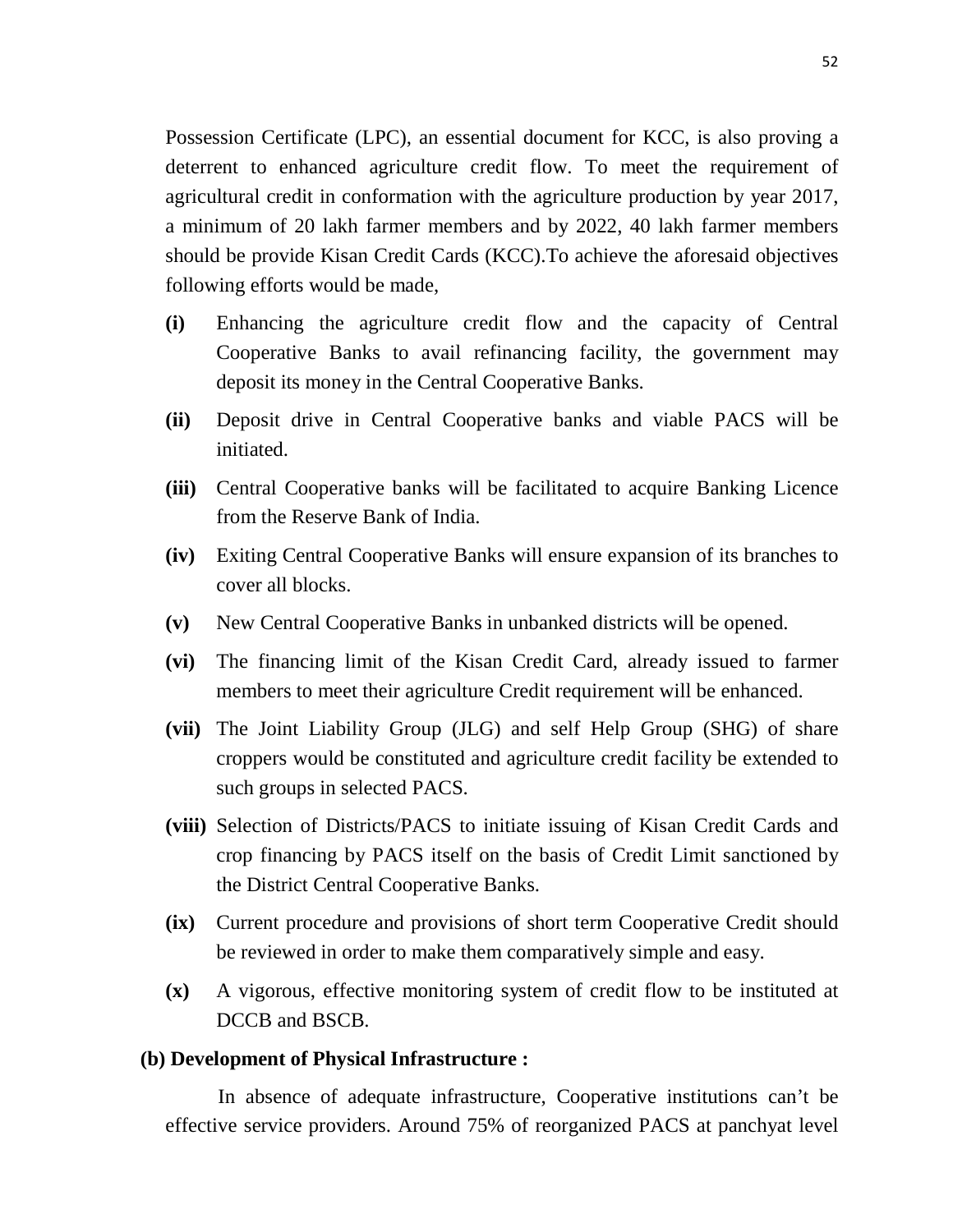Possession Certificate (LPC), an essential document for KCC, is also proving a deterrent to enhanced agriculture credit flow. To meet the requirement of agricultural credit in conformation with the agriculture production by year 2017, a minimum of 20 lakh farmer members and by 2022, 40 lakh farmer members should be provide Kisan Credit Cards (KCC).To achieve the aforesaid objectives following efforts would be made,

- **(i)** Enhancing the agriculture credit flow and the capacity of Central Cooperative Banks to avail refinancing facility, the government may deposit its money in the Central Cooperative Banks.
- **(ii)** Deposit drive in Central Cooperative banks and viable PACS will be initiated.
- **(iii)** Central Cooperative banks will be facilitated to acquire Banking Licence from the Reserve Bank of India.
- **(iv)** Exiting Central Cooperative Banks will ensure expansion of its branches to cover all blocks.
- **(v)** New Central Cooperative Banks in unbanked districts will be opened.
- **(vi)** The financing limit of the Kisan Credit Card, already issued to farmer members to meet their agriculture Credit requirement will be enhanced.
- **(vii)** The Joint Liability Group (JLG) and self Help Group (SHG) of share croppers would be constituted and agriculture credit facility be extended to such groups in selected PACS.
- **(viii)** Selection of Districts/PACS to initiate issuing of Kisan Credit Cards and crop financing by PACS itself on the basis of Credit Limit sanctioned by the District Central Cooperative Banks.
- **(ix)** Current procedure and provisions of short term Cooperative Credit should be reviewed in order to make them comparatively simple and easy.
- **(x)** A vigorous, effective monitoring system of credit flow to be instituted at DCCB and BSCB.

**(b) Development of Physical Infrastructure :**

In absence of adequate infrastructure, Cooperative institutions can't be effective service providers. Around 75% of reorganized PACS at panchyat level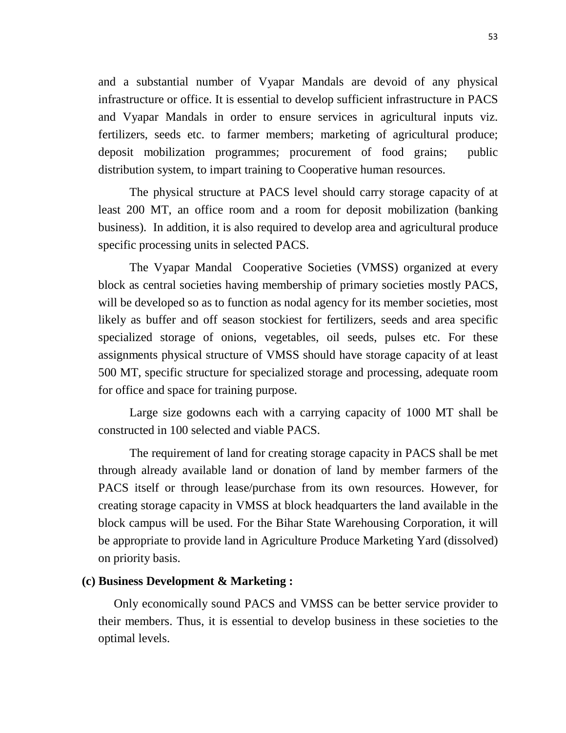and a substantial number of Vyapar Mandals are devoid of any physical infrastructure or office. It is essential to develop sufficient infrastructure in PACS and Vyapar Mandals in order to ensure services in agricultural inputs viz. fertilizers, seeds etc. to farmer members; marketing of agricultural produce; deposit mobilization programmes; procurement of food grains; public distribution system, to impart training to Cooperative human resources.

The physical structure at PACS level should carry storage capacity of at least 200 MT, an office room and a room for deposit mobilization (banking business). In addition, it is also required to develop area and agricultural produce specific processing units in selected PACS.

The Vyapar Mandal Cooperative Societies (VMSS) organized at every block as central societies having membership of primary societies mostly PACS, will be developed so as to function as nodal agency for its member societies, most likely as buffer and off season stockiest for fertilizers, seeds and area specific specialized storage of onions, vegetables, oil seeds, pulses etc. For these assignments physical structure of VMSS should have storage capacity of at least 500 MT, specific structure for specialized storage and processing, adequate room for office and space for training purpose.

Large size godowns each with a carrying capacity of 1000 MT shall be constructed in 100 selected and viable PACS.

The requirement of land for creating storage capacity in PACS shall be met through already available land or donation of land by member farmers of the PACS itself or through lease/purchase from its own resources. However, for creating storage capacity in VMSS at block headquarters the land available in the block campus will be used. For the Bihar State Warehousing Corporation, it will be appropriate to provide land in Agriculture Produce Marketing Yard (dissolved) on priority basis.

**(c) Business Development & Marketing :**

Only economically sound PACS and VMSS can be better service provider to their members. Thus, it is essential to develop business in these societies to the optimal levels.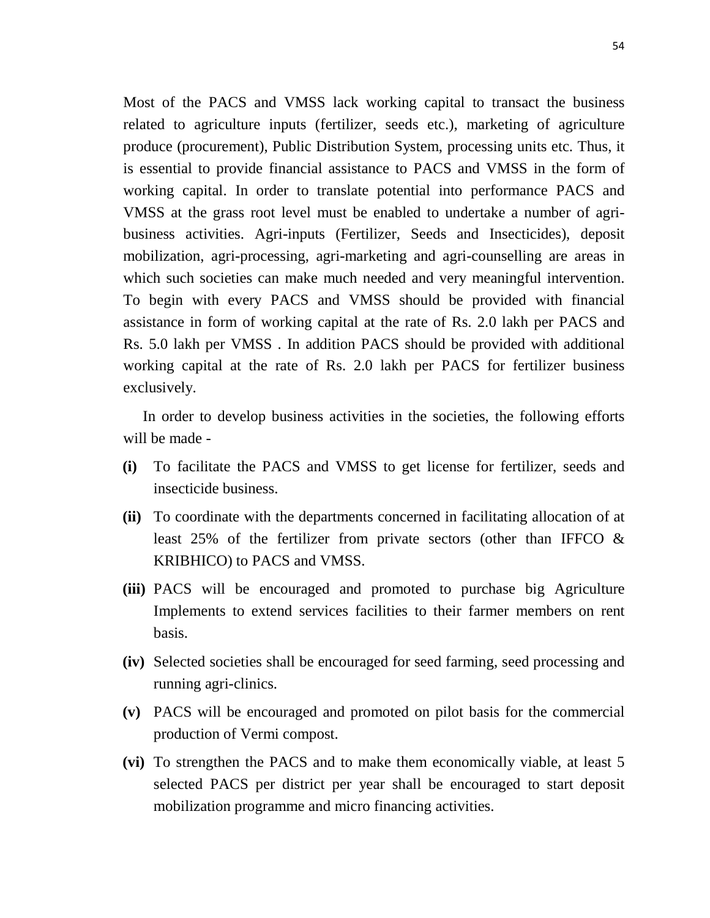Most of the PACS and VMSS lack working capital to transact the business related to agriculture inputs (fertilizer, seeds etc.), marketing of agriculture produce (procurement), Public Distribution System, processing units etc. Thus, it is essential to provide financial assistance to PACS and VMSS in the form of working capital. In order to translate potential into performance PACS and VMSS at the grass root level must be enabled to undertake a number of agri-business activities. Agri-inputs (Fertilizer, Seeds and Insecticides), deposit mobilization, agri-processing, agri-marketing and agri-counselling are areas in which such societies can make much needed and very meaningful intervention. To begin with every PACS and VMSS should be provided with financial assistance in form of working capital at the rate of Rs. 2.0 lakh per PACS and Rs. 5.0 lakh per VMSS . In addition PACS should be provided with additional working capital at the rate of Rs. 2.0 lakh per PACS for fertilizer business exclusively.

In order to develop business activities in the societies, the following efforts will be made -

- **(i)** To facilitate the PACS and VMSS to get license for fertilizer, seeds and insecticide business.
- **(ii)** To coordinate with the departments concerned in facilitating allocation of at least 25% of the fertilizer from private sectors (other than IFFCO & KRIBHICO) to PACS and VMSS.
- **(iii)** PACS will be encouraged and promoted to purchase big Agriculture Implements to extend services facilities to their farmer members on rent basis.
- **(iv)** Selected societies shall be encouraged for seed farming, seed processing and running agri-clinics.
- **(v)** PACS will be encouraged and promoted on pilot basis for the commercial production of Vermi compost.
- **(vi)** To strengthen the PACS and to make them economically viable, at least 5 selected PACS per district per year shall be encouraged to start deposit mobilization programme and micro financing activities.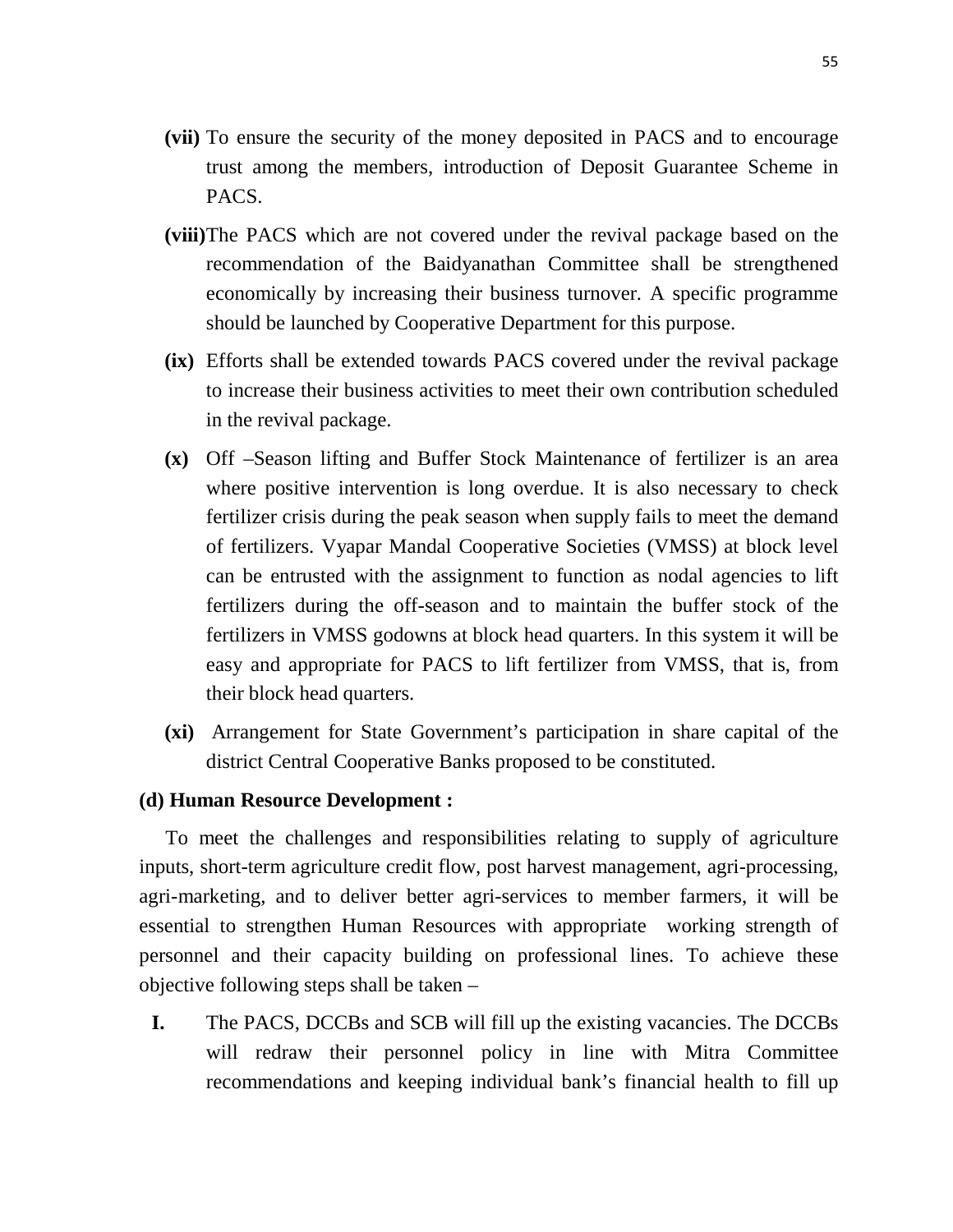**(vii)** To ensure the security of the money deposited in PACS and to encourage trust among the members, introduction of Deposit Guarantee Scheme in PACS.

**(viii)** The PACS which are not covered under the revival package based on the recommendation of the Baidyanathan Committee shall be strengthened economically by increasing their business turnover. A specific programme should be launched by Cooperative Department for this purpose.

**(ix)** Efforts shall be extended towards PACS covered under the revival package to increase their business activities to meet their own contribution scheduled in the revival package.

**(x)** Off –Season lifting and Buffer Stock Maintenance of fertilizer is an area where positive intervention is long overdue. It is also necessary to check fertilizer crisis during the peak season when supply fails to meet the demand of fertilizers. Vyapar Mandal Cooperative Societies (VMSS) at block level can be entrusted with the assignment to function as nodal agencies to lift fertilizers during the off-season and to maintain the buffer stock of the fertilizers in VMSS godowns at block head quarters. In this system it will be easy and appropriate for PACS to lift fertilizer from VMSS, that is, from their block head quarters.

**(xi)** Arrangement for State Government's participation in share capital of the district Central Cooperative Banks proposed to be constituted.

**(d) Human Resource Development :**

To meet the challenges and responsibilities relating to supply of agriculture inputs, short-term agriculture credit flow, post harvest management, agri-processing, agri-marketing, and to deliver better agri-services to member farmers, it will be essential to strengthen Human Resources with appropriate working strength of personnel and their capacity building on professional lines. To achieve these objective following steps shall be taken –

**I.** The PACS, DCCBs and SCB will fill up the existing vacancies. The DCCBs will redraw their personnel policy in line with Mitra Committee recommendations and keeping individual bank's financial health to fill up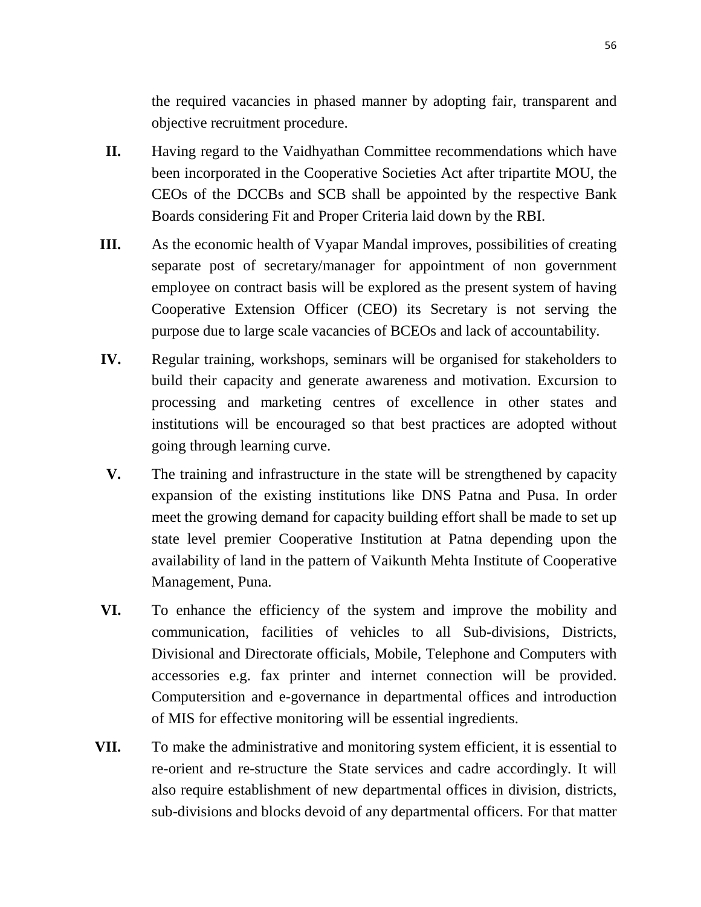the required vacancies in phased manner by adopting fair, transparent and objective recruitment procedure.

**II.** Having regard to the Vaidhyathan Committee recommendations which have been incorporated in the Cooperative Societies Act after tripartite MOU, the CEOs of the DCCBs and SCB shall be appointed by the respective Bank Boards considering Fit and Proper Criteria laid down by the RBI.

**III.** As the economic health of Vyapar Mandal improves, possibilities of creating separate post of secretary/manager for appointment of non government employee on contract basis will be explored as the present system of having Cooperative Extension Officer (CEO) its Secretary is not serving the purpose due to large scale vacancies of BCEOs and lack of accountability.

**IV.** Regular training, workshops, seminars will be organised for stakeholders to build their capacity and generate awareness and motivation. Excursion to processing and marketing centres of excellence in other states and institutions will be encouraged so that best practices are adopted without going through learning curve.

**V.** The training and infrastructure in the state will be strengthened by capacity expansion of the existing institutions like DNS Patna and Pusa. In order meet the growing demand for capacity building effort shall be made to set up state level premier Cooperative Institution at Patna depending upon the availability of land in the pattern of Vaikunth Mehta Institute of Cooperative Management, Puna.

**VI.** To enhance the efficiency of the system and improve the mobility and communication, facilities of vehicles to all Sub-divisions, Districts, Divisional and Directorate officials, Mobile, Telephone and Computers with accessories e.g. fax printer and internet connection will be provided. Computersition and e-governance in departmental offices and introduction of MIS for effective monitoring will be essential ingredients.

**VII.** To make the administrative and monitoring system efficient, it is essential to re-orient and re-structure the State services and cadre accordingly. It will also require establishment of new departmental offices in division, districts, sub-divisions and blocks devoid of any departmental officers. For that matter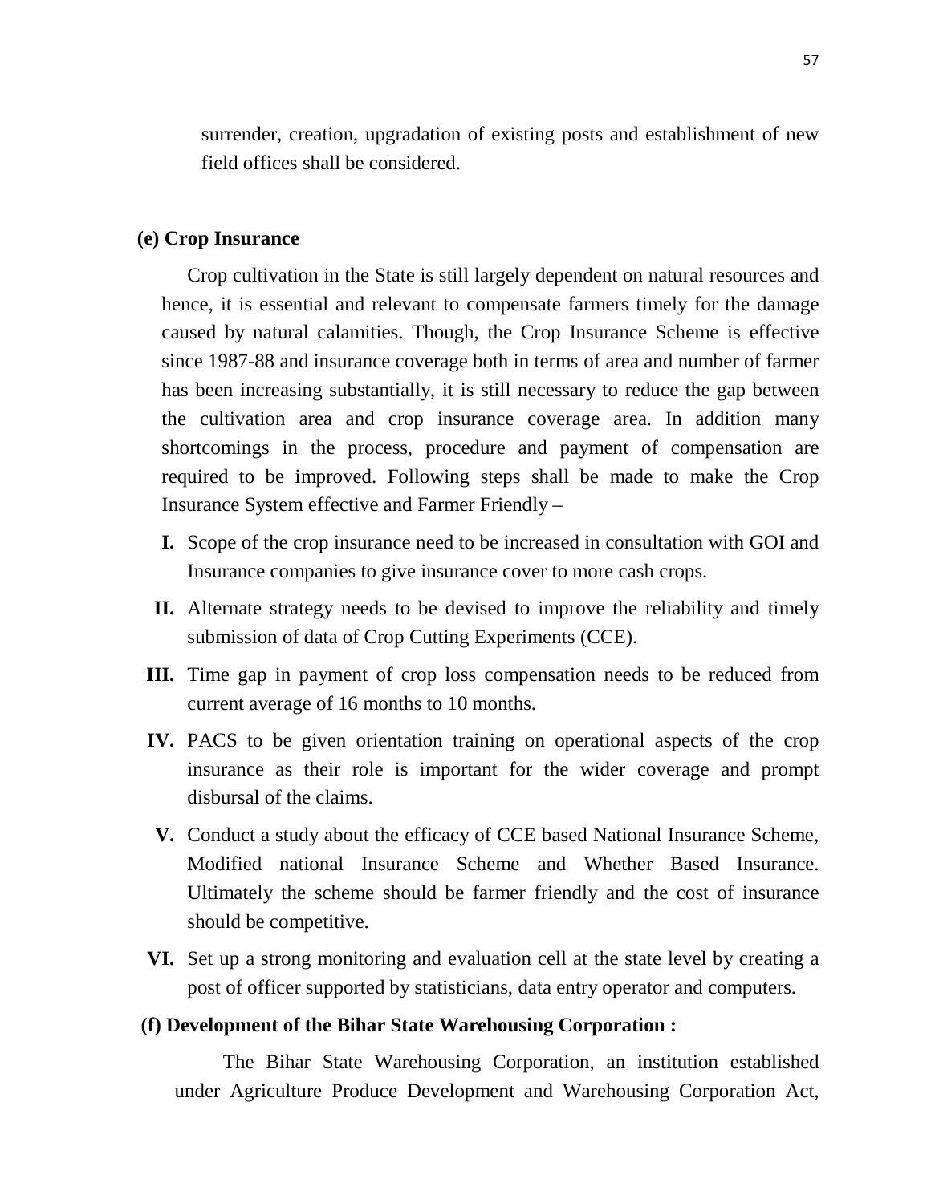surrender, creation, upgradation of existing posts and establishment of new field offices shall be considered.

**(e) Crop Insurance**

Crop cultivation in the State is still largely dependent on natural resources and hence, it is essential and relevant to compensate farmers timely for the damage caused by natural calamities. Though, the Crop Insurance Scheme is effective since 1987-88 and insurance coverage both in terms of area and number of farmer has been increasing substantially, it is still necessary to reduce the gap between the cultivation area and crop insurance coverage area. In addition many shortcomings in the process, procedure and payment of compensation are required to be improved. Following steps shall be made to make the Crop Insurance System effective and Farmer Friendly –

- **I.** Scope of the crop insurance need to be increased in consultation with GOI and Insurance companies to give insurance cover to more cash crops.
- **II.** Alternate strategy needs to be devised to improve the reliability and timely submission of data of Crop Cutting Experiments (CCE).
- **III.** Time gap in payment of crop loss compensation needs to be reduced from current average of 16 months to 10 months.
- **IV.** PACS to be given orientation training on operational aspects of the crop insurance as their role is important for the wider coverage and prompt disbursal of the claims.
- **V.** Conduct a study about the efficacy of CCE based National Insurance Scheme, Modified national Insurance Scheme and Whether Based Insurance. Ultimately the scheme should be farmer friendly and the cost of insurance should be competitive.
- **VI.** Set up a strong monitoring and evaluation cell at the state level by creating a post of officer supported by statisticians, data entry operator and computers.

**(f) Development of the Bihar State Warehousing Corporation :**

The Bihar State Warehousing Corporation, an institution established under Agriculture Produce Development and Warehousing Corporation Act,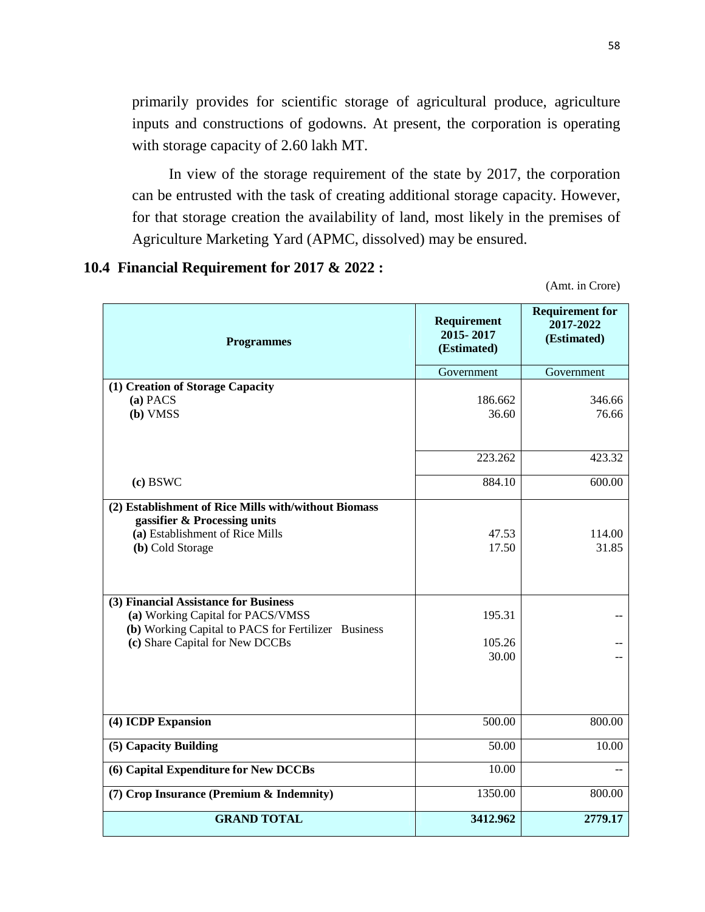primarily provides for scientific storage of agricultural produce, agriculture inputs and constructions of godowns. At present, the corporation is operating with storage capacity of 2.60 lakh MT.

In view of the storage requirement of the state by 2017, the corporation can be entrusted with the task of creating additional storage capacity. However, for that storage creation the availability of land, most likely in the premises of Agriculture Marketing Yard (APMC, dissolved) may be ensured.

## 10.4 Financial Requirement for 2017 & 2022 :

(Amt. in Crore)

| Programmes | Requirement 2015- 2017 (Estimated) | Requirement for 2017-2022 (Estimated) |
|---|---|---|
| | Government | Government |
| **(1) Creation of Storage Capacity** | | |
| **(a)** PACS | 186.662 | 346.66 |
| **(b)** VMSS | 36.60 | 76.66 |
| | 223.262 | 423.32 |
| **(c)** BSWC | 884.10 | 600.00 |
| **(2) Establishment of Rice Mills with/without Biomass gassifier & Processing units** | | |
| **(a)** Establishment of Rice Mills | 47.53 | 114.00 |
| **(b)** Cold Storage | 17.50 | 31.85 |
| **(3) Financial Assistance for Business** | | |
| **(a)** Working Capital for PACS/VMSS | 195.31 | -- |
| **(b)** Working Capital to PACS for Fertilizer Business | 105.26 | -- |
| **(c)** Share Capital for New DCCBs | 30.00 | -- |
| **(4) ICDP Expansion** | 500.00 | 800.00 |
| **(5) Capacity Building** | 50.00 | 10.00 |
| **(6) Capital Expenditure for New DCCBs** | 10.00 | -- |
| **(7) Crop Insurance (Premium & Indemnity)** | 1350.00 | 800.00 |
| **GRAND TOTAL** | **3412.962** | **2779.17** |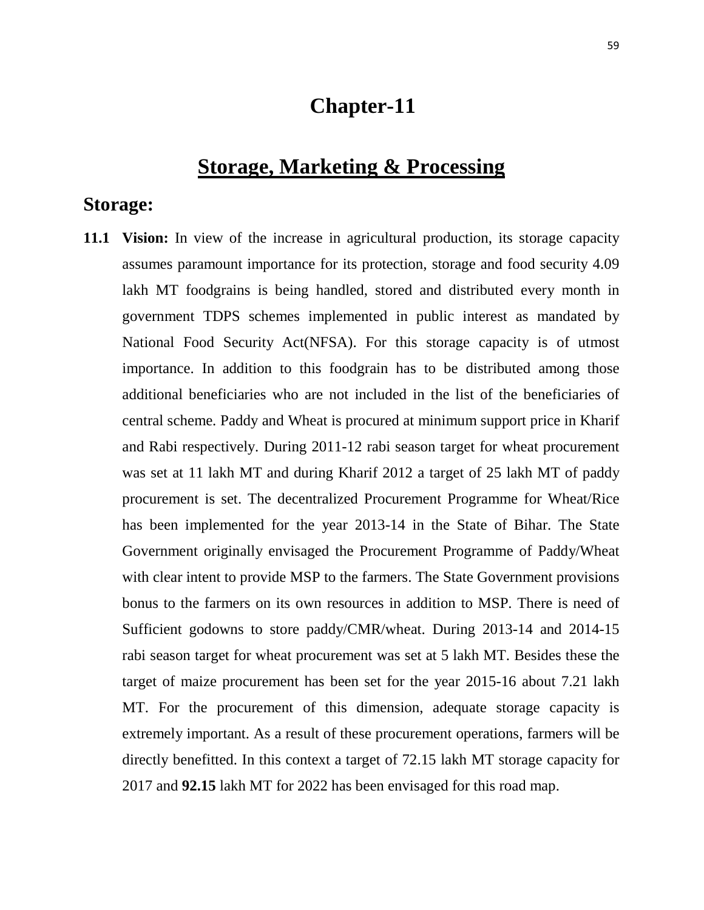# Chapter-11

## Storage, Marketing & Processing

### Storage:

**11.1 Vision:** In view of the increase in agricultural production, its storage capacity assumes paramount importance for its protection, storage and food security 4.09 lakh MT foodgrains is being handled, stored and distributed every month in government TDPS schemes implemented in public interest as mandated by National Food Security Act(NFSA). For this storage capacity is of utmost importance. In addition to this foodgrain has to be distributed among those additional beneficiaries who are not included in the list of the beneficiaries of central scheme. Paddy and Wheat is procured at minimum support price in Kharif and Rabi respectively. During 2011-12 rabi season target for wheat procurement was set at 11 lakh MT and during Kharif 2012 a target of 25 lakh MT of paddy procurement is set. The decentralized Procurement Programme for Wheat/Rice has been implemented for the year 2013-14 in the State of Bihar. The State Government originally envisaged the Procurement Programme of Paddy/Wheat with clear intent to provide MSP to the farmers. The State Government provisions bonus to the farmers on its own resources in addition to MSP. There is need of Sufficient godowns to store paddy/CMR/wheat. During 2013-14 and 2014-15 rabi season target for wheat procurement was set at 5 lakh MT. Besides these the target of maize procurement has been set for the year 2015-16 about 7.21 lakh MT. For the procurement of this dimension, adequate storage capacity is extremely important. As a result of these procurement operations, farmers will be directly benefitted. In this context a target of 72.15 lakh MT storage capacity for 2017 and **92.15** lakh MT for 2022 has been envisaged for this road map.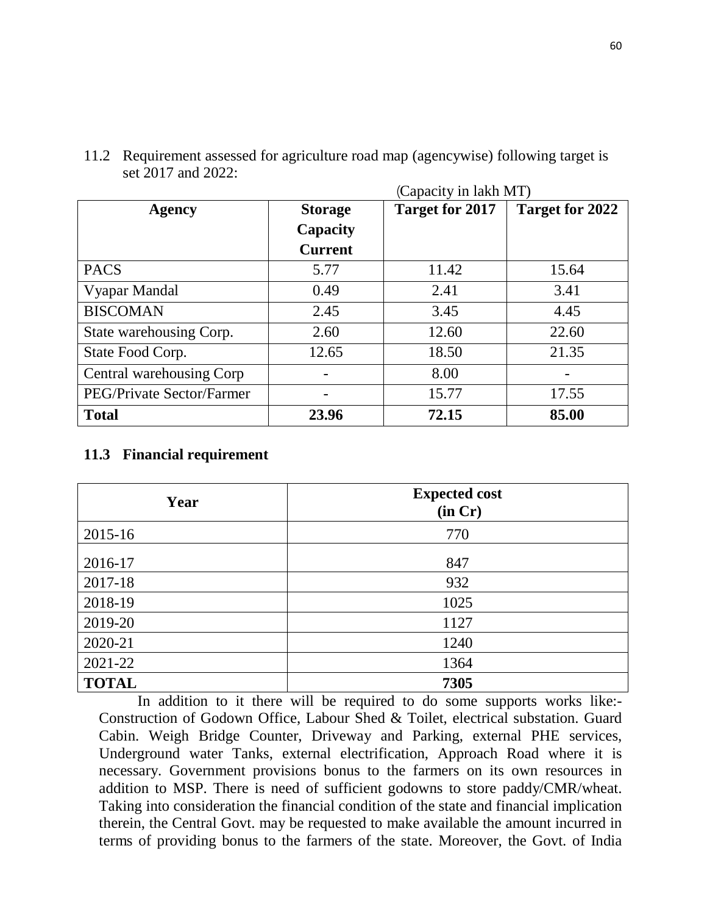11.2 Requirement assessed for agriculture road map (agencywise) following target is set 2017 and 2022:

(Capacity in lakh MT)

| Agency | Storage Capacity Current | Target for 2017 | Target for 2022 |
|---|---|---|---|
| PACS | 5.77 | 11.42 | 15.64 |
| Vyapar Mandal | 0.49 | 2.41 | 3.41 |
| BISCOMAN | 2.45 | 3.45 | 4.45 |
| State warehousing Corp. | 2.60 | 12.60 | 22.60 |
| State Food Corp. | 12.65 | 18.50 | 21.35 |
| Central warehousing Corp | - | 8.00 | - |
| PEG/Private Sector/Farmer | - | 15.77 | 17.55 |
| **Total** | **23.96** | **72.15** | **85.00** |

### 11.3 Financial requirement

| Year | Expected cost (in Cr) |
|---|---|
| 2015-16 | 770 |
| 2016-17 | 847 |
| 2017-18 | 932 |
| 2018-19 | 1025 |
| 2019-20 | 1127 |
| 2020-21 | 1240 |
| 2021-22 | 1364 |
| **TOTAL** | **7305** |

In addition to it there will be required to do some supports works like:- Construction of Godown Office, Labour Shed & Toilet, electrical substation. Guard Cabin. Weigh Bridge Counter, Driveway and Parking, external PHE services, Underground water Tanks, external electrification, Approach Road where it is necessary. Government provisions bonus to the farmers on its own resources in addition to MSP. There is need of sufficient godowns to store paddy/CMR/wheat. Taking into consideration the financial condition of the state and financial implication therein, the Central Govt. may be requested to make available the amount incurred in terms of providing bonus to the farmers of the state. Moreover, the Govt. of India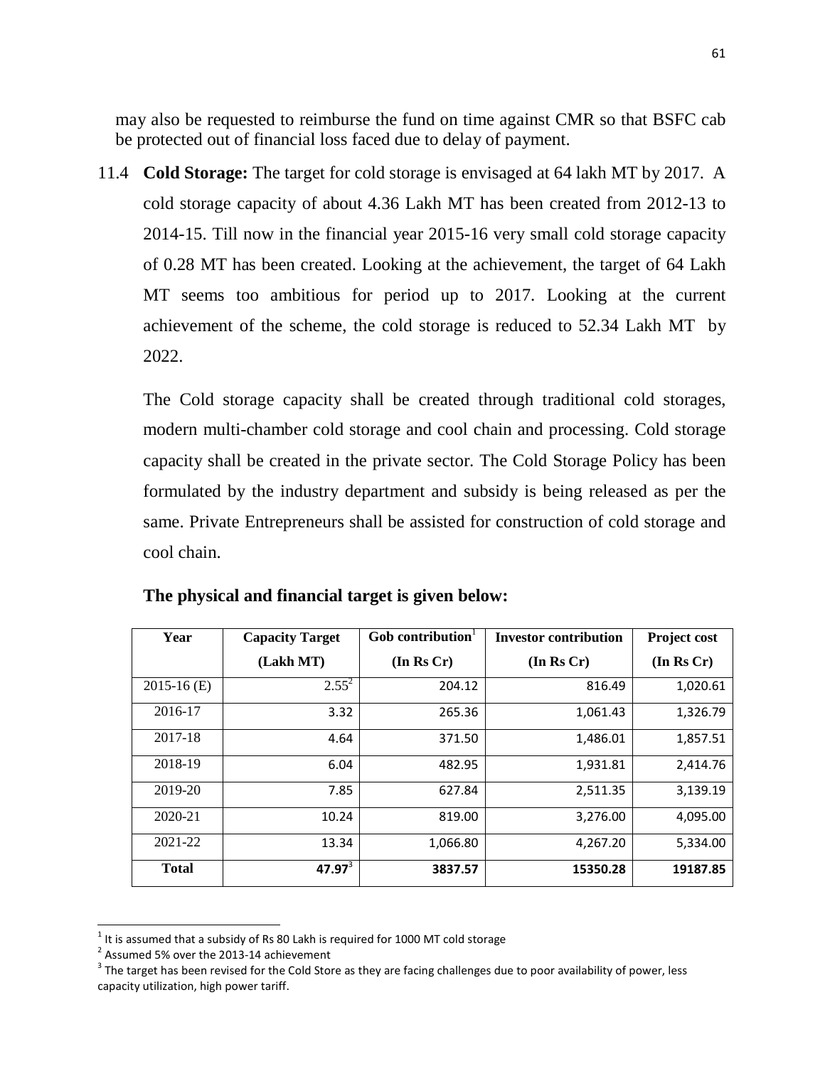may also be requested to reimburse the fund on time against CMR so that BSFC cab be protected out of financial loss faced due to delay of payment.

11.4 **Cold Storage:** The target for cold storage is envisaged at 64 lakh MT by 2017. A cold storage capacity of about 4.36 Lakh MT has been created from 2012-13 to 2014-15. Till now in the financial year 2015-16 very small cold storage capacity of 0.28 MT has been created. Looking at the achievement, the target of 64 Lakh MT seems too ambitious for period up to 2017. Looking at the current achievement of the scheme, the cold storage is reduced to 52.34 Lakh MT by 2022.

The Cold storage capacity shall be created through traditional cold storages, modern multi-chamber cold storage and cool chain and processing. Cold storage capacity shall be created in the private sector. The Cold Storage Policy has been formulated by the industry department and subsidy is being released as per the same. Private Entrepreneurs shall be assisted for construction of cold storage and cool chain.

**The physical and financial target is given below:**

| Year | Capacity Target (Lakh MT) | Gob contribution[1] (In Rs Cr) | Investor contribution (In Rs Cr) | Project cost (In Rs Cr) |
|---|---|---|---|---|
| 2015-16 (E) | 2.55[2] | 204.12 | 816.49 | 1,020.61 |
| 2016-17 | 3.32 | 265.36 | 1,061.43 | 1,326.79 |
| 2017-18 | 4.64 | 371.50 | 1,486.01 | 1,857.51 |
| 2018-19 | 6.04 | 482.95 | 1,931.81 | 2,414.76 |
| 2019-20 | 7.85 | 627.84 | 2,511.35 | 3,139.19 |
| 2020-21 | 10.24 | 819.00 | 3,276.00 | 4,095.00 |
| 2021-22 | 13.34 | 1,066.80 | 4,267.20 | 5,334.00 |
| **Total** | **47.97**[3] | **3837.57** | **15350.28** | **19187.85** |

[1] It is assumed that a subsidy of Rs 80 Lakh is required for 1000 MT cold storage

[2] Assumed 5% over the 2013-14 achievement

[3] The target has been revised for the Cold Store as they are facing challenges due to poor availability of power, less capacity utilization, high power tariff.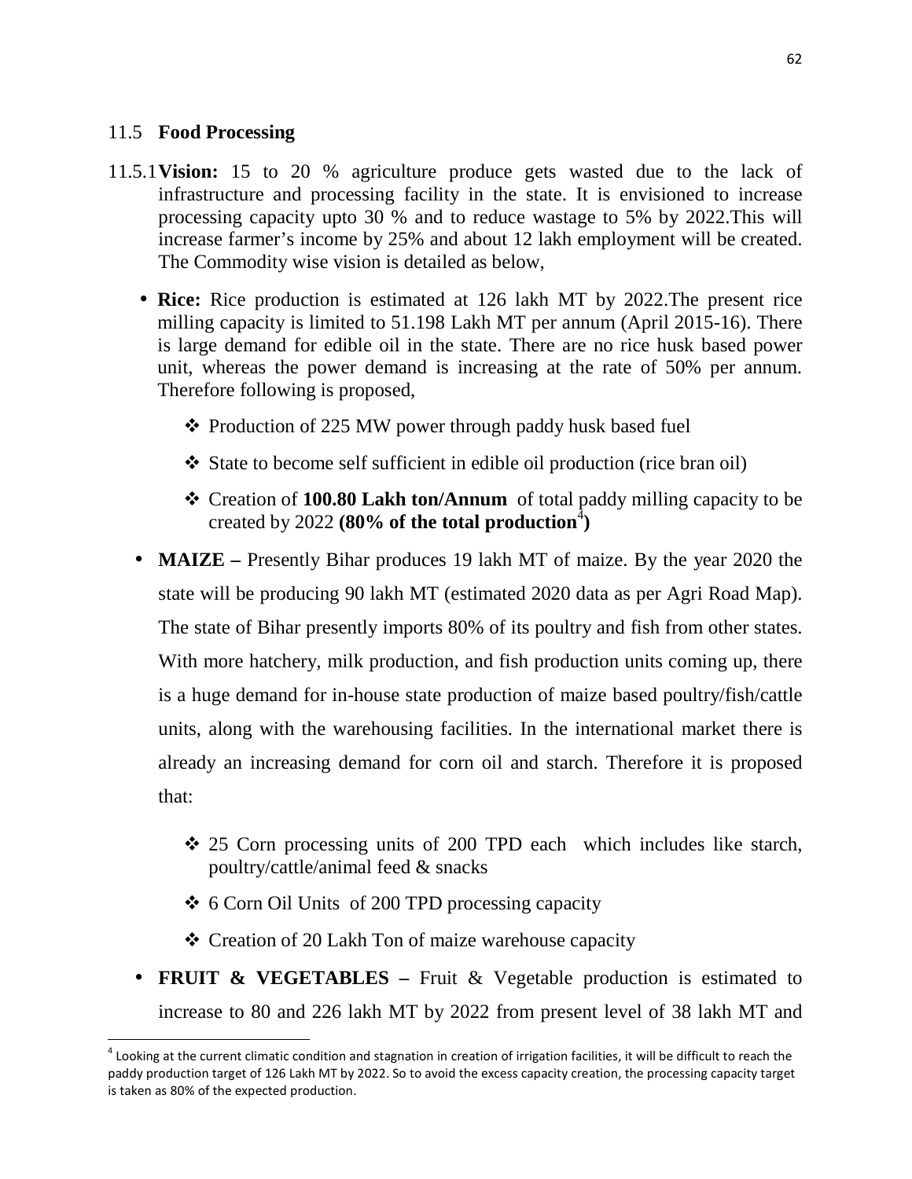## 11.5 Food Processing

11.5.1 **Vision:** 15 to 20 % agriculture produce gets wasted due to the lack of infrastructure and processing facility in the state. It is envisioned to increase processing capacity upto 30 % and to reduce wastage to 5% by 2022.This will increase farmer's income by 25% and about 12 lakh employment will be created. The Commodity wise vision is detailed as below,

- **Rice:** Rice production is estimated at 126 lakh MT by 2022.The present rice milling capacity is limited to 51.198 Lakh MT per annum (April 2015-16). There is large demand for edible oil in the state. There are no rice husk based power unit, whereas the power demand is increasing at the rate of 50% per annum. Therefore following is proposed,
  - ❖ Production of 225 MW power through paddy husk based fuel
  - ❖ State to become self sufficient in edible oil production (rice bran oil)
  - ❖ Creation of **100.80 Lakh ton/Annum** of total paddy milling capacity to be created by 2022 **(80% of the total production[4])**
- **MAIZE –** Presently Bihar produces 19 lakh MT of maize. By the year 2020 the state will be producing 90 lakh MT (estimated 2020 data as per Agri Road Map). The state of Bihar presently imports 80% of its poultry and fish from other states. With more hatchery, milk production, and fish production units coming up, there is a huge demand for in-house state production of maize based poultry/fish/cattle units, along with the warehousing facilities. In the international market there is already an increasing demand for corn oil and starch. Therefore it is proposed that:
  - ❖ 25 Corn processing units of 200 TPD each which includes like starch, poultry/cattle/animal feed & snacks
  - ❖ 6 Corn Oil Units of 200 TPD processing capacity
  - ❖ Creation of 20 Lakh Ton of maize warehouse capacity
- **FRUIT & VEGETABLES –** Fruit & Vegetable production is estimated to increase to 80 and 226 lakh MT by 2022 from present level of 38 lakh MT and

---

[4] Looking at the current climatic condition and stagnation in creation of irrigation facilities, it will be difficult to reach the paddy production target of 126 Lakh MT by 2022. So to avoid the excess capacity creation, the processing capacity target is taken as 80% of the expected production.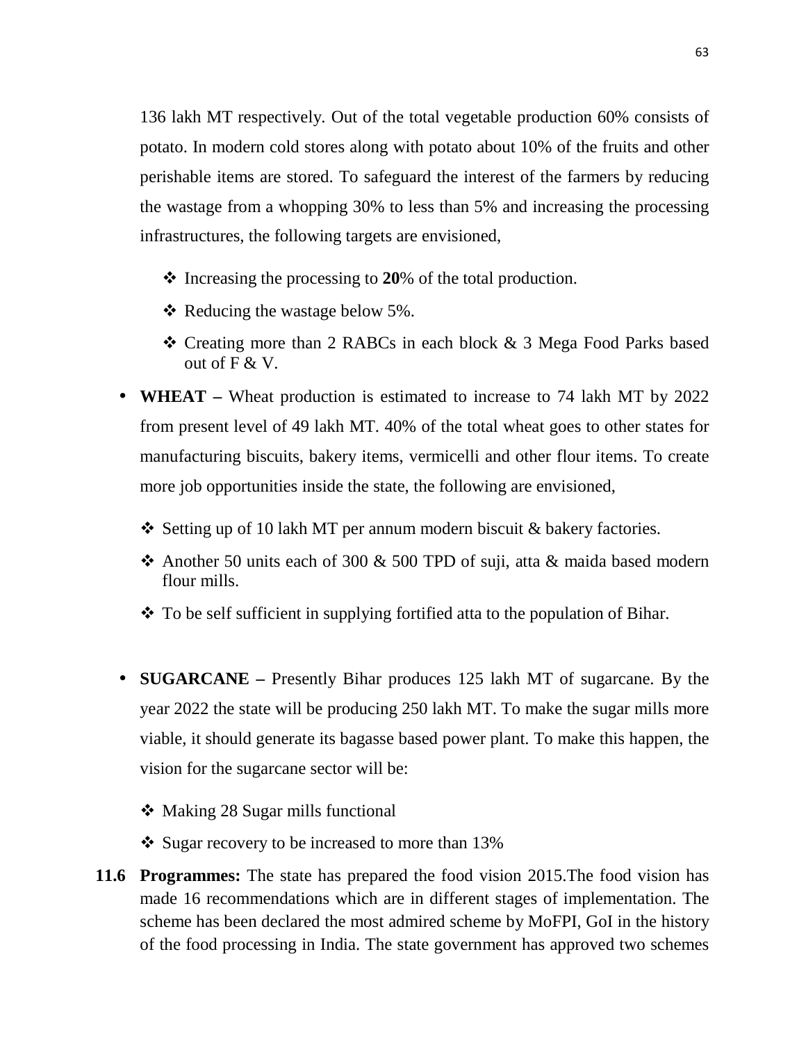136 lakh MT respectively. Out of the total vegetable production 60% consists of potato. In modern cold stores along with potato about 10% of the fruits and other perishable items are stored. To safeguard the interest of the farmers by reducing the wastage from a whopping 30% to less than 5% and increasing the processing infrastructures, the following targets are envisioned,

- ❖ Increasing the processing to **20**% of the total production.
- ❖ Reducing the wastage below 5%.
- ❖ Creating more than 2 RABCs in each block & 3 Mega Food Parks based out of F & V.

- **WHEAT –** Wheat production is estimated to increase to 74 lakh MT by 2022 from present level of 49 lakh MT. 40% of the total wheat goes to other states for manufacturing biscuits, bakery items, vermicelli and other flour items. To create more job opportunities inside the state, the following are envisioned,
  - ❖ Setting up of 10 lakh MT per annum modern biscuit & bakery factories.
  - ❖ Another 50 units each of 300 & 500 TPD of suji, atta & maida based modern flour mills.
  - ❖ To be self sufficient in supplying fortified atta to the population of Bihar.

- **SUGARCANE –** Presently Bihar produces 125 lakh MT of sugarcane. By the year 2022 the state will be producing 250 lakh MT. To make the sugar mills more viable, it should generate its bagasse based power plant. To make this happen, the vision for the sugarcane sector will be:
  - ❖ Making 28 Sugar mills functional
  - ❖ Sugar recovery to be increased to more than 13%

**11.6 Programmes:** The state has prepared the food vision 2015.The food vision has made 16 recommendations which are in different stages of implementation. The scheme has been declared the most admired scheme by MoFPI, GoI in the history of the food processing in India. The state government has approved two schemes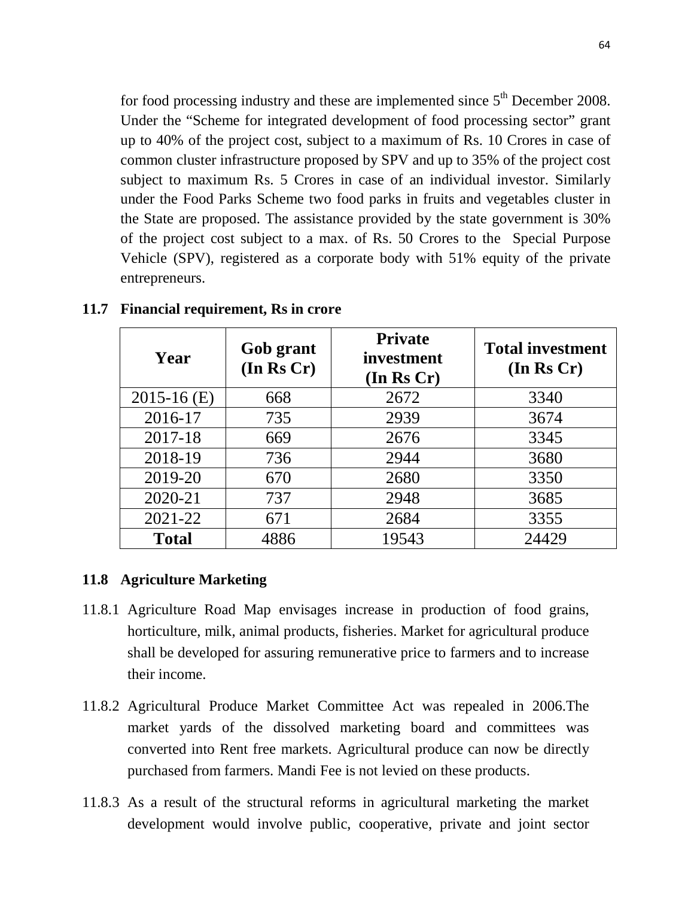for food processing industry and these are implemented since 5th December 2008. Under the "Scheme for integrated development of food processing sector" grant up to 40% of the project cost, subject to a maximum of Rs. 10 Crores in case of common cluster infrastructure proposed by SPV and up to 35% of the project cost subject to maximum Rs. 5 Crores in case of an individual investor. Similarly under the Food Parks Scheme two food parks in fruits and vegetables cluster in the State are proposed. The assistance provided by the state government is 30% of the project cost subject to a max. of Rs. 50 Crores to the Special Purpose Vehicle (SPV), registered as a corporate body with 51% equity of the private entrepreneurs.

### 11.7 Financial requirement, Rs in crore

| Year | Gob grant (In Rs Cr) | Private investment (In Rs Cr) | Total investment (In Rs Cr) |
|---|---|---|---|
| 2015-16 (E) | 668 | 2672 | 3340 |
| 2016-17 | 735 | 2939 | 3674 |
| 2017-18 | 669 | 2676 | 3345 |
| 2018-19 | 736 | 2944 | 3680 |
| 2019-20 | 670 | 2680 | 3350 |
| 2020-21 | 737 | 2948 | 3685 |
| 2021-22 | 671 | 2684 | 3355 |
| **Total** | 4886 | 19543 | 24429 |

### 11.8 Agriculture Marketing

11.8.1 Agriculture Road Map envisages increase in production of food grains, horticulture, milk, animal products, fisheries. Market for agricultural produce shall be developed for assuring remunerative price to farmers and to increase their income.

11.8.2 Agricultural Produce Market Committee Act was repealed in 2006.The market yards of the dissolved marketing board and committees was converted into Rent free markets. Agricultural produce can now be directly purchased from farmers. Mandi Fee is not levied on these products.

11.8.3 As a result of the structural reforms in agricultural marketing the market development would involve public, cooperative, private and joint sector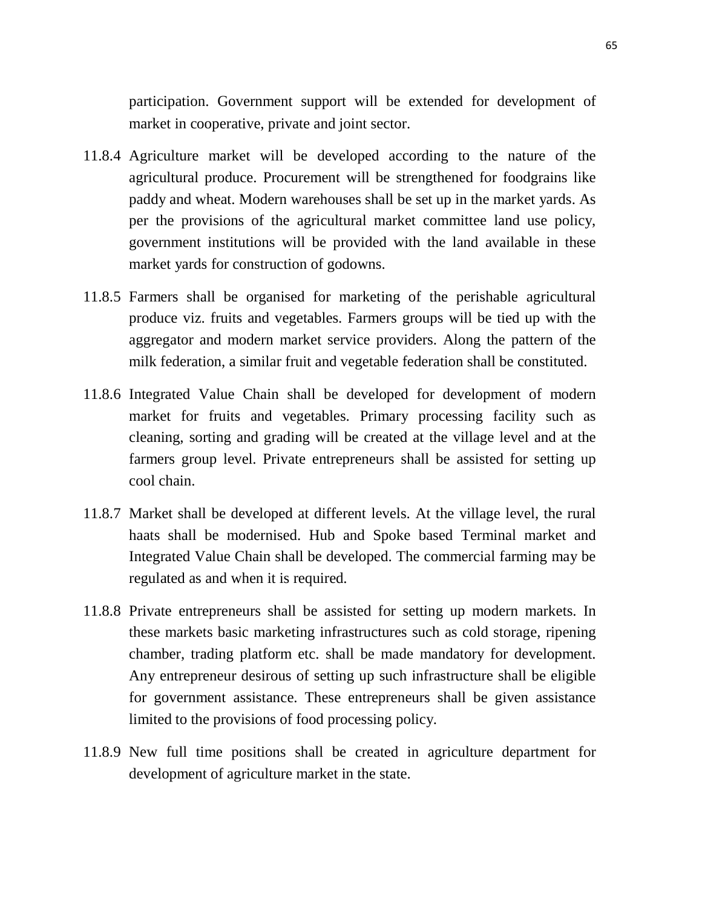participation. Government support will be extended for development of market in cooperative, private and joint sector.

11.8.4 Agriculture market will be developed according to the nature of the agricultural produce. Procurement will be strengthened for foodgrains like paddy and wheat. Modern warehouses shall be set up in the market yards. As per the provisions of the agricultural market committee land use policy, government institutions will be provided with the land available in these market yards for construction of godowns.

11.8.5 Farmers shall be organised for marketing of the perishable agricultural produce viz. fruits and vegetables. Farmers groups will be tied up with the aggregator and modern market service providers. Along the pattern of the milk federation, a similar fruit and vegetable federation shall be constituted.

11.8.6 Integrated Value Chain shall be developed for development of modern market for fruits and vegetables. Primary processing facility such as cleaning, sorting and grading will be created at the village level and at the farmers group level. Private entrepreneurs shall be assisted for setting up cool chain.

11.8.7 Market shall be developed at different levels. At the village level, the rural haats shall be modernised. Hub and Spoke based Terminal market and Integrated Value Chain shall be developed. The commercial farming may be regulated as and when it is required.

11.8.8 Private entrepreneurs shall be assisted for setting up modern markets. In these markets basic marketing infrastructures such as cold storage, ripening chamber, trading platform etc. shall be made mandatory for development. Any entrepreneur desirous of setting up such infrastructure shall be eligible for government assistance. These entrepreneurs shall be given assistance limited to the provisions of food processing policy.

11.8.9 New full time positions shall be created in agriculture department for development of agriculture market in the state.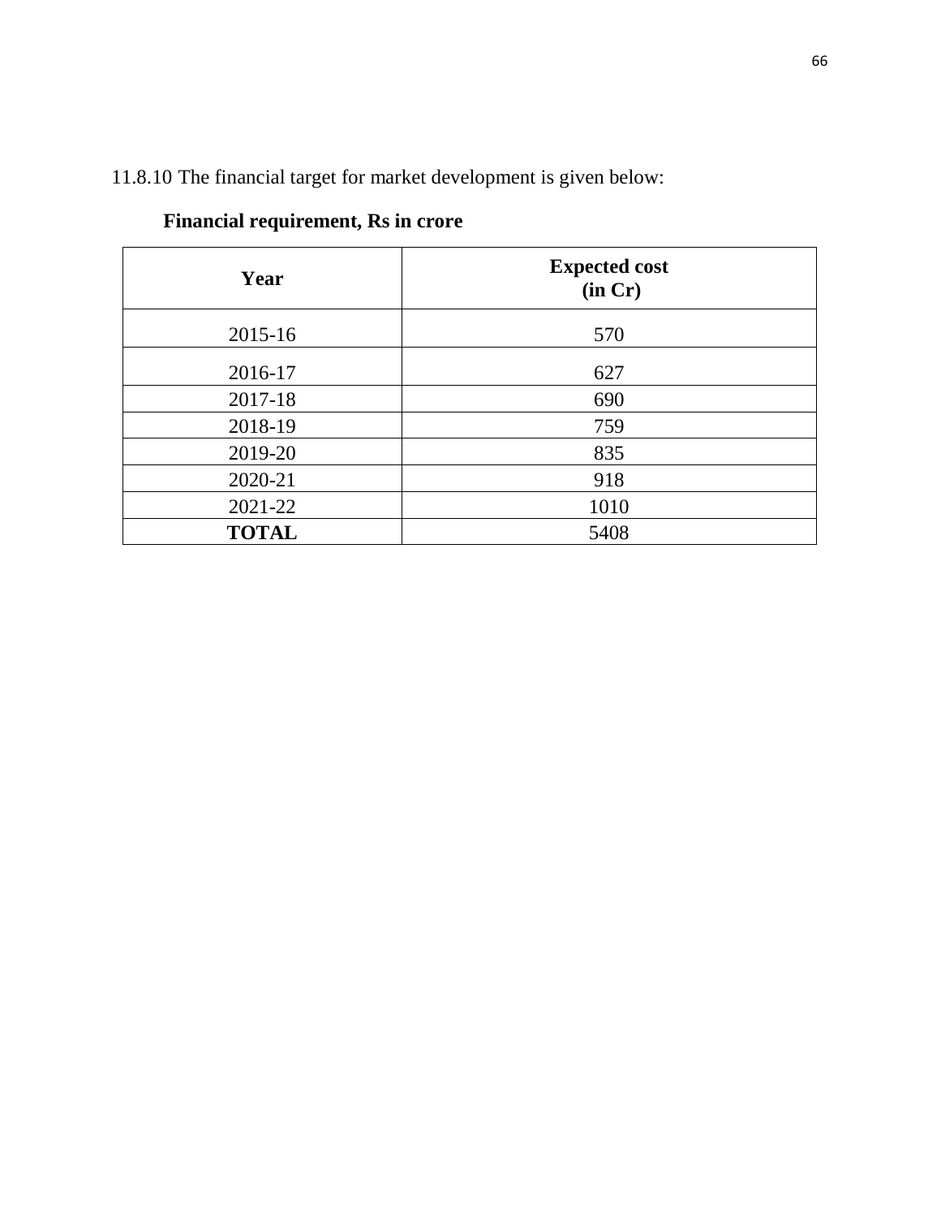11.8.10 The financial target for market development is given below:

**Financial requirement, Rs in crore**

| **Year** | **Expected cost (in Cr)** |
|---|---|
| 2015-16 | 570 |
| 2016-17 | 627 |
| 2017-18 | 690 |
| 2018-19 | 759 |
| 2019-20 | 835 |
| 2020-21 | 918 |
| 2021-22 | 1010 |
| **TOTAL** | 5408 |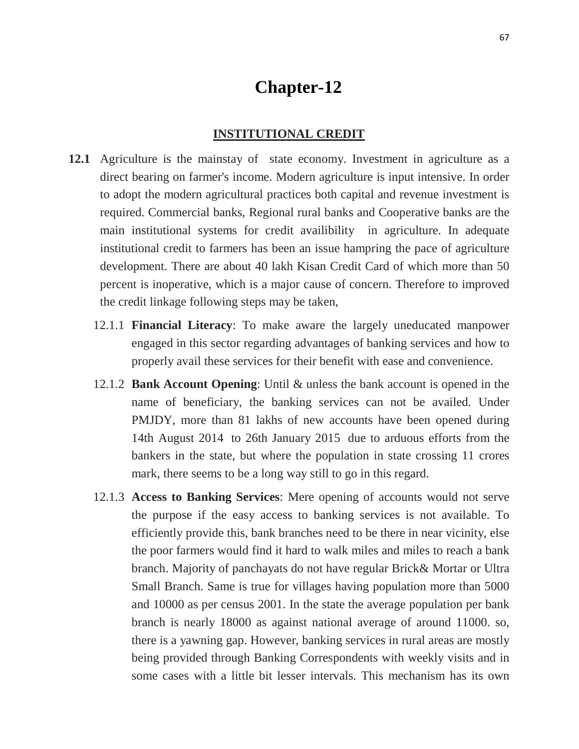# Chapter-12

## INSTITUTIONAL CREDIT

**12.1** Agriculture is the mainstay of state economy. Investment in agriculture as a direct bearing on farmer's income. Modern agriculture is input intensive. In order to adopt the modern agricultural practices both capital and revenue investment is required. Commercial banks, Regional rural banks and Cooperative banks are the main institutional systems for credit availibility in agriculture. In adequate institutional credit to farmers has been an issue hampring the pace of agriculture development. There are about 40 lakh Kisan Credit Card of which more than 50 percent is inoperative, which is a major cause of concern. Therefore to improved the credit linkage following steps may be taken,

12.1.1 **Financial Literacy**: To make aware the largely uneducated manpower engaged in this sector regarding advantages of banking services and how to properly avail these services for their benefit with ease and convenience.

12.1.2 **Bank Account Opening**: Until & unless the bank account is opened in the name of beneficiary, the banking services can not be availed. Under PMJDY, more than 81 lakhs of new accounts have been opened during 14th August 2014 to 26th January 2015 due to arduous efforts from the bankers in the state, but where the population in state crossing 11 crores mark, there seems to be a long way still to go in this regard.

12.1.3 **Access to Banking Services**: Mere opening of accounts would not serve the purpose if the easy access to banking services is not available. To efficiently provide this, bank branches need to be there in near vicinity, else the poor farmers would find it hard to walk miles and miles to reach a bank branch. Majority of panchayats do not have regular Brick& Mortar or Ultra Small Branch. Same is true for villages having population more than 5000 and 10000 as per census 2001. In the state the average population per bank branch is nearly 18000 as against national average of around 11000. so, there is a yawning gap. However, banking services in rural areas are mostly being provided through Banking Correspondents with weekly visits and in some cases with a little bit lesser intervals. This mechanism has its own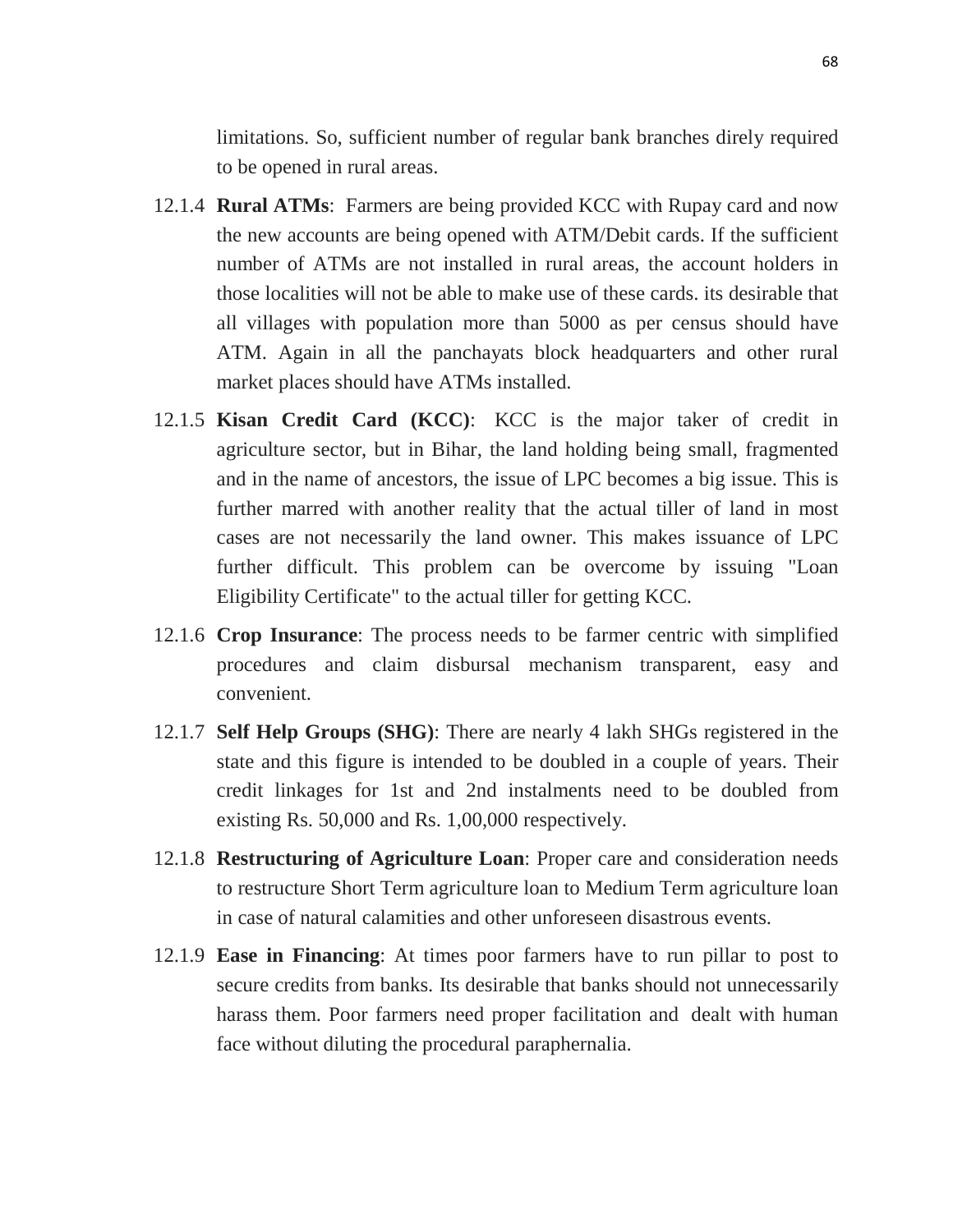limitations. So, sufficient number of regular bank branches direly required to be opened in rural areas.

12.1.4 **Rural ATMs**: Farmers are being provided KCC with Rupay card and now the new accounts are being opened with ATM/Debit cards. If the sufficient number of ATMs are not installed in rural areas, the account holders in those localities will not be able to make use of these cards. its desirable that all villages with population more than 5000 as per census should have ATM. Again in all the panchayats block headquarters and other rural market places should have ATMs installed.

12.1.5 **Kisan Credit Card (KCC)**: KCC is the major taker of credit in agriculture sector, but in Bihar, the land holding being small, fragmented and in the name of ancestors, the issue of LPC becomes a big issue. This is further marred with another reality that the actual tiller of land in most cases are not necessarily the land owner. This makes issuance of LPC further difficult. This problem can be overcome by issuing "Loan Eligibility Certificate" to the actual tiller for getting KCC.

12.1.6 **Crop Insurance**: The process needs to be farmer centric with simplified procedures and claim disbursal mechanism transparent, easy and convenient.

12.1.7 **Self Help Groups (SHG)**: There are nearly 4 lakh SHGs registered in the state and this figure is intended to be doubled in a couple of years. Their credit linkages for 1st and 2nd instalments need to be doubled from existing Rs. 50,000 and Rs. 1,00,000 respectively.

12.1.8 **Restructuring of Agriculture Loan**: Proper care and consideration needs to restructure Short Term agriculture loan to Medium Term agriculture loan in case of natural calamities and other unforeseen disastrous events.

12.1.9 **Ease in Financing**: At times poor farmers have to run pillar to post to secure credits from banks. Its desirable that banks should not unnecessarily harass them. Poor farmers need proper facilitation and dealt with human face without diluting the procedural paraphernalia.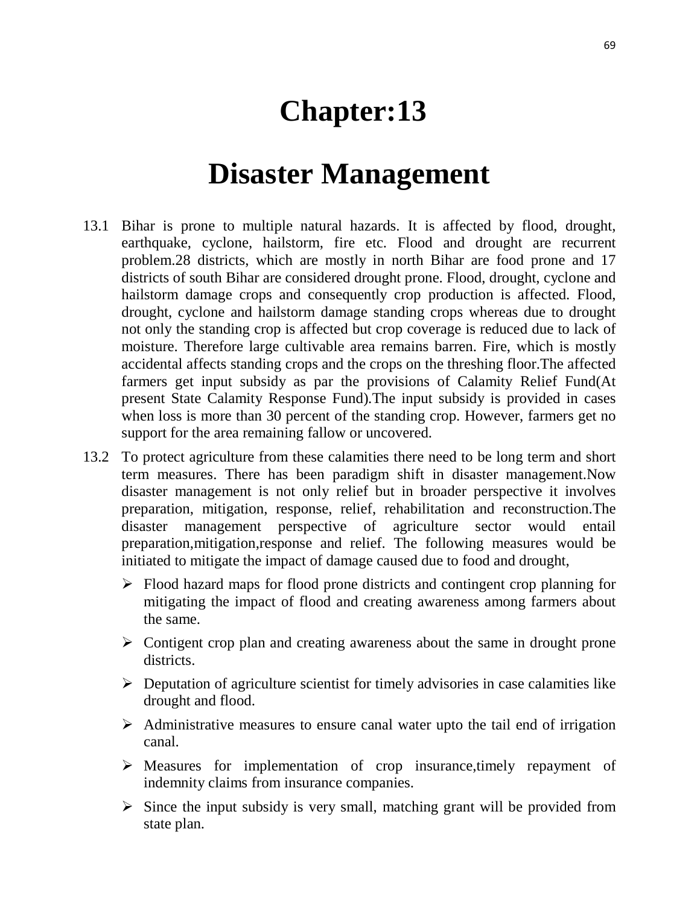# Chapter:13

# Disaster Management

13.1 Bihar is prone to multiple natural hazards. It is affected by flood, drought, earthquake, cyclone, hailstorm, fire etc. Flood and drought are recurrent problem.28 districts, which are mostly in north Bihar are food prone and 17 districts of south Bihar are considered drought prone. Flood, drought, cyclone and hailstorm damage crops and consequently crop production is affected. Flood, drought, cyclone and hailstorm damage standing crops whereas due to drought not only the standing crop is affected but crop coverage is reduced due to lack of moisture. Therefore large cultivable area remains barren. Fire, which is mostly accidental affects standing crops and the crops on the threshing floor.The affected farmers get input subsidy as par the provisions of Calamity Relief Fund(At present State Calamity Response Fund).The input subsidy is provided in cases when loss is more than 30 percent of the standing crop. However, farmers get no support for the area remaining fallow or uncovered.

13.2 To protect agriculture from these calamities there need to be long term and short term measures. There has been paradigm shift in disaster management.Now disaster management is not only relief but in broader perspective it involves preparation, mitigation, response, relief, rehabilitation and reconstruction.The disaster management perspective of agriculture sector would entail preparation,mitigation,response and relief. The following measures would be initiated to mitigate the impact of damage caused due to food and drought,

- Flood hazard maps for flood prone districts and contingent crop planning for mitigating the impact of flood and creating awareness among farmers about the same.
- Contigent crop plan and creating awareness about the same in drought prone districts.
- Deputation of agriculture scientist for timely advisories in case calamities like drought and flood.
- Administrative measures to ensure canal water upto the tail end of irrigation canal.
- Measures for implementation of crop insurance,timely repayment of indemnity claims from insurance companies.
- Since the input subsidy is very small, matching grant will be provided from state plan.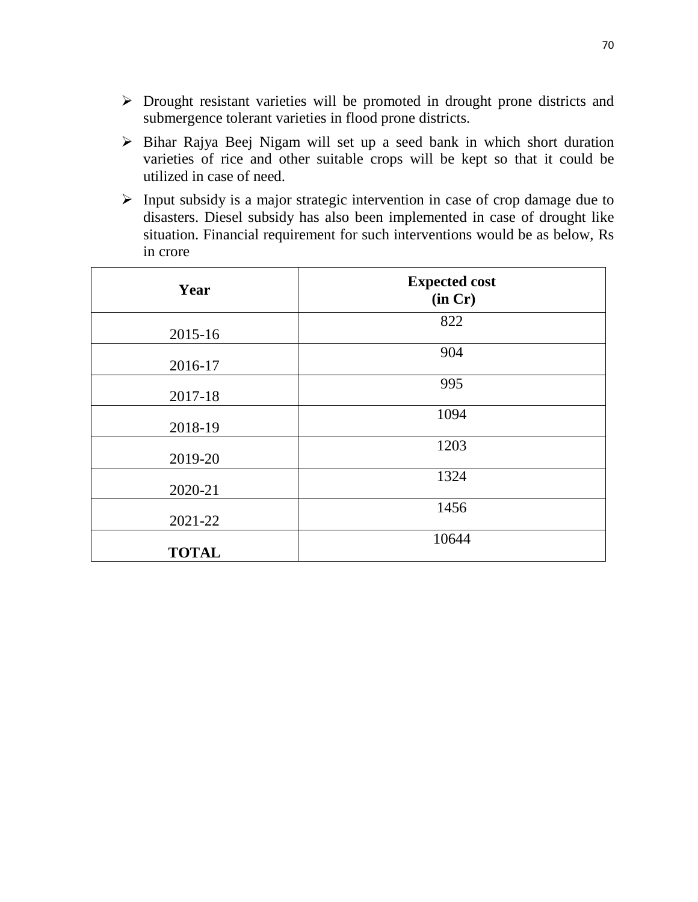- Drought resistant varieties will be promoted in drought prone districts and submergence tolerant varieties in flood prone districts.
- Bihar Rajya Beej Nigam will set up a seed bank in which short duration varieties of rice and other suitable crops will be kept so that it could be utilized in case of need.
- Input subsidy is a major strategic intervention in case of crop damage due to disasters. Diesel subsidy has also been implemented in case of drought like situation. Financial requirement for such interventions would be as below, Rs in crore

| **Year** | **Expected cost (in Cr)** |
|---|---|
| 2015-16 | 822 |
| 2016-17 | 904 |
| 2017-18 | 995 |
| 2018-19 | 1094 |
| 2019-20 | 1203 |
| 2020-21 | 1324 |
| 2021-22 | 1456 |
| **TOTAL** | 10644 |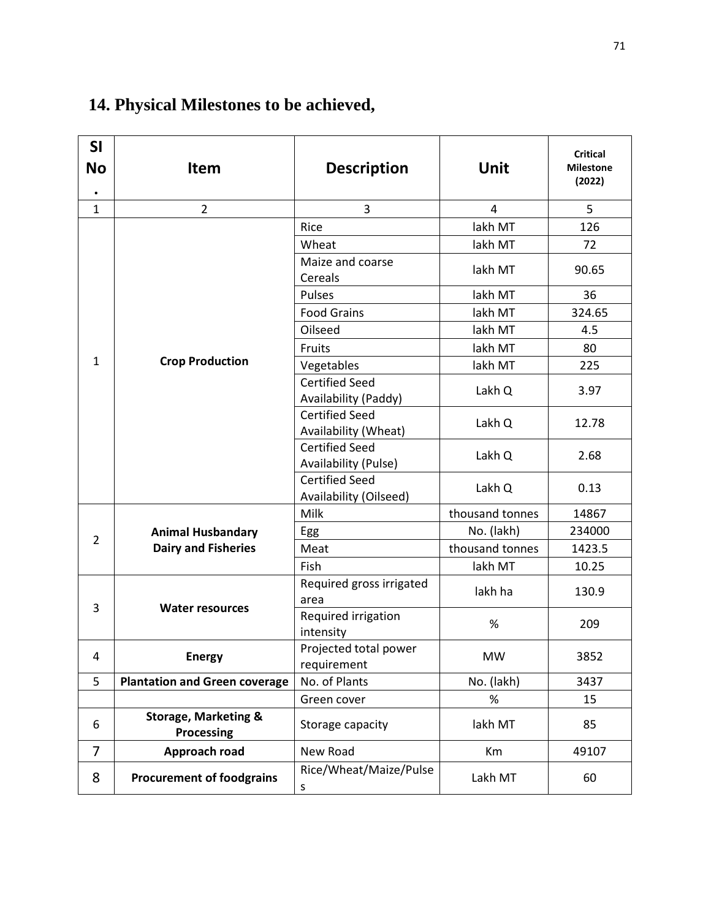## 14. Physical Milestones to be achieved,

| Sl No. | Item | Description | Unit | Critical Milestone (2022) |
|---|---|---|---|---|
| 1 | 2 | 3 | 4 | 5 |
| 1 | **Crop Production** | Rice | lakh MT | 126 |
| | | Wheat | lakh MT | 72 |
| | | Maize and coarse Cereals | lakh MT | 90.65 |
| | | Pulses | lakh MT | 36 |
| | | Food Grains | lakh MT | 324.65 |
| | | Oilseed | lakh MT | 4.5 |
| | | Fruits | lakh MT | 80 |
| | | Vegetables | lakh MT | 225 |
| | | Certified Seed Availability (Paddy) | Lakh Q | 3.97 |
| | | Certified Seed Availability (Wheat) | Lakh Q | 12.78 |
| | | Certified Seed Availability (Pulse) | Lakh Q | 2.68 |
| | | Certified Seed Availability (Oilseed) | Lakh Q | 0.13 |
| 2 | **Animal Husbandary Dairy and Fisheries** | Milk | thousand tonnes | 14867 |
| | | Egg | No. (lakh) | 234000 |
| | | Meat | thousand tonnes | 1423.5 |
| | | Fish | lakh MT | 10.25 |
| 3 | **Water resources** | Required gross irrigated area | lakh ha | 130.9 |
| | | Required irrigation intensity | % | 209 |
| 4 | **Energy** | Projected total power requirement | MW | 3852 |
| 5 | **Plantation and Green coverage** | No. of Plants | No. (lakh) | 3437 |
| | | Green cover | % | 15 |
| 6 | **Storage, Marketing & Processing** | Storage capacity | lakh MT | 85 |
| 7 | **Approach road** | New Road | Km | 49107 |
| 8 | **Procurement of foodgrains** | Rice/Wheat/Maize/Pulses | Lakh MT | 60 |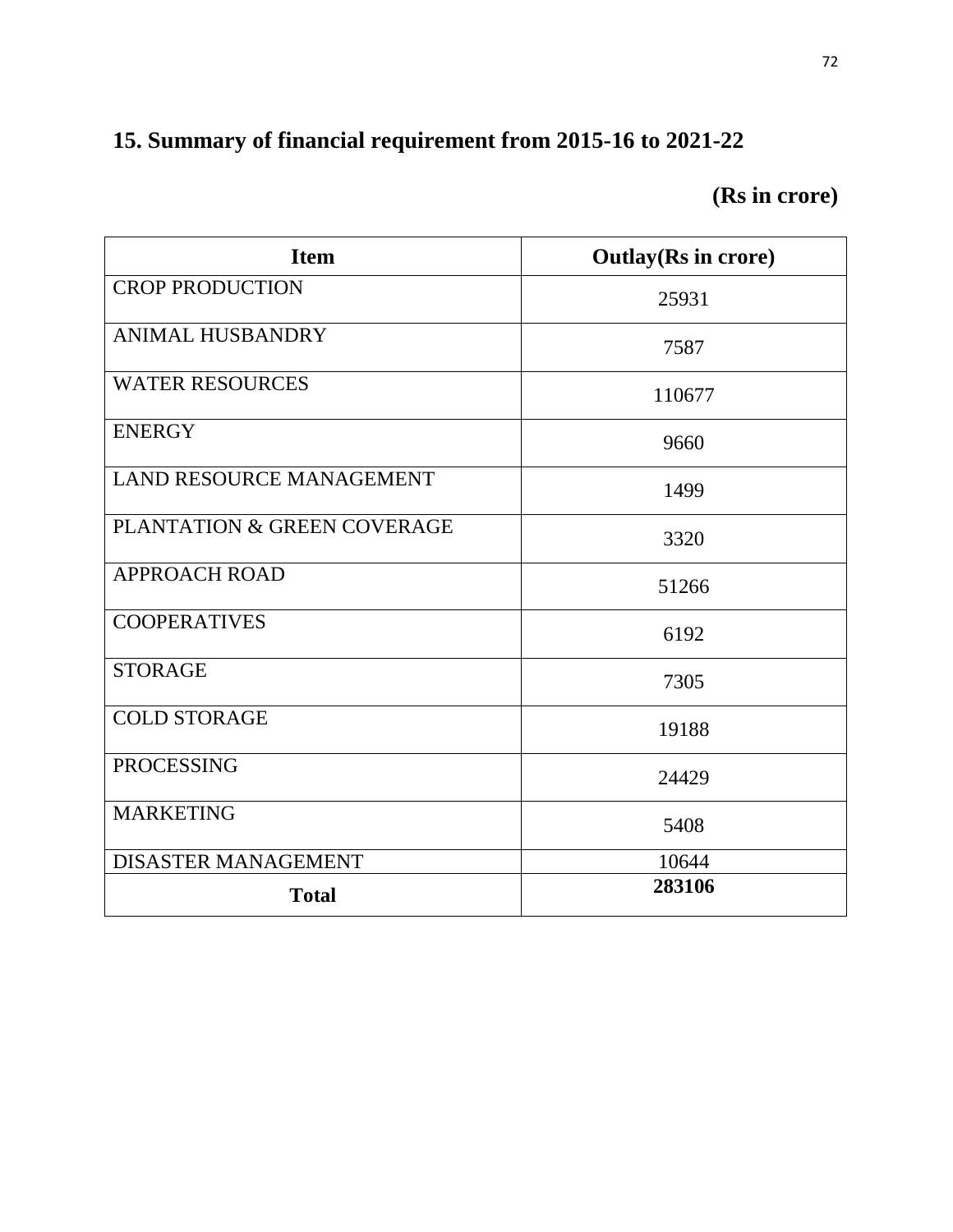## 15. Summary of financial requirement from 2015-16 to 2021-22

**(Rs in crore)**

| Item | Outlay(Rs in crore) |
|---|---|
| CROP PRODUCTION | 25931 |
| ANIMAL HUSBANDRY | 7587 |
| WATER RESOURCES | 110677 |
| ENERGY | 9660 |
| LAND RESOURCE MANAGEMENT | 1499 |
| PLANTATION & GREEN COVERAGE | 3320 |
| APPROACH ROAD | 51266 |
| COOPERATIVES | 6192 |
| STORAGE | 7305 |
| COLD STORAGE | 19188 |
| PROCESSING | 24429 |
| MARKETING | 5408 |
| DISASTER MANAGEMENT | 10644 |
| **Total** | **283106** |